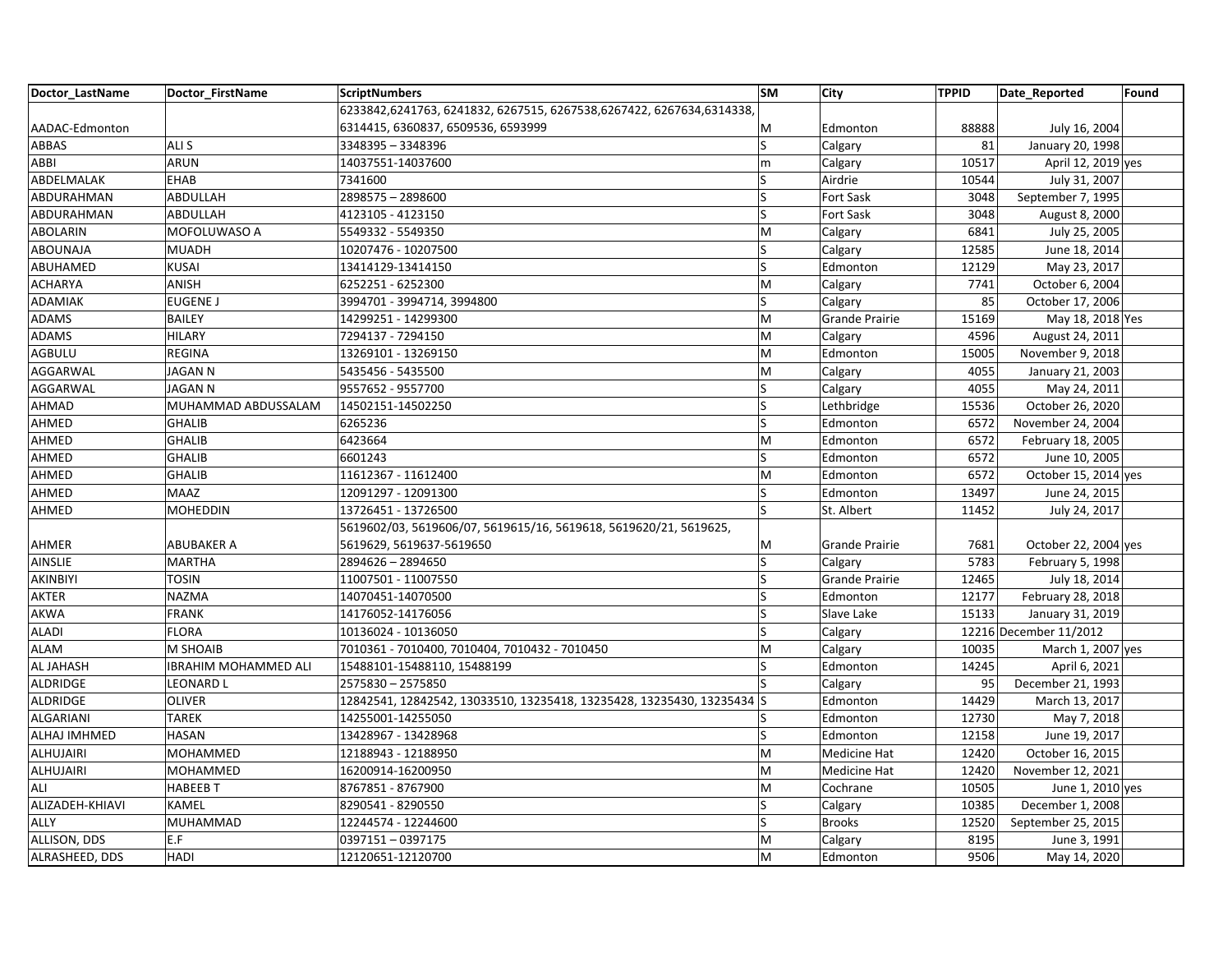| Doctor_LastName | Doctor_FirstName | ScriptNumbers | SM | City | TPPID | Date_Reported | Found |
| --- | --- | --- | --- | --- | --- | --- | --- |
| AADAC-Edmonton | | 6233842,6241763, 6241832, 6267515, 6267538,6267422, 6267634,6314338, 6314415, 6360837, 6509536, 6593999 | M | Edmonton | 88888 | July 16, 2004 | |
| ABBAS | ALI S | 3348395 – 3348396 | S | Calgary | 81 | January 20, 1998 | |
| ABBI | ARUN | 14037551-14037600 | m | Calgary | 10517 | April 12, 2019 | yes |
| ABDELMALAK | EHAB | 7341600 | S | Airdrie | 10544 | July 31, 2007 | |
| ABDURAHMAN | ABDULLAH | 2898575 – 2898600 | S | Fort Sask | 3048 | September 7, 1995 | |
| ABDURAHMAN | ABDULLAH | 4123105 - 4123150 | S | Fort Sask | 3048 | August 8, 2000 | |
| ABOLARIN | MOFOLUWASO A | 5549332 - 5549350 | M | Calgary | 6841 | July 25, 2005 | |
| ABOUNAJA | MUADH | 10207476 - 10207500 | S | Calgary | 12585 | June 18, 2014 | |
| ABUHAMED | KUSAI | 13414129-13414150 | S | Edmonton | 12129 | May 23, 2017 | |
| ACHARYA | ANISH | 6252251 - 6252300 | M | Calgary | 7741 | October 6, 2004 | |
| ADAMIAK | EUGENE J | 3994701 - 3994714, 3994800 | S | Calgary | 85 | October 17, 2006 | |
| ADAMS | BAILEY | 14299251 - 14299300 | M | Grande Prairie | 15169 | May 18, 2018 | Yes |
| ADAMS | HILARY | 7294137 - 7294150 | M | Calgary | 4596 | August 24, 2011 | |
| AGBULU | REGINA | 13269101 - 13269150 | M | Edmonton | 15005 | November 9, 2018 | |
| AGGARWAL | JAGAN N | 5435456 - 5435500 | M | Calgary | 4055 | January 21, 2003 | |
| AGGARWAL | JAGAN N | 9557652 - 9557700 | S | Calgary | 4055 | May 24, 2011 | |
| AHMAD | MUHAMMAD ABDUSSALAM | 14502151-14502250 | S | Lethbridge | 15536 | October 26, 2020 | |
| AHMED | GHALIB | 6265236 | S | Edmonton | 6572 | November 24, 2004 | |
| AHMED | GHALIB | 6423664 | M | Edmonton | 6572 | February 18, 2005 | |
| AHMED | GHALIB | 6601243 | S | Edmonton | 6572 | June 10, 2005 | |
| AHMED | GHALIB | 11612367 - 11612400 | M | Edmonton | 6572 | October 15, 2014 | yes |
| AHMED | MAAZ | 12091297 - 12091300 | S | Edmonton | 13497 | June 24, 2015 | |
| AHMED | MOHEDDIN | 13726451 - 13726500 | S | St. Albert | 11452 | July 24, 2017 | |
| AHMER | ABUBAKER A | 5619602/03, 5619606/07, 5619615/16, 5619618, 5619620/21, 5619625, 5619629, 5619637-5619650 | M | Grande Prairie | 7681 | October 22, 2004 | yes |
| AINSLIE | MARTHA | 2894626 – 2894650 | S | Calgary | 5783 | February 5, 1998 | |
| AKINBIYI | TOSIN | 11007501 - 11007550 | S | Grande Prairie | 12465 | July 18, 2014 | |
| AKTER | NAZMA | 14070451-14070500 | S | Edmonton | 12177 | February 28, 2018 | |
| AKWA | FRANK | 14176052-14176056 | S | Slave Lake | 15133 | January 31, 2019 | |
| ALADI | FLORA | 10136024 - 10136050 | S | Calgary | 12216 | December 11/2012 | |
| ALAM | M SHOAIB | 7010361 - 7010400, 7010404, 7010432 - 7010450 | M | Calgary | 10035 | March 1, 2007 | yes |
| AL JAHASH | IBRAHIM MOHAMMED ALI | 15488101-15488110, 15488199 | S | Edmonton | 14245 | April 6, 2021 | |
| ALDRIDGE | LEONARD L | 2575830 – 2575850 | S | Calgary | 95 | December 21, 1993 | |
| ALDRIDGE | OLIVER | 12842541, 12842542, 13033510, 13235418, 13235428, 13235430, 13235434 | S | Edmonton | 14429 | March 13, 2017 | |
| ALGARIANI | TAREK | 14255001-14255050 | S | Edmonton | 12730 | May 7, 2018 | |
| ALHAJ IMHMED | HASAN | 13428967 - 13428968 | S | Edmonton | 12158 | June 19, 2017 | |
| ALHUJAIRI | MOHAMMED | 12188943 - 12188950 | M | Medicine Hat | 12420 | October 16, 2015 | |
| ALHUJAIRI | MOHAMMED | 16200914-16200950 | M | Medicine Hat | 12420 | November 12, 2021 | |
| ALI | HABEEB T | 8767851 - 8767900 | M | Cochrane | 10505 | June 1, 2010 | yes |
| ALIZADEH-KHIAVI | KAMEL | 8290541 - 8290550 | S | Calgary | 10385 | December 1, 2008 | |
| ALLY | MUHAMMAD | 12244574 - 12244600 | S | Brooks | 12520 | September 25, 2015 | |
| ALLISON, DDS | E.F | 0397151 – 0397175 | M | Calgary | 8195 | June 3, 1991 | |
| ALRASHEED, DDS | HADI | 12120651-12120700 | M | Edmonton | 9506 | May 14, 2020 | |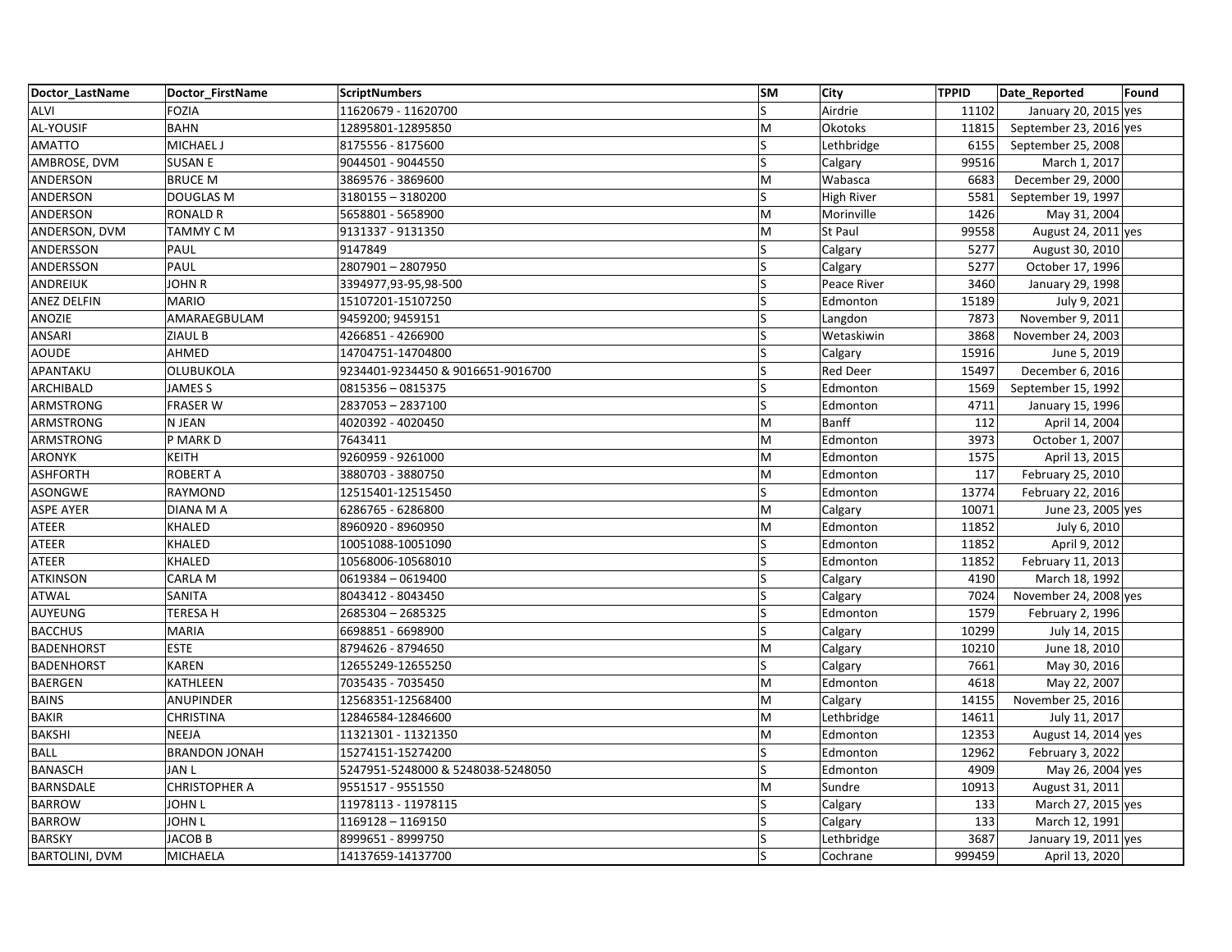| Doctor_LastName | Doctor_FirstName | ScriptNumbers | SM | City | TPPID | Date_Reported | Found |
|---|---|---|---|---|---|---|---|
| ALVI | FOZIA | 11620679 - 11620700 | S | Airdrie | 11102 | January 20, 2015 | yes |
| AL-YOUSIF | BAHN | 12895801-12895850 | M | Okotoks | 11815 | September 23, 2016 | yes |
| AMATTO | MICHAEL J | 8175556 - 8175600 | S | Lethbridge | 6155 | September 25, 2008 | |
| AMBROSE, DVM | SUSAN E | 9044501 - 9044550 | S | Calgary | 99516 | March 1, 2017 | |
| ANDERSON | BRUCE M | 3869576 - 3869600 | M | Wabasca | 6683 | December 29, 2000 | |
| ANDERSON | DOUGLAS M | 3180155 – 3180200 | S | High River | 5581 | September 19, 1997 | |
| ANDERSON | RONALD R | 5658801 - 5658900 | M | Morinville | 1426 | May 31, 2004 | |
| ANDERSON, DVM | TAMMY C M | 9131337 - 9131350 | M | St Paul | 99558 | August 24, 2011 | yes |
| ANDERSSON | PAUL | 9147849 | S | Calgary | 5277 | August 30, 2010 | |
| ANDERSSON | PAUL | 2807901 – 2807950 | S | Calgary | 5277 | October 17, 1996 | |
| ANDREIUK | JOHN R | 3394977,93-95,98-500 | S | Peace River | 3460 | January 29, 1998 | |
| ANEZ DELFIN | MARIO | 15107201-15107250 | S | Edmonton | 15189 | July 9, 2021 | |
| ANOZIE | AMARAEGBULAM | 9459200; 9459151 | S | Langdon | 7873 | November 9, 2011 | |
| ANSARI | ZIAUL B | 4266851 - 4266900 | S | Wetaskiwin | 3868 | November 24, 2003 | |
| AOUDE | AHMED | 14704751-14704800 | S | Calgary | 15916 | June 5, 2019 | |
| APANTAKU | OLUBUKOLA | 9234401-9234450 & 9016651-9016700 | S | Red Deer | 15497 | December 6, 2016 | |
| ARCHIBALD | JAMES S | 0815356 – 0815375 | S | Edmonton | 1569 | September 15, 1992 | |
| ARMSTRONG | FRASER W | 2837053 – 2837100 | S | Edmonton | 4711 | January 15, 1996 | |
| ARMSTRONG | N JEAN | 4020392 - 4020450 | M | Banff | 112 | April 14, 2004 | |
| ARMSTRONG | P MARK D | 7643411 | M | Edmonton | 3973 | October 1, 2007 | |
| ARONYK | KEITH | 9260959 - 9261000 | M | Edmonton | 1575 | April 13, 2015 | |
| ASHFORTH | ROBERT A | 3880703 - 3880750 | M | Edmonton | 117 | February 25, 2010 | |
| ASONGWE | RAYMOND | 12515401-12515450 | S | Edmonton | 13774 | February 22, 2016 | |
| ASPE AYER | DIANA M A | 6286765 - 6286800 | M | Calgary | 10071 | June 23, 2005 | yes |
| ATEER | KHALED | 8960920 - 8960950 | M | Edmonton | 11852 | July 6, 2010 | |
| ATEER | KHALED | 10051088-10051090 | S | Edmonton | 11852 | April 9, 2012 | |
| ATEER | KHALED | 10568006-10568010 | S | Edmonton | 11852 | February 11, 2013 | |
| ATKINSON | CARLA M | 0619384 – 0619400 | S | Calgary | 4190 | March 18, 1992 | |
| ATWAL | SANITA | 8043412 - 8043450 | S | Calgary | 7024 | November 24, 2008 | yes |
| AUYEUNG | TERESA H | 2685304 – 2685325 | S | Edmonton | 1579 | February 2, 1996 | |
| BACCHUS | MARIA | 6698851 - 6698900 | S | Calgary | 10299 | July 14, 2015 | |
| BADENHORST | ESTE | 8794626 - 8794650 | M | Calgary | 10210 | June 18, 2010 | |
| BADENHORST | KAREN | 12655249-12655250 | S | Calgary | 7661 | May 30, 2016 | |
| BAERGEN | KATHLEEN | 7035435 - 7035450 | M | Edmonton | 4618 | May 22, 2007 | |
| BAINS | ANUPINDER | 12568351-12568400 | M | Calgary | 14155 | November 25, 2016 | |
| BAKIR | CHRISTINA | 12846584-12846600 | M | Lethbridge | 14611 | July 11, 2017 | |
| BAKSHI | NEEJA | 11321301 - 11321350 | M | Edmonton | 12353 | August 14, 2014 | yes |
| BALL | BRANDON JONAH | 15274151-15274200 | S | Edmonton | 12962 | February 3, 2022 | |
| BANASCH | JAN L | 5247951-5248000 & 5248038-5248050 | S | Edmonton | 4909 | May 26, 2004 | yes |
| BARNSDALE | CHRISTOPHER A | 9551517 - 9551550 | M | Sundre | 10913 | August 31, 2011 | |
| BARROW | JOHN L | 11978113 - 11978115 | S | Calgary | 133 | March 27, 2015 | yes |
| BARROW | JOHN L | 1169128 – 1169150 | S | Calgary | 133 | March 12, 1991 | |
| BARSKY | JACOB B | 8999651 - 8999750 | S | Lethbridge | 3687 | January 19, 2011 | yes |
| BARTOLINI, DVM | MICHAELA | 14137659-14137700 | S | Cochrane | 999459 | April 13, 2020 | |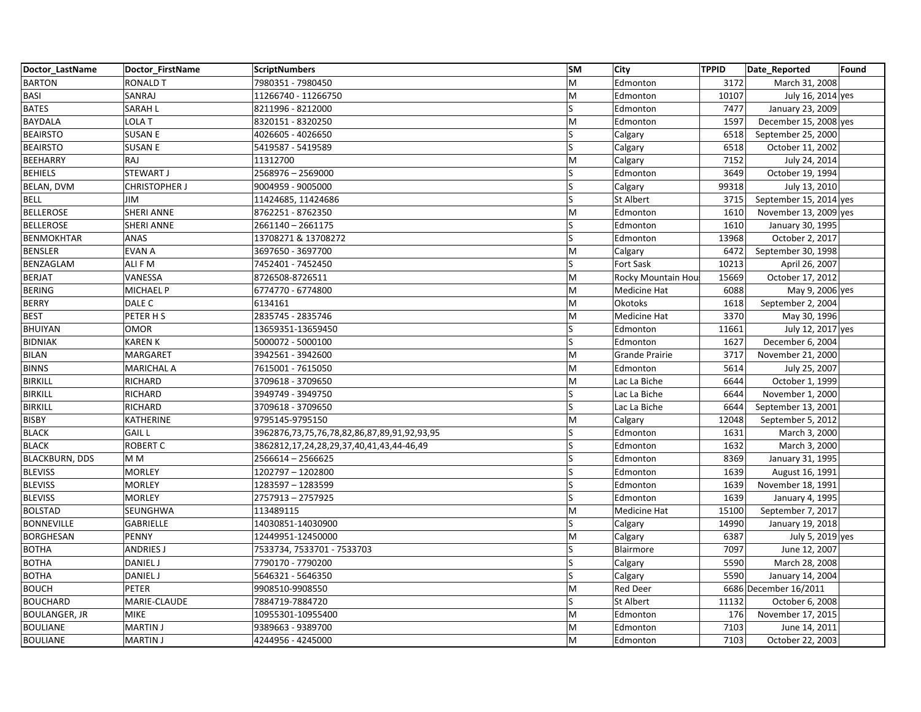| Doctor_LastName | Doctor_FirstName | ScriptNumbers | SM | City | TPPID | Date_Reported | Found |
|---|---|---|---|---|---|---|---|
| BARTON | RONALD T | 7980351 - 7980450 | M | Edmonton | 3172 | March 31, 2008 | |
| BASI | SANRAJ | 11266740 - 11266750 | M | Edmonton | 10107 | July 16, 2014 | yes |
| BATES | SARAH L | 8211996 - 8212000 | S | Edmonton | 7477 | January 23, 2009 | |
| BAYDALA | LOLA T | 8320151 - 8320250 | M | Edmonton | 1597 | December 15, 2008 | yes |
| BEAIRSTO | SUSAN E | 4026605 - 4026650 | S | Calgary | 6518 | September 25, 2000 | |
| BEAIRSTO | SUSAN E | 5419587 - 5419589 | S | Calgary | 6518 | October 11, 2002 | |
| BEEHARRY | RAJ | 11312700 | M | Calgary | 7152 | July 24, 2014 | |
| BEHIELS | STEWART J | 2568976 – 2569000 | S | Edmonton | 3649 | October 19, 1994 | |
| BELAN, DVM | CHRISTOPHER J | 9004959 - 9005000 | S | Calgary | 99318 | July 13, 2010 | |
| BELL | JIM | 11424685, 11424686 | S | St Albert | 3715 | September 15, 2014 | yes |
| BELLEROSE | SHERI ANNE | 8762251 - 8762350 | M | Edmonton | 1610 | November 13, 2009 | yes |
| BELLEROSE | SHERI ANNE | 2661140 – 2661175 | S | Edmonton | 1610 | January 30, 1995 | |
| BENMOKHTAR | ANAS | 13708271 & 13708272 | S | Edmonton | 13968 | October 2, 2017 | |
| BENSLER | EVAN A | 3697650 - 3697700 | M | Calgary | 6472 | September 30, 1998 | |
| BENZAGLAM | ALI F M | 7452401 - 7452450 | S | Fort Sask | 10213 | April 26, 2007 | |
| BERJAT | VANESSA | 8726508-8726511 | M | Rocky Mountain Hou | 15669 | October 17, 2012 | |
| BERING | MICHAEL P | 6774770 - 6774800 | M | Medicine Hat | 6088 | May 9, 2006 | yes |
| BERRY | DALE C | 6134161 | M | Okotoks | 1618 | September 2, 2004 | |
| BEST | PETER H S | 2835745 - 2835746 | M | Medicine Hat | 3370 | May 30, 1996 | |
| BHUIYAN | OMOR | 13659351-13659450 | S | Edmonton | 11661 | July 12, 2017 | yes |
| BIDNIAK | KAREN K | 5000072 - 5000100 | S | Edmonton | 1627 | December 6, 2004 | |
| BILAN | MARGARET | 3942561 - 3942600 | M | Grande Prairie | 3717 | November 21, 2000 | |
| BINNS | MARICHAL A | 7615001 - 7615050 | M | Edmonton | 5614 | July 25, 2007 | |
| BIRKILL | RICHARD | 3709618 - 3709650 | M | Lac La Biche | 6644 | October 1, 1999 | |
| BIRKILL | RICHARD | 3949749 - 3949750 | S | Lac La Biche | 6644 | November 1, 2000 | |
| BIRKILL | RICHARD | 3709618 - 3709650 | S | Lac La Biche | 6644 | September 13, 2001 | |
| BISBY | KATHERINE | 9795145-9795150 | M | Calgary | 12048 | September 5, 2012 | |
| BLACK | GAIL L | 3962876,73,75,76,78,82,86,87,89,91,92,93,95 | S | Edmonton | 1631 | March 3, 2000 | |
| BLACK | ROBERT C | 3862812,17,24,28,29,37,40,41,43,44-46,49 | S | Edmonton | 1632 | March 3, 2000 | |
| BLACKBURN, DDS | M M | 2566614 – 2566625 | S | Edmonton | 8369 | January 31, 1995 | |
| BLEVISS | MORLEY | 1202797 – 1202800 | S | Edmonton | 1639 | August 16, 1991 | |
| BLEVISS | MORLEY | 1283597 – 1283599 | S | Edmonton | 1639 | November 18, 1991 | |
| BLEVISS | MORLEY | 2757913 – 2757925 | S | Edmonton | 1639 | January 4, 1995 | |
| BOLSTAD | SEUNGHWA | 113489115 | M | Medicine Hat | 15100 | September 7, 2017 | |
| BONNEVILLE | GABRIELLE | 14030851-14030900 | S | Calgary | 14990 | January 19, 2018 | |
| BORGHESAN | PENNY | 12449951-12450000 | M | Calgary | 6387 | July 5, 2019 | yes |
| BOTHA | ANDRIES J | 7533734, 7533701 - 7533703 | S | Blairmore | 7097 | June 12, 2007 | |
| BOTHA | DANIEL J | 7790170 - 7790200 | S | Calgary | 5590 | March 28, 2008 | |
| BOTHA | DANIEL J | 5646321 - 5646350 | S | Calgary | 5590 | January 14, 2004 | |
| BOUCH | PETER | 9908510-9908550 | M | Red Deer | 6686 | December 16/2011 | |
| BOUCHARD | MARIE-CLAUDE | 7884719-7884720 | S | St Albert | 11132 | October 6, 2008 | |
| BOULANGER, JR | MIKE | 10955301-10955400 | M | Edmonton | 176 | November 17, 2015 | |
| BOULIANE | MARTIN J | 9389663 - 9389700 | M | Edmonton | 7103 | June 14, 2011 | |
| BOULIANE | MARTIN J | 4244956 - 4245000 | M | Edmonton | 7103 | October 22, 2003 | |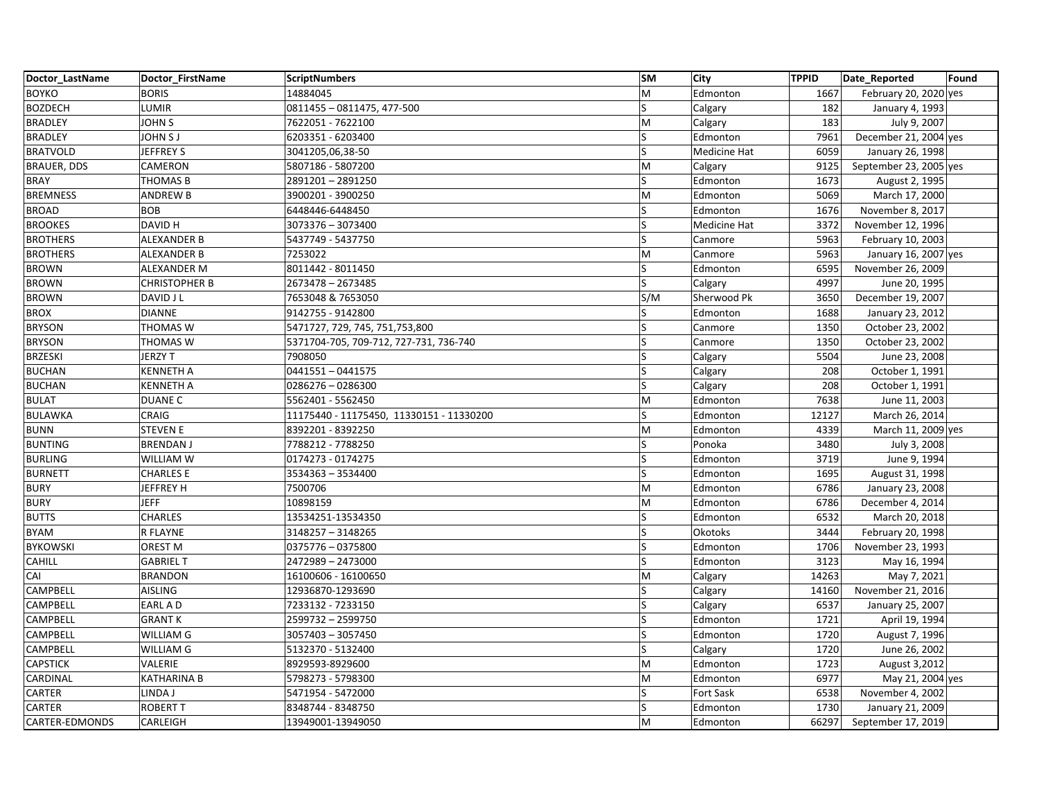| Doctor_LastName | Doctor_FirstName | ScriptNumbers | SM | City | TPPID | Date_Reported | Found |
|---|---|---|---|---|---|---|---|
| BOYKO | BORIS | 14884045 | M | Edmonton | 1667 | February 20, 2020 | yes |
| BOZDECH | LUMIR | 0811455 – 0811475, 477-500 | S | Calgary | 182 | January 4, 1993 | |
| BRADLEY | JOHN S | 7622051 - 7622100 | M | Calgary | 183 | July 9, 2007 | |
| BRADLEY | JOHN S J | 6203351 - 6203400 | S | Edmonton | 7961 | December 21, 2004 | yes |
| BRATVOLD | JEFFREY S | 3041205,06,38-50 | S | Medicine Hat | 6059 | January 26, 1998 | |
| BRAUER, DDS | CAMERON | 5807186 - 5807200 | M | Calgary | 9125 | September 23, 2005 | yes |
| BRAY | THOMAS B | 2891201 – 2891250 | S | Edmonton | 1673 | August 2, 1995 | |
| BREMNESS | ANDREW B | 3900201 - 3900250 | M | Edmonton | 5069 | March 17, 2000 | |
| BROAD | BOB | 6448446-6448450 | S | Edmonton | 1676 | November 8, 2017 | |
| BROOKES | DAVID H | 3073376 – 3073400 | S | Medicine Hat | 3372 | November 12, 1996 | |
| BROTHERS | ALEXANDER B | 5437749 - 5437750 | S | Canmore | 5963 | February 10, 2003 | |
| BROTHERS | ALEXANDER B | 7253022 | M | Canmore | 5963 | January 16, 2007 | yes |
| BROWN | ALEXANDER M | 8011442 - 8011450 | S | Edmonton | 6595 | November 26, 2009 | |
| BROWN | CHRISTOPHER B | 2673478 – 2673485 | S | Calgary | 4997 | June 20, 1995 | |
| BROWN | DAVID J L | 7653048 & 7653050 | S/M | Sherwood Pk | 3650 | December 19, 2007 | |
| BROX | DIANNE | 9142755 - 9142800 | S | Edmonton | 1688 | January 23, 2012 | |
| BRYSON | THOMAS W | 5471727, 729, 745, 751,753,800 | S | Canmore | 1350 | October 23, 2002 | |
| BRYSON | THOMAS W | 5371704-705, 709-712, 727-731, 736-740 | S | Canmore | 1350 | October 23, 2002 | |
| BRZESKI | JERZY T | 7908050 | S | Calgary | 5504 | June 23, 2008 | |
| BUCHAN | KENNETH A | 0441551 – 0441575 | S | Calgary | 208 | October 1, 1991 | |
| BUCHAN | KENNETH A | 0286276 – 0286300 | S | Calgary | 208 | October 1, 1991 | |
| BULAT | DUANE C | 5562401 - 5562450 | M | Edmonton | 7638 | June 11, 2003 | |
| BULAWKA | CRAIG | 11175440 - 11175450, 11330151 - 11330200 | S | Edmonton | 12127 | March 26, 2014 | |
| BUNN | STEVEN E | 8392201 - 8392250 | M | Edmonton | 4339 | March 11, 2009 | yes |
| BUNTING | BRENDAN J | 7788212 - 7788250 | S | Ponoka | 3480 | July 3, 2008 | |
| BURLING | WILLIAM W | 0174273 - 0174275 | S | Edmonton | 3719 | June 9, 1994 | |
| BURNETT | CHARLES E | 3534363 – 3534400 | S | Edmonton | 1695 | August 31, 1998 | |
| BURY | JEFFREY H | 7500706 | M | Edmonton | 6786 | January 23, 2008 | |
| BURY | JEFF | 10898159 | M | Edmonton | 6786 | December 4, 2014 | |
| BUTTS | CHARLES | 13534251-13534350 | S | Edmonton | 6532 | March 20, 2018 | |
| BYAM | R FLAYNE | 3148257 – 3148265 | S | Okotoks | 3444 | February 20, 1998 | |
| BYKOWSKI | OREST M | 0375776 – 0375800 | S | Edmonton | 1706 | November 23, 1993 | |
| CAHILL | GABRIEL T | 2472989 – 2473000 | S | Edmonton | 3123 | May 16, 1994 | |
| CAI | BRANDON | 16100606 - 16100650 | M | Calgary | 14263 | May 7, 2021 | |
| CAMPBELL | AISLING | 12936870-1293690 | S | Calgary | 14160 | November 21, 2016 | |
| CAMPBELL | EARL A D | 7233132 - 7233150 | S | Calgary | 6537 | January 25, 2007 | |
| CAMPBELL | GRANT K | 2599732 – 2599750 | S | Edmonton | 1721 | April 19, 1994 | |
| CAMPBELL | WILLIAM G | 3057403 – 3057450 | S | Edmonton | 1720 | August 7, 1996 | |
| CAMPBELL | WILLIAM G | 5132370 - 5132400 | S | Calgary | 1720 | June 26, 2002 | |
| CAPSTICK | VALERIE | 8929593-8929600 | M | Edmonton | 1723 | August 3,2012 | |
| CARDINAL | KATHARINA B | 5798273 - 5798300 | M | Edmonton | 6977 | May 21, 2004 | yes |
| CARTER | LINDA J | 5471954 - 5472000 | S | Fort Sask | 6538 | November 4, 2002 | |
| CARTER | ROBERT T | 8348744 - 8348750 | S | Edmonton | 1730 | January 21, 2009 | |
| CARTER-EDMONDS | CARLEIGH | 13949001-13949050 | M | Edmonton | 66297 | September 17, 2019 | |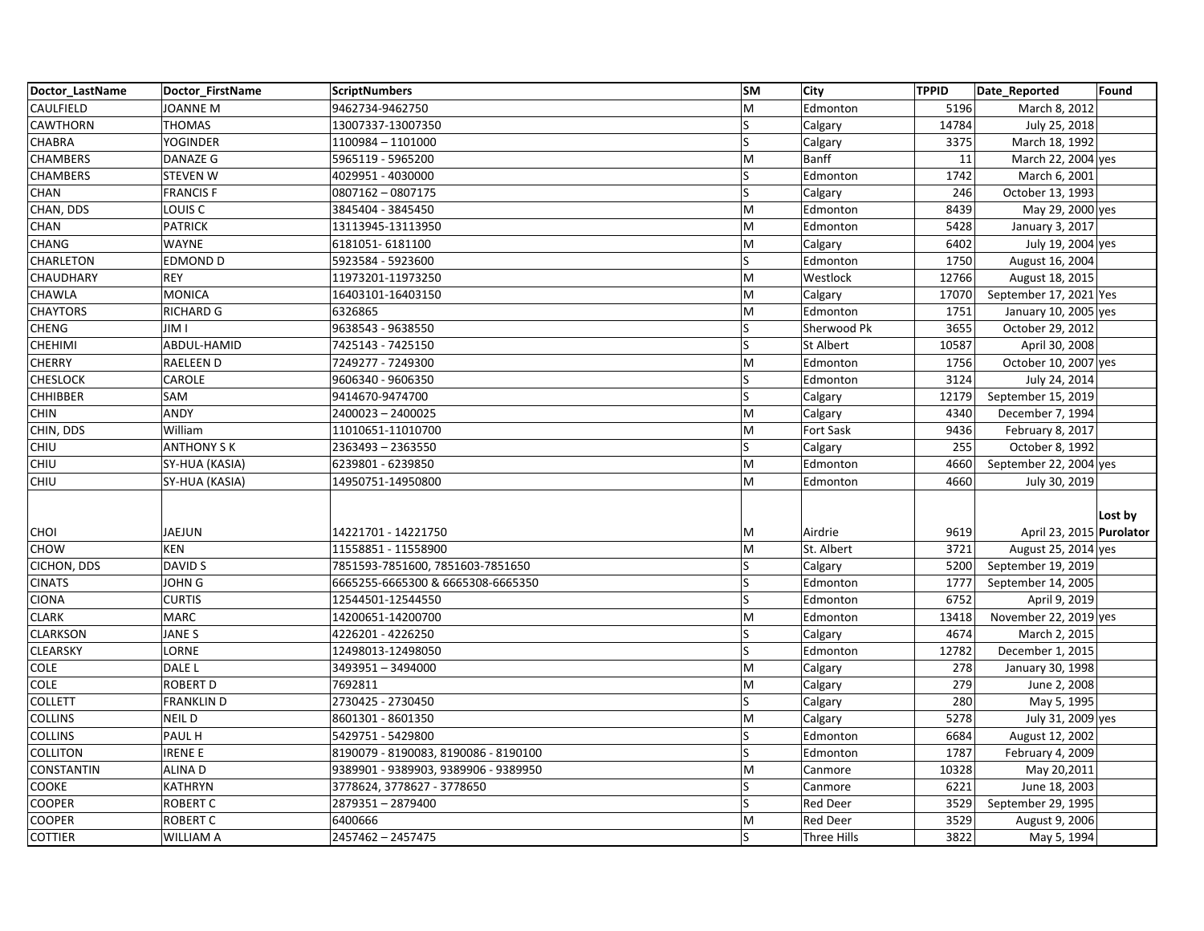| Doctor_LastName | Doctor_FirstName | ScriptNumbers | SM | City | TPPID | Date_Reported | Found |
|---|---|---|---|---|---|---|---|
| CAULFIELD | JOANNE M | 9462734-9462750 | M | Edmonton | 5196 | March 8, 2012 | |
| CAWTHORN | THOMAS | 13007337-13007350 | S | Calgary | 14784 | July 25, 2018 | |
| CHABRA | YOGINDER | 1100984 – 1101000 | S | Calgary | 3375 | March 18, 1992 | |
| CHAMBERS | DANAZE G | 5965119 - 5965200 | M | Banff | 11 | March 22, 2004 | yes |
| CHAMBERS | STEVEN W | 4029951 - 4030000 | S | Edmonton | 1742 | March 6, 2001 | |
| CHAN | FRANCIS F | 0807162 – 0807175 | S | Calgary | 246 | October 13, 1993 | |
| CHAN, DDS | LOUIS C | 3845404 - 3845450 | M | Edmonton | 8439 | May 29, 2000 | yes |
| CHAN | PATRICK | 13113945-13113950 | M | Edmonton | 5428 | January 3, 2017 | |
| CHANG | WAYNE | 6181051- 6181100 | M | Calgary | 6402 | July 19, 2004 | yes |
| CHARLETON | EDMOND D | 5923584 - 5923600 | S | Edmonton | 1750 | August 16, 2004 | |
| CHAUDHARY | REY | 11973201-11973250 | M | Westlock | 12766 | August 18, 2015 | |
| CHAWLA | MONICA | 16403101-16403150 | M | Calgary | 17070 | September 17, 2021 | Yes |
| CHAYTORS | RICHARD G | 6326865 | M | Edmonton | 1751 | January 10, 2005 | yes |
| CHENG | JIM I | 9638543 - 9638550 | S | Sherwood Pk | 3655 | October 29, 2012 | |
| CHEHIMI | ABDUL-HAMID | 7425143 - 7425150 | S | St Albert | 10587 | April 30, 2008 | |
| CHERRY | RAELEEN D | 7249277 - 7249300 | M | Edmonton | 1756 | October 10, 2007 | yes |
| CHESLOCK | CAROLE | 9606340 - 9606350 | S | Edmonton | 3124 | July 24, 2014 | |
| CHHIBBER | SAM | 9414670-9474700 | S | Calgary | 12179 | September 15, 2019 | |
| CHIN | ANDY | 2400023 – 2400025 | M | Calgary | 4340 | December 7, 1994 | |
| CHIN, DDS | William | 11010651-11010700 | M | Fort Sask | 9436 | February 8, 2017 | |
| CHIU | ANTHONY S K | 2363493 – 2363550 | S | Calgary | 255 | October 8, 1992 | |
| CHIU | SY-HUA (KASIA) | 6239801 - 6239850 | M | Edmonton | 4660 | September 22, 2004 | yes |
| CHIU | SY-HUA (KASIA) | 14950751-14950800 | M | Edmonton | 4660 | July 30, 2019 | |
| CHOI | JAEJUN | 14221701 - 14221750 | M | Airdrie | 9619 | April 23, 2015 | **Lost by Purolator** |
| CHOW | KEN | 11558851 - 11558900 | M | St. Albert | 3721 | August 25, 2014 | yes |
| CICHON, DDS | DAVID S | 7851593-7851600, 7851603-7851650 | S | Calgary | 5200 | September 19, 2019 | |
| CINATS | JOHN G | 6665255-6665300 & 6665308-6665350 | S | Edmonton | 1777 | September 14, 2005 | |
| CIONA | CURTIS | 12544501-12544550 | S | Edmonton | 6752 | April 9, 2019 | |
| CLARK | MARC | 14200651-14200700 | M | Edmonton | 13418 | November 22, 2019 | yes |
| CLARKSON | JANE S | 4226201 - 4226250 | S | Calgary | 4674 | March 2, 2015 | |
| CLEARSKY | LORNE | 12498013-12498050 | S | Edmonton | 12782 | December 1, 2015 | |
| COLE | DALE L | 3493951 – 3494000 | M | Calgary | 278 | January 30, 1998 | |
| COLE | ROBERT D | 7692811 | M | Calgary | 279 | June 2, 2008 | |
| COLLETT | FRANKLIN D | 2730425 - 2730450 | S | Calgary | 280 | May 5, 1995 | |
| COLLINS | NEIL D | 8601301 - 8601350 | M | Calgary | 5278 | July 31, 2009 | yes |
| COLLINS | PAUL H | 5429751 - 5429800 | S | Edmonton | 6684 | August 12, 2002 | |
| COLLITON | IRENE E | 8190079 - 8190083, 8190086 - 8190100 | S | Edmonton | 1787 | February 4, 2009 | |
| CONSTANTIN | ALINA D | 9389901 - 9389903, 9389906 - 9389950 | M | Canmore | 10328 | May 20,2011 | |
| COOKE | KATHRYN | 3778624, 3778627 - 3778650 | S | Canmore | 6221 | June 18, 2003 | |
| COOPER | ROBERT C | 2879351 – 2879400 | S | Red Deer | 3529 | September 29, 1995 | |
| COOPER | ROBERT C | 6400666 | M | Red Deer | 3529 | August 9, 2006 | |
| COTTIER | WILLIAM A | 2457462 – 2457475 | S | Three Hills | 3822 | May 5, 1994 | |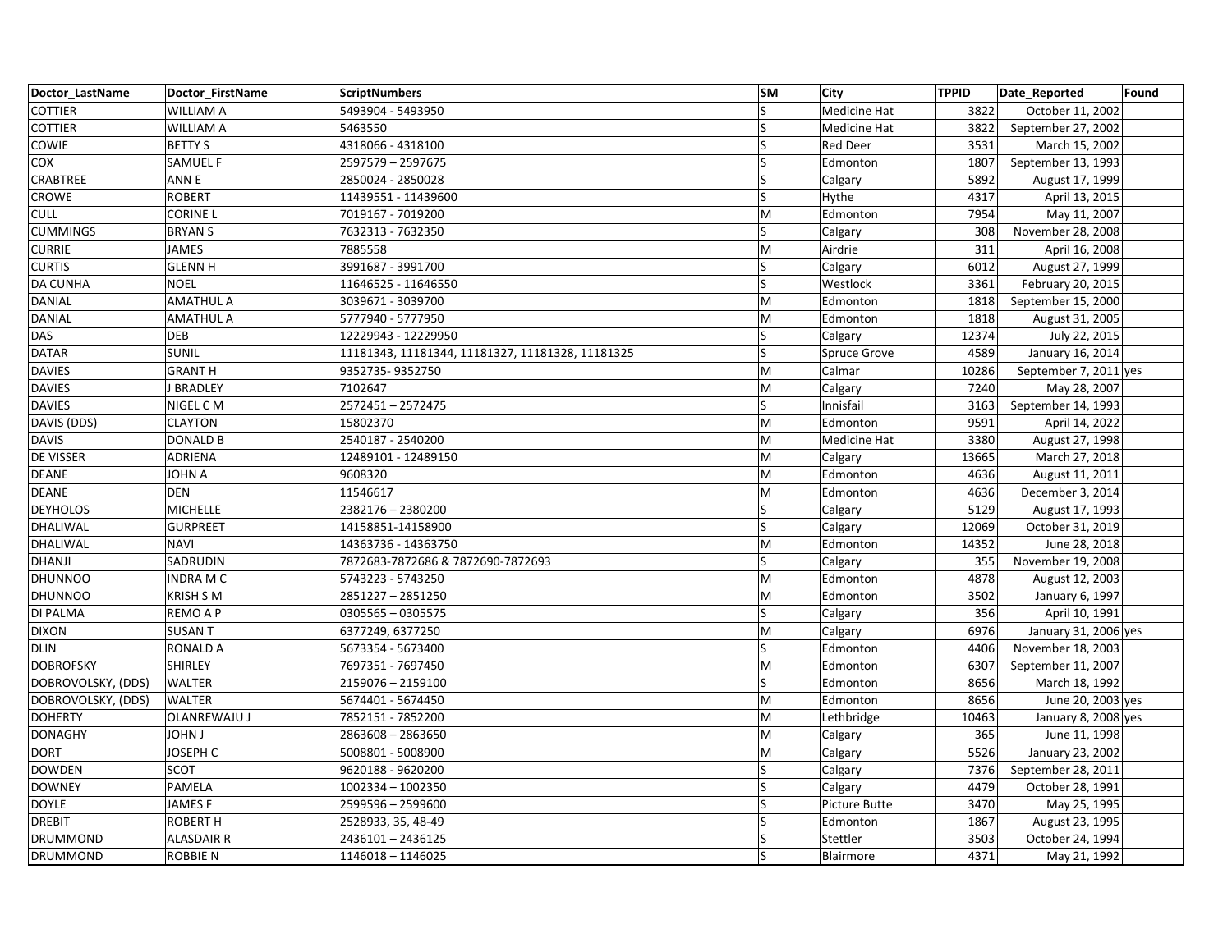| Doctor_LastName | Doctor_FirstName | ScriptNumbers | SM | City | TPPID | Date_Reported | Found |
|---|---|---|---|---|---|---|---|
| COTTIER | WILLIAM A | 5493904 - 5493950 | S | Medicine Hat | 3822 | October 11, 2002 | |
| COTTIER | WILLIAM A | 5463550 | S | Medicine Hat | 3822 | September 27, 2002 | |
| COWIE | BETTY S | 4318066 - 4318100 | S | Red Deer | 3531 | March 15, 2002 | |
| COX | SAMUEL F | 2597579 – 2597675 | S | Edmonton | 1807 | September 13, 1993 | |
| CRABTREE | ANN E | 2850024 - 2850028 | S | Calgary | 5892 | August 17, 1999 | |
| CROWE | ROBERT | 11439551 - 11439600 | S | Hythe | 4317 | April 13, 2015 | |
| CULL | CORINE L | 7019167 - 7019200 | M | Edmonton | 7954 | May 11, 2007 | |
| CUMMINGS | BRYAN S | 7632313 - 7632350 | S | Calgary | 308 | November 28, 2008 | |
| CURRIE | JAMES | 7885558 | M | Airdrie | 311 | April 16, 2008 | |
| CURTIS | GLENN H | 3991687 - 3991700 | S | Calgary | 6012 | August 27, 1999 | |
| DA CUNHA | NOEL | 11646525 - 11646550 | S | Westlock | 3361 | February 20, 2015 | |
| DANIAL | AMATHUL A | 3039671 - 3039700 | M | Edmonton | 1818 | September 15, 2000 | |
| DANIAL | AMATHUL A | 5777940 - 5777950 | M | Edmonton | 1818 | August 31, 2005 | |
| DAS | DEB | 12229943 - 12229950 | S | Calgary | 12374 | July 22, 2015 | |
| DATAR | SUNIL | 11181343, 11181344, 11181327, 11181328, 11181325 | S | Spruce Grove | 4589 | January 16, 2014 | |
| DAVIES | GRANT H | 9352735- 9352750 | M | Calmar | 10286 | September 7, 2011 | yes |
| DAVIES | J BRADLEY | 7102647 | M | Calgary | 7240 | May 28, 2007 | |
| DAVIES | NIGEL C M | 2572451 – 2572475 | S | Innisfail | 3163 | September 14, 1993 | |
| DAVIS (DDS) | CLAYTON | 15802370 | M | Edmonton | 9591 | April 14, 2022 | |
| DAVIS | DONALD B | 2540187 - 2540200 | M | Medicine Hat | 3380 | August 27, 1998 | |
| DE VISSER | ADRIENA | 12489101 - 12489150 | M | Calgary | 13665 | March 27, 2018 | |
| DEANE | JOHN A | 9608320 | M | Edmonton | 4636 | August 11, 2011 | |
| DEANE | DEN | 11546617 | M | Edmonton | 4636 | December 3, 2014 | |
| DEYHOLOS | MICHELLE | 2382176 – 2380200 | S | Calgary | 5129 | August 17, 1993 | |
| DHALIWAL | GURPREET | 14158851-14158900 | S | Calgary | 12069 | October 31, 2019 | |
| DHALIWAL | NAVI | 14363736 - 14363750 | M | Edmonton | 14352 | June 28, 2018 | |
| DHANJI | SADRUDIN | 7872683-7872686 & 7872690-7872693 | S | Calgary | 355 | November 19, 2008 | |
| DHUNNOO | INDRA M C | 5743223 - 5743250 | M | Edmonton | 4878 | August 12, 2003 | |
| DHUNNOO | KRISH S M | 2851227 – 2851250 | M | Edmonton | 3502 | January 6, 1997 | |
| DI PALMA | REMO A P | 0305565 – 0305575 | S | Calgary | 356 | April 10, 1991 | |
| DIXON | SUSAN T | 6377249, 6377250 | M | Calgary | 6976 | January 31, 2006 | yes |
| DLIN | RONALD A | 5673354 - 5673400 | S | Edmonton | 4406 | November 18, 2003 | |
| DOBROFSKY | SHIRLEY | 7697351 - 7697450 | M | Edmonton | 6307 | September 11, 2007 | |
| DOBROVOLSKY, (DDS) | WALTER | 2159076 – 2159100 | S | Edmonton | 8656 | March 18, 1992 | |
| DOBROVOLSKY, (DDS) | WALTER | 5674401 - 5674450 | M | Edmonton | 8656 | June 20, 2003 | yes |
| DOHERTY | OLANREWAJU J | 7852151 - 7852200 | M | Lethbridge | 10463 | January 8, 2008 | yes |
| DONAGHY | JOHN J | 2863608 – 2863650 | M | Calgary | 365 | June 11, 1998 | |
| DORT | JOSEPH C | 5008801 - 5008900 | M | Calgary | 5526 | January 23, 2002 | |
| DOWDEN | SCOT | 9620188 - 9620200 | S | Calgary | 7376 | September 28, 2011 | |
| DOWNEY | PAMELA | 1002334 – 1002350 | S | Calgary | 4479 | October 28, 1991 | |
| DOYLE | JAMES F | 2599596 – 2599600 | S | Picture Butte | 3470 | May 25, 1995 | |
| DREBIT | ROBERT H | 2528933, 35, 48-49 | S | Edmonton | 1867 | August 23, 1995 | |
| DRUMMOND | ALASDAIR R | 2436101 – 2436125 | S | Stettler | 3503 | October 24, 1994 | |
| DRUMMOND | ROBBIE N | 1146018 – 1146025 | S | Blairmore | 4371 | May 21, 1992 | |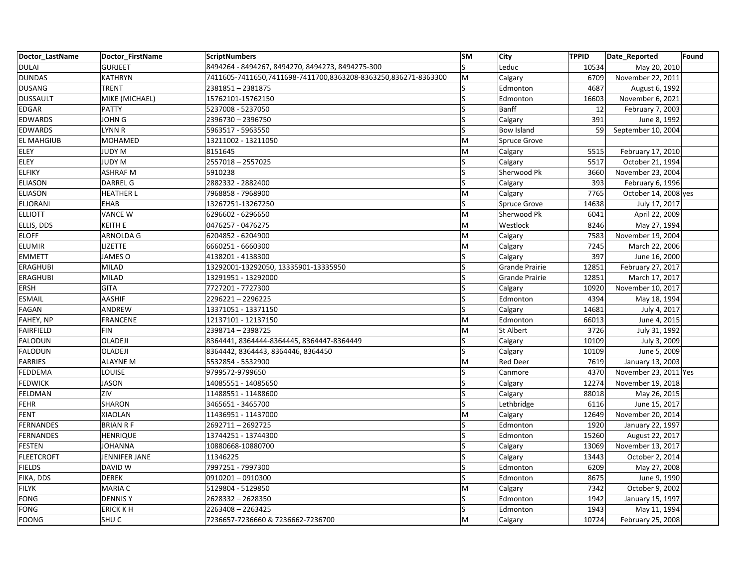| Doctor_LastName | Doctor_FirstName | ScriptNumbers | SM | City | TPPID | Date_Reported | Found |
|---|---|---|---|---|---|---|---|
| DULAI | GURJEET | 8494264 - 8494267, 8494270, 8494273, 8494275-300 | S | Leduc | 10534 | May 20, 2010 | |
| DUNDAS | KATHRYN | 7411605-7411650,7411698-7411700,8363208-8363250,836271-8363300 | M | Calgary | 6709 | November 22, 2011 | |
| DUSANG | TRENT | 2381851 – 2381875 | S | Edmonton | 4687 | August 6, 1992 | |
| DUSSAULT | MIKE (MICHAEL) | 15762101-15762150 | S | Edmonton | 16603 | November 6, 2021 | |
| EDGAR | PATTY | 5237008 - 5237050 | S | Banff | 12 | February 7, 2003 | |
| EDWARDS | JOHN G | 2396730 – 2396750 | S | Calgary | 391 | June 8, 1992 | |
| EDWARDS | LYNN R | 5963517 - 5963550 | S | Bow Island | 59 | September 10, 2004 | |
| EL MAHGIUB | MOHAMED | 13211002 - 13211050 | M | Spruce Grove | | | |
| ELEY | JUDY M | 8151645 | M | Calgary | 5515 | February 17, 2010 | |
| ELEY | JUDY M | 2557018 – 2557025 | S | Calgary | 5517 | October 21, 1994 | |
| ELFIKY | ASHRAF M | 5910238 | S | Sherwood Pk | 3660 | November 23, 2004 | |
| ELIASON | DARREL G | 2882332 - 2882400 | S | Calgary | 393 | February 6, 1996 | |
| ELIASON | HEATHER L | 7968858 - 7968900 | M | Calgary | 7765 | October 14, 2008 | yes |
| ELJORANI | EHAB | 13267251-13267250 | S | Spruce Grove | 14638 | July 17, 2017 | |
| ELLIOTT | VANCE W | 6296602 - 6296650 | M | Sherwood Pk | 6041 | April 22, 2009 | |
| ELLIS, DDS | KEITH E | 0476257 - 0476275 | M | Westlock | 8246 | May 27, 1994 | |
| ELOFF | ARNOLDA G | 6204852 - 6204900 | M | Calgary | 7583 | November 19, 2004 | |
| ELUMIR | LIZETTE | 6660251 - 6660300 | M | Calgary | 7245 | March 22, 2006 | |
| EMMETT | JAMES O | 4138201 - 4138300 | S | Calgary | 397 | June 16, 2000 | |
| ERAGHUBI | MILAD | 13292001-13292050, 13335901-13335950 | S | Grande Prairie | 12851 | February 27, 2017 | |
| ERAGHUBI | MILAD | 13291951 - 13292000 | S | Grande Prairie | 12851 | March 17, 2017 | |
| ERSH | GITA | 7727201 - 7727300 | S | Calgary | 10920 | November 10, 2017 | |
| ESMAIL | AASHIF | 2296221 – 2296225 | S | Edmonton | 4394 | May 18, 1994 | |
| FAGAN | ANDREW | 13371051 - 13371150 | S | Calgry | 14681 | July 4, 2017 | |
| FAHEY, NP | FRANCENE | 12137101 - 12137150 | M | Edmonton | 66013 | June 4, 2015 | |
| FAIRFIELD | FIN | 2398714 – 2398725 | M | St Albert | 3726 | July 31, 1992 | |
| FALODUN | OLADEJI | 8364441, 8364444-8364445, 8364447-8364449 | S | Calgary | 10109 | July 3, 2009 | |
| FALODUN | OLADEJI | 8364442, 8364443, 8364446, 8364450 | S | Calgary | 10109 | June 5, 2009 | |
| FARRIES | ALAYNE M | 5532854 - 5532900 | M | Red Deer | 7619 | January 13, 2003 | |
| FEDDEMA | LOUISE | 9799572-9799650 | S | Canmore | 4370 | November 23, 2011 | Yes |
| FEDWICK | JASON | 14085551 - 14085650 | S | Calgary | 12274 | November 19, 2018 | |
| FELDMAN | ZIV | 11488551 - 11488600 | S | Calgary | 88018 | May 26, 2015 | |
| FEHR | SHARON | 3465651 - 3465700 | S | Lethbridge | 6116 | June 15, 2017 | |
| FENT | XIAOLAN | 11436951 - 11437000 | M | Calgary | 12649 | November 20, 2014 | |
| FERNANDES | BRIAN R F | 2692711 – 2692725 | S | Edmonton | 1920 | January 22, 1997 | |
| FERNANDES | HENRIQUE | 13744251 - 13744300 | S | Edmonton | 15260 | August 22, 2017 | |
| FESTEN | JOHANNA | 10880668-10880700 | S | Calgary | 13069 | November 13, 2017 | |
| FLEETCROFT | JENNIFER JANE | 11346225 | S | Calgary | 13443 | October 2, 2014 | |
| FIELDS | DAVID W | 7997251 - 7997300 | S | Edmonton | 6209 | May 27, 2008 | |
| FIKA, DDS | DEREK | 0910201 – 0910300 | S | Edmonton | 8675 | June 9, 1990 | |
| FILYK | MARIA C | 5129804 - 5129850 | M | Calgary | 7342 | October 9, 2002 | |
| FONG | DENNIS Y | 2628332 – 2628350 | S | Edmonton | 1942 | January 15, 1997 | |
| FONG | ERICK K H | 2263408 – 2263425 | S | Edmonton | 1943 | May 11, 1994 | |
| FOONG | SHU C | 7236657-7236660 & 7236662-7236700 | M | Calgary | 10724 | February 25, 2008 | |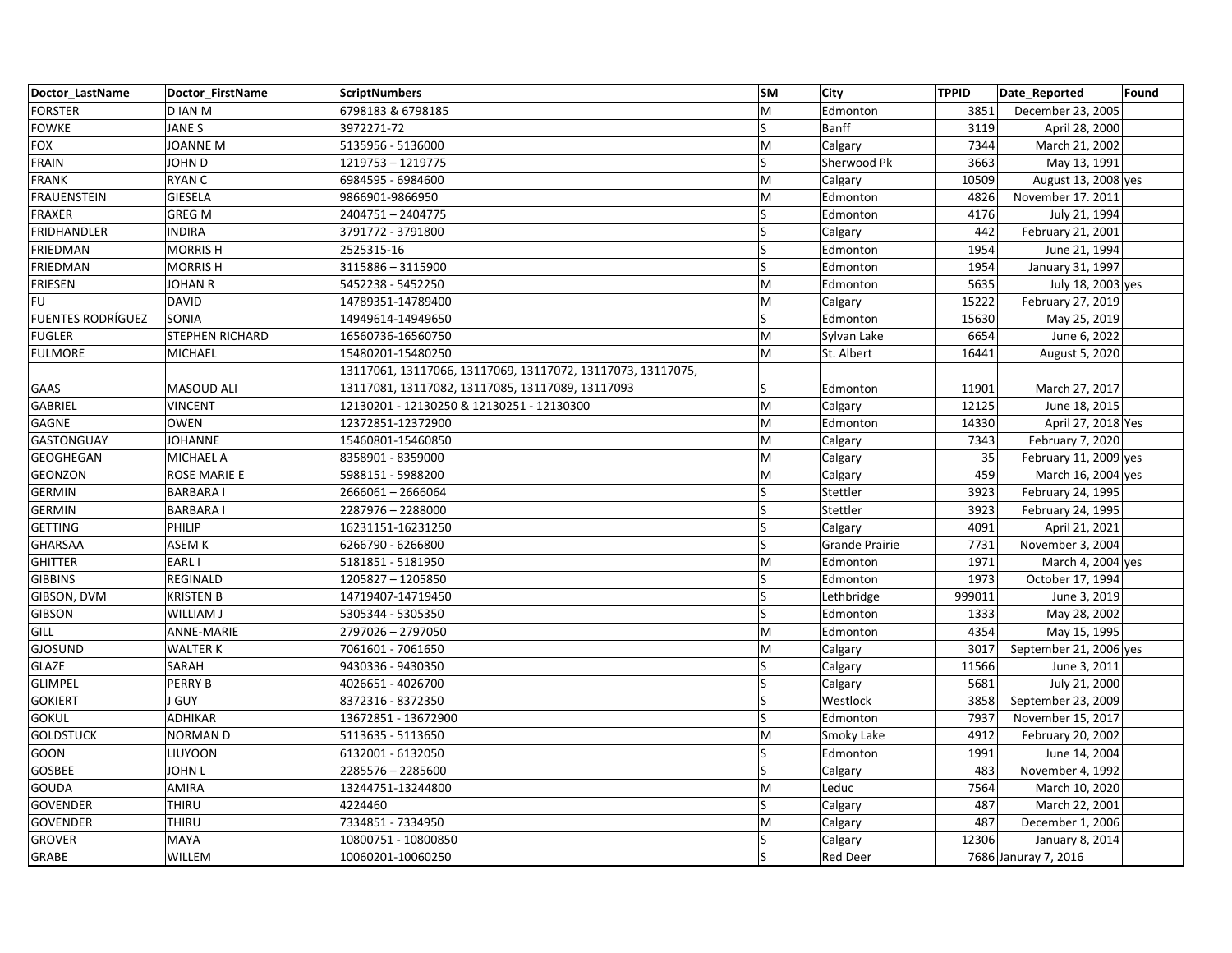| Doctor_LastName | Doctor_FirstName | ScriptNumbers | SM | City | TPPID | Date_Reported | Found |
|---|---|---|---|---|---|---|---|
| FORSTER | D IAN M | 6798183 & 6798185 | M | Edmonton | 3851 | December 23, 2005 | |
| FOWKE | JANE S | 3972271-72 | S | Banff | 3119 | April 28, 2000 | |
| FOX | JOANNE M | 5135956 - 5136000 | M | Calgary | 7344 | March 21, 2002 | |
| FRAIN | JOHN D | 1219753 – 1219775 | S | Sherwood Pk | 3663 | May 13, 1991 | |
| FRANK | RYAN C | 6984595 - 6984600 | M | Calgary | 10509 | August 13, 2008 | yes |
| FRAUENSTEIN | GIESELA | 9866901-9866950 | M | Edmonton | 4826 | November 17. 2011 | |
| FRAXER | GREG M | 2404751 – 2404775 | S | Edmonton | 4176 | July 21, 1994 | |
| FRIDHANDLER | INDIRA | 3791772 - 3791800 | S | Calgary | 442 | February 21, 2001 | |
| FRIEDMAN | MORRIS H | 2525315-16 | S | Edmonton | 1954 | June 21, 1994 | |
| FRIEDMAN | MORRIS H | 3115886 – 3115900 | S | Edmonton | 1954 | January 31, 1997 | |
| FRIESEN | JOHAN R | 5452238 - 5452250 | M | Edmonton | 5635 | July 18, 2003 | yes |
| FU | DAVID | 14789351-14789400 | M | Calgary | 15222 | February 27, 2019 | |
| FUENTES RODRÍGUEZ | SONIA | 14949614-14949650 | S | Edmonton | 15630 | May 25, 2019 | |
| FUGLER | STEPHEN RICHARD | 16560736-16560750 | M | Sylvan Lake | 6654 | June 6, 2022 | |
| FULMORE | MICHAEL | 15480201-15480250 | M | St. Albert | 16441 | August 5, 2020 | |
| GAAS | MASOUD ALI | 13117061, 13117066, 13117069, 13117072, 13117073, 13117075, 13117081, 13117082, 13117085, 13117089, 13117093 | S | Edmonton | 11901 | March 27, 2017 | |
| GABRIEL | VINCENT | 12130201 - 12130250 & 12130251 - 12130300 | M | Calgary | 12125 | June 18, 2015 | |
| GAGNE | OWEN | 12372851-12372900 | M | Edmonton | 14330 | April 27, 2018 | Yes |
| GASTONGUAY | JOHANNE | 15460801-15460850 | M | Calgary | 7343 | February 7, 2020 | |
| GEOGHEGAN | MICHAEL A | 8358901 - 8359000 | M | Calgary | 35 | February 11, 2009 | yes |
| GEONZON | ROSE MARIE E | 5988151 - 5988200 | M | Calgary | 459 | March 16, 2004 | yes |
| GERMIN | BARBARA I | 2666061 – 2666064 | S | Stettler | 3923 | February 24, 1995 | |
| GERMIN | BARBARA I | 2287976 – 2288000 | S | Stettler | 3923 | February 24, 1995 | |
| GETTING | PHILIP | 16231151-16231250 | S | Calgary | 4091 | April 21, 2021 | |
| GHARSAA | ASEM K | 6266790 - 6266800 | S | Grande Prairie | 7731 | November 3, 2004 | |
| GHITTER | EARL I | 5181851 - 5181950 | M | Edmonton | 1971 | March 4, 2004 | yes |
| GIBBINS | REGINALD | 1205827 – 1205850 | S | Edmonton | 1973 | October 17, 1994 | |
| GIBSON, DVM | KRISTEN B | 14719407-14719450 | S | Lethbridge | 999011 | June 3, 2019 | |
| GIBSON | WILLIAM J | 5305344 - 5305350 | S | Edmonton | 1333 | May 28, 2002 | |
| GILL | ANNE-MARIE | 2797026 – 2797050 | M | Edmonton | 4354 | May 15, 1995 | |
| GJOSUND | WALTER K | 7061601 - 7061650 | M | Calgary | 3017 | September 21, 2006 | yes |
| GLAZE | SARAH | 9430336 - 9430350 | S | Calgary | 11566 | June 3, 2011 | |
| GLIMPEL | PERRY B | 4026651 - 4026700 | S | Calgary | 5681 | July 21, 2000 | |
| GOKIERT | J GUY | 8372316 - 8372350 | S | Westlock | 3858 | September 23, 2009 | |
| GOKUL | ADHIKAR | 13672851 - 13672900 | S | Edmonton | 7937 | November 15, 2017 | |
| GOLDSTUCK | NORMAN D | 5113635 - 5113650 | M | Smoky Lake | 4912 | February 20, 2002 | |
| GOON | LIUYOON | 6132001 - 6132050 | S | Edmonton | 1991 | June 14, 2004 | |
| GOSBEE | JOHN L | 2285576 – 2285600 | S | Calgary | 483 | November 4, 1992 | |
| GOUDA | AMIRA | 13244751-13244800 | M | Leduc | 7564 | March 10, 2020 | |
| GOVENDER | THIRU | 4224460 | S | Calgary | 487 | March 22, 2001 | |
| GOVENDER | THIRU | 7334851 - 7334950 | M | Calgary | 487 | December 1, 2006 | |
| GROVER | MAYA | 10800751 - 10800850 | S | Calgary | 12306 | January 8, 2014 | |
| GRABE | WILLEM | 10060201-10060250 | S | Red Deer | 7686 | Januray 7, 2016 | |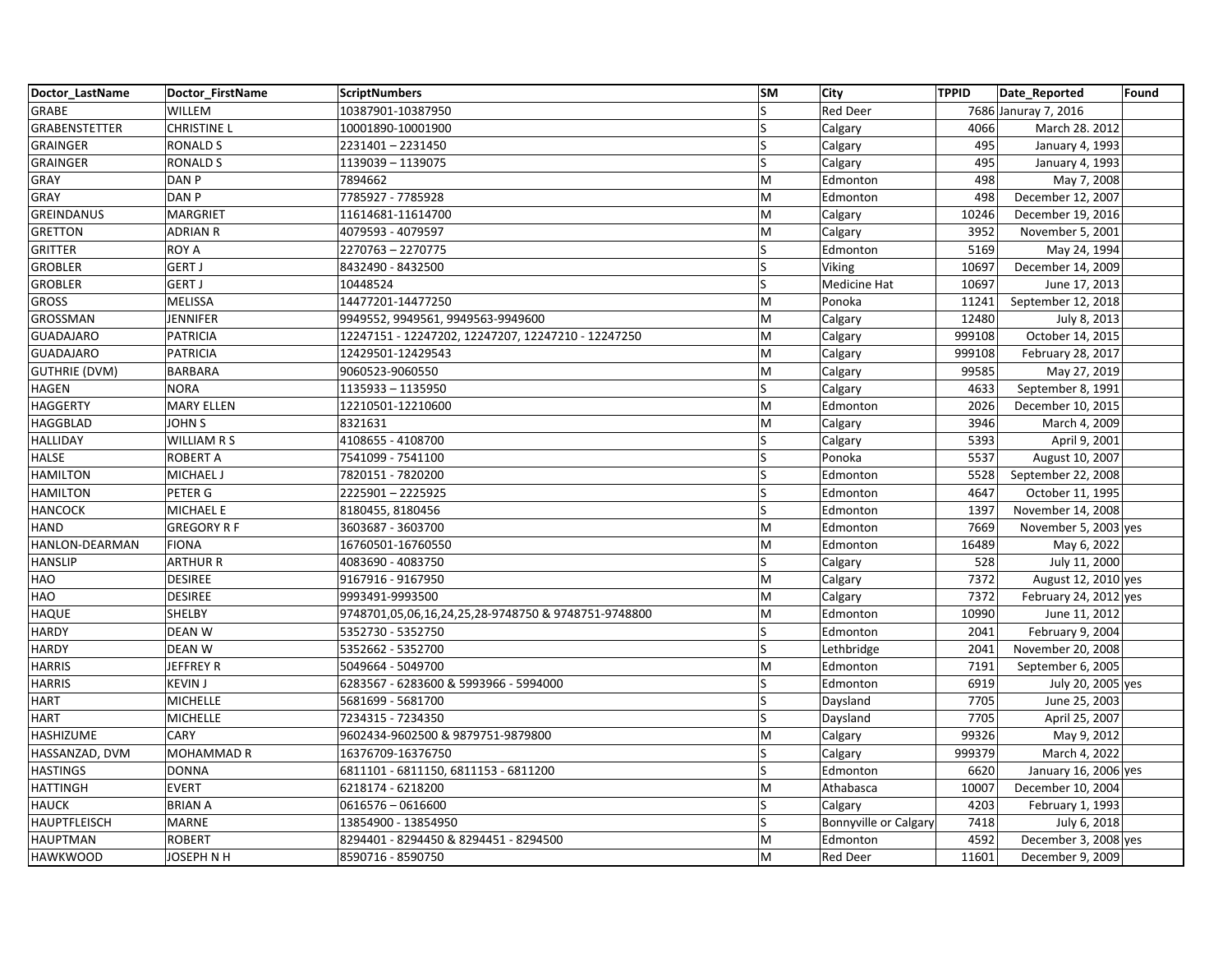| Doctor_LastName | Doctor_FirstName | ScriptNumbers | SM | City | TPPID | Date_Reported | Found |
|---|---|---|---|---|---|---|---|
| GRABE | WILLEM | 10387901-10387950 | S | Red Deer | 7686 | Januray 7, 2016 | |
| GRABENSTETTER | CHRISTINE L | 10001890-10001900 | S | Calgary | 4066 | March 28. 2012 | |
| GRAINGER | RONALD S | 2231401 – 2231450 | S | Calgary | 495 | January 4, 1993 | |
| GRAINGER | RONALD S | 1139039 – 1139075 | S | Calgary | 495 | January 4, 1993 | |
| GRAY | DAN P | 7894662 | M | Edmonton | 498 | May 7, 2008 | |
| GRAY | DAN P | 7785927 - 7785928 | M | Edmonton | 498 | December 12, 2007 | |
| GREINDANUS | MARGRIET | 11614681-11614700 | M | Calgary | 10246 | December 19, 2016 | |
| GRETTON | ADRIAN R | 4079593 - 4079597 | M | Calgary | 3952 | November 5, 2001 | |
| GRITTER | ROY A | 2270763 – 2270775 | S | Edmonton | 5169 | May 24, 1994 | |
| GROBLER | GERT J | 8432490 - 8432500 | S | Viking | 10697 | December 14, 2009 | |
| GROBLER | GERT J | 10448524 | S | Medicine Hat | 10697 | June 17, 2013 | |
| GROSS | MELISSA | 14477201-14477250 | M | Ponoka | 11241 | September 12, 2018 | |
| GROSSMAN | JENNIFER | 9949552, 9949561, 9949563-9949600 | M | Calgary | 12480 | July 8, 2013 | |
| GUADAJARO | PATRICIA | 12247151 - 12247202, 12247207, 12247210 - 12247250 | M | Calgary | 999108 | October 14, 2015 | |
| GUADAJARO | PATRICIA | 12429501-12429543 | M | Calgary | 999108 | February 28, 2017 | |
| GUTHRIE (DVM) | BARBARA | 9060523-9060550 | M | Calgary | 99585 | May 27, 2019 | |
| HAGEN | NORA | 1135933 – 1135950 | S | Calgary | 4633 | September 8, 1991 | |
| HAGGERTY | MARY ELLEN | 12210501-12210600 | M | Edmonton | 2026 | December 10, 2015 | |
| HAGGBLAD | JOHN S | 8321631 | M | Calgary | 3946 | March 4, 2009 | |
| HALLIDAY | WILLIAM R S | 4108655 - 4108700 | S | Calgary | 5393 | April 9, 2001 | |
| HALSE | ROBERT A | 7541099 - 7541100 | S | Ponoka | 5537 | August 10, 2007 | |
| HAMILTON | MICHAEL J | 7820151 - 7820200 | S | Edmonton | 5528 | September 22, 2008 | |
| HAMILTON | PETER G | 2225901 – 2225925 | S | Edmonton | 4647 | October 11, 1995 | |
| HANCOCK | MICHAEL E | 8180455, 8180456 | S | Edmonton | 1397 | November 14, 2008 | |
| HAND | GREGORY R F | 3603687 - 3603700 | M | Edmonton | 7669 | November 5, 2003 | yes |
| HANLON-DEARMAN | FIONA | 16760501-16760550 | M | Edmonton | 16489 | May 6, 2022 | |
| HANSLIP | ARTHUR R | 4083690 - 4083750 | S | Calgary | 528 | July 11, 2000 | |
| HAO | DESIREE | 9167916 - 9167950 | M | Calgary | 7372 | August 12, 2010 | yes |
| HAO | DESIREE | 9993491-9993500 | M | Calgary | 7372 | February 24, 2012 | yes |
| HAQUE | SHELBY | 9748701,05,06,16,24,25,28-9748750 & 9748751-9748800 | M | Edmonton | 10990 | June 11, 2012 | |
| HARDY | DEAN W | 5352730 - 5352750 | S | Edmonton | 2041 | February 9, 2004 | |
| HARDY | DEAN W | 5352662 - 5352700 | S | Lethbridge | 2041 | November 20, 2008 | |
| HARRIS | JEFFREY R | 5049664 - 5049700 | M | Edmonton | 7191 | September 6, 2005 | |
| HARRIS | KEVIN J | 6283567 - 6283600 & 5993966 - 5994000 | S | Edmonton | 6919 | July 20, 2005 | yes |
| HART | MICHELLE | 5681699 - 5681700 | S | Daysland | 7705 | June 25, 2003 | |
| HART | MICHELLE | 7234315 - 7234350 | S | Daysland | 7705 | April 25, 2007 | |
| HASHIZUME | CARY | 9602434-9602500 & 9879751-9879800 | M | Calgary | 99326 | May 9, 2012 | |
| HASSANZAD, DVM | MOHAMMAD R | 16376709-16376750 | S | Calgary | 999379 | March 4, 2022 | |
| HASTINGS | DONNA | 6811101 - 6811150, 6811153 - 6811200 | S | Edmonton | 6620 | January 16, 2006 | yes |
| HATTINGH | EVERT | 6218174 - 6218200 | M | Athabasca | 10007 | December 10, 2004 | |
| HAUCK | BRIAN A | 0616576 – 0616600 | S | Calgary | 4203 | February 1, 1993 | |
| HAUPTFLEISCH | MARNE | 13854900 - 13854950 | S | Bonnyville or Calgary | 7418 | July 6, 2018 | |
| HAUPTMAN | ROBERT | 8294401 - 8294450 & 8294451 - 8294500 | M | Edmonton | 4592 | December 3, 2008 | yes |
| HAWKWOOD | JOSEPH N H | 8590716 - 8590750 | M | Red Deer | 11601 | December 9, 2009 | |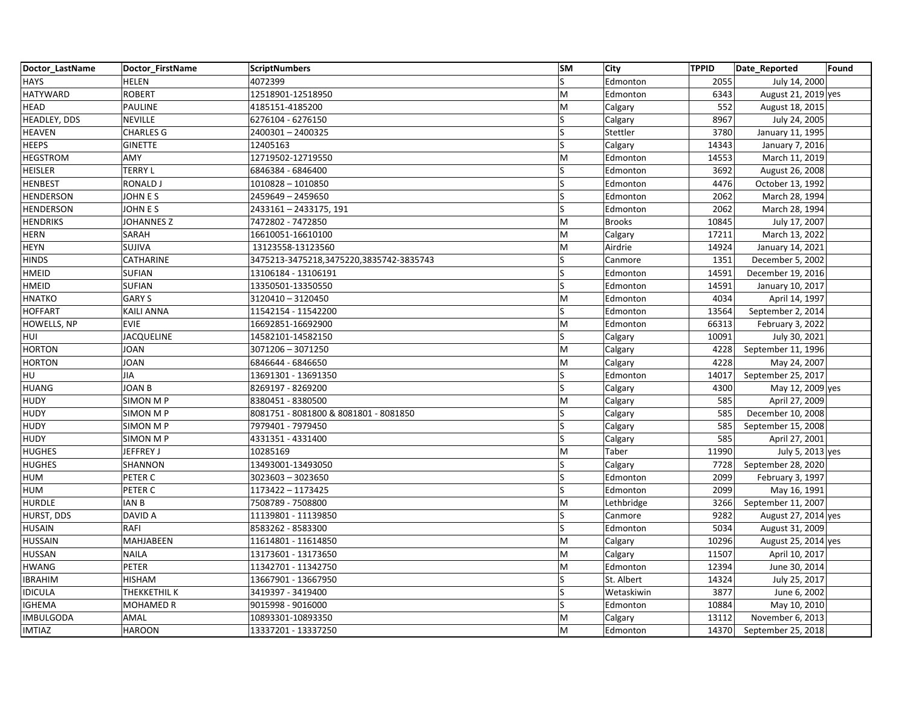| Doctor_LastName | Doctor_FirstName | ScriptNumbers | SM | City | TPPID | Date_Reported | Found |
|---|---|---|---|---|---|---|---|
| HAYS | HELEN | 4072399 | S | Edmonton | 2055 | July 14, 2000 | |
| HATYWARD | ROBERT | 12518901-12518950 | M | Edmonton | 6343 | August 21, 2019 | yes |
| HEAD | PAULINE | 4185151-4185200 | M | Calgary | 552 | August 18, 2015 | |
| HEADLEY, DDS | NEVILLE | 6276104 - 6276150 | S | Calgary | 8967 | July 24, 2005 | |
| HEAVEN | CHARLES G | 2400301 – 2400325 | S | Stettler | 3780 | January 11, 1995 | |
| HEEPS | GINETTE | 12405163 | S | Calgary | 14343 | January 7, 2016 | |
| HEGSTROM | AMY | 12719502-12719550 | M | Edmonton | 14553 | March 11, 2019 | |
| HEISLER | TERRY L | 6846384 - 6846400 | S | Edmonton | 3692 | August 26, 2008 | |
| HENBEST | RONALD J | 1010828 – 1010850 | S | Edmonton | 4476 | October 13, 1992 | |
| HENDERSON | JOHN E S | 2459649 – 2459650 | S | Edmonton | 2062 | March 28, 1994 | |
| HENDERSON | JOHN E S | 2433161 – 2433175, 191 | S | Edmonton | 2062 | March 28, 1994 | |
| HENDRIKS | JOHANNES Z | 7472802 - 7472850 | M | Brooks | 10845 | July 17, 2007 | |
| HERN | SARAH | 16610051-16610100 | M | Calgary | 17211 | March 13, 2022 | |
| HEYN | SUJIVA | 13123558-13123560 | M | Airdrie | 14924 | January 14, 2021 | |
| HINDS | CATHARINE | 3475213-3475218,3475220,3835742-3835743 | S | Canmore | 1351 | December 5, 2002 | |
| HMEID | SUFIAN | 13106184 - 13106191 | S | Edmonton | 14591 | December 19, 2016 | |
| HMEID | SUFIAN | 13350501-13350550 | S | Edmonton | 14591 | January 10, 2017 | |
| HNATKO | GARY S | 3120410 – 3120450 | M | Edmonton | 4034 | April 14, 1997 | |
| HOFFART | KAILI ANNA | 11542154 - 11542200 | S | Edmonton | 13564 | September 2, 2014 | |
| HOWELLS, NP | EVIE | 16692851-16692900 | M | Edmonton | 66313 | February 3, 2022 | |
| HUI | JACQUELINE | 14582101-14582150 | S | Calgary | 10091 | July 30, 2021 | |
| HORTON | JOAN | 3071206 – 3071250 | M | Calgary | 4228 | September 11, 1996 | |
| HORTON | JOAN | 6846644 - 6846650 | M | Calgary | 4228 | May 24, 2007 | |
| HU | JIA | 13691301 - 13691350 | S | Edmonton | 14017 | September 25, 2017 | |
| HUANG | JOAN B | 8269197 - 8269200 | S | Calgary | 4300 | May 12, 2009 | yes |
| HUDY | SIMON M P | 8380451 - 8380500 | M | Calgary | 585 | April 27, 2009 | |
| HUDY | SIMON M P | 8081751 - 8081800 & 8081801 - 8081850 | S | Calgary | 585 | December 10, 2008 | |
| HUDY | SIMON M P | 7979401 - 7979450 | S | Calgary | 585 | September 15, 2008 | |
| HUDY | SIMON M P | 4331351 - 4331400 | S | Calgary | 585 | April 27, 2001 | |
| HUGHES | JEFFREY J | 10285169 | M | Taber | 11990 | July 5, 2013 | yes |
| HUGHES | SHANNON | 13493001-13493050 | S | Calgary | 7728 | September 28, 2020 | |
| HUM | PETER C | 3023603 – 3023650 | S | Edmonton | 2099 | February 3, 1997 | |
| HUM | PETER C | 1173422 – 1173425 | S | Edmonton | 2099 | May 16, 1991 | |
| HURDLE | IAN B | 7508789 - 7508800 | M | Lethbridge | 3266 | September 11, 2007 | |
| HURST, DDS | DAVID A | 11139801 - 11139850 | S | Canmore | 9282 | August 27, 2014 | yes |
| HUSAIN | RAFI | 8583262 - 8583300 | S | Edmonton | 5034 | August 31, 2009 | |
| HUSSAIN | MAHJABEEN | 11614801 - 11614850 | M | Calgary | 10296 | August 25, 2014 | yes |
| HUSSAN | NAILA | 13173601 - 13173650 | M | Calgary | 11507 | April 10, 2017 | |
| HWANG | PETER | 11342701 - 11342750 | M | Edmonton | 12394 | June 30, 2014 | |
| IBRAHIM | HISHAM | 13667901 - 13667950 | S | St. Albert | 14324 | July 25, 2017 | |
| IDICULA | THEKKETHIL K | 3419397 - 3419400 | S | Wetaskiwin | 3877 | June 6, 2002 | |
| IGHEMA | MOHAMED R | 9015998 - 9016000 | S | Edmonton | 10884 | May 10, 2010 | |
| IMBULGODA | AMAL | 10893301-10893350 | M | Calgary | 13112 | November 6, 2013 | |
| IMTIAZ | HAROON | 13337201 - 13337250 | M | Edmonton | 14370 | September 25, 2018 | |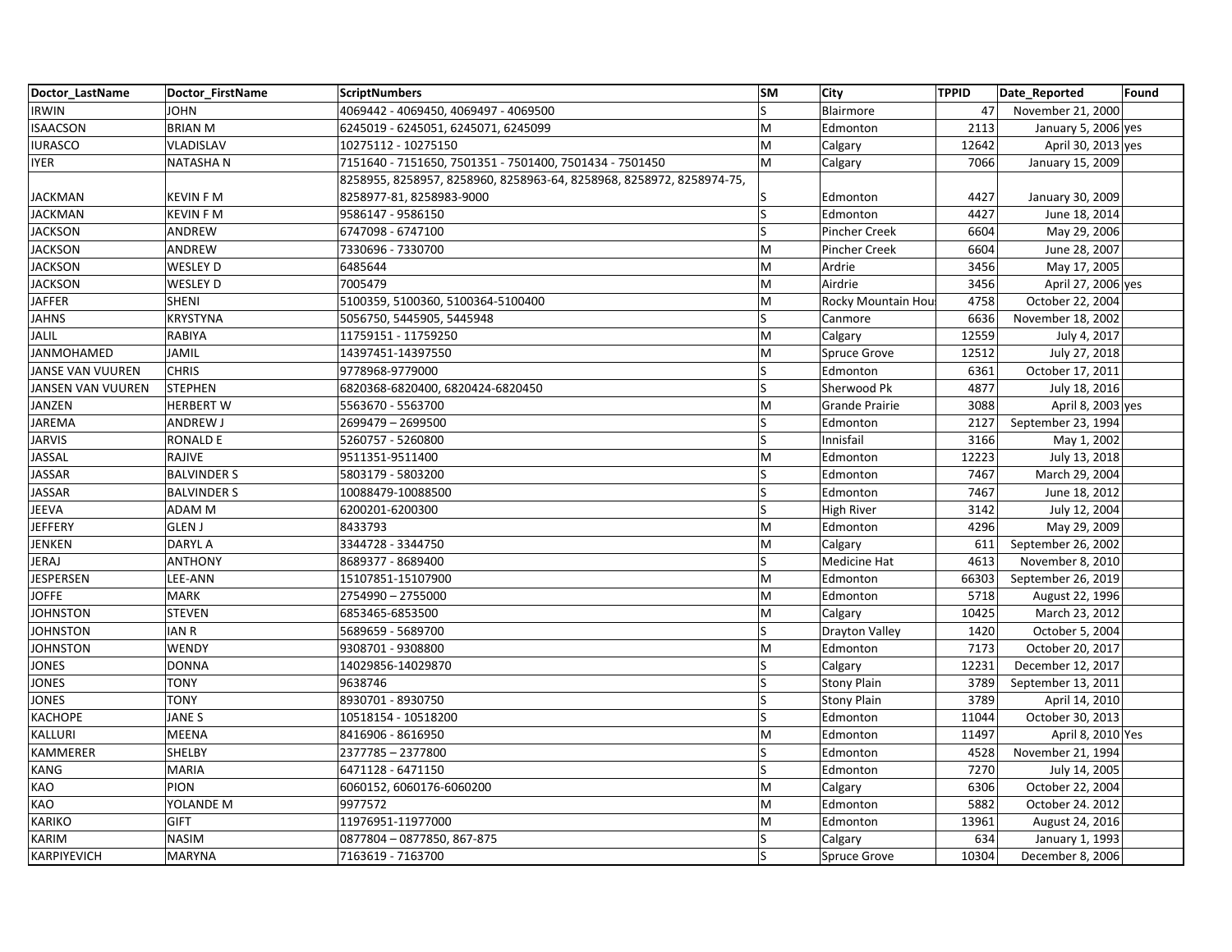| Doctor_LastName | Doctor_FirstName | ScriptNumbers | SM | City | TPPID | Date_Reported | Found |
|---|---|---|---|---|---|---|---|
| IRWIN | JOHN | 4069442 - 4069450, 4069497 - 4069500 | S | Blairmore | 47 | November 21, 2000 | |
| ISAACSON | BRIAN M | 6245019 - 6245051, 6245071, 6245099 | M | Edmonton | 2113 | January 5, 2006 | yes |
| IURASCO | VLADISLAV | 10275112 - 10275150 | M | Calgary | 12642 | April 30, 2013 | yes |
| IYER | NATASHA N | 7151640 - 7151650, 7501351 - 7501400, 7501434 - 7501450 | M | Calgary | 7066 | January 15, 2009 | |
| JACKMAN | KEVIN F M | 8258955, 8258957, 8258960, 8258963-64, 8258968, 8258972, 8258974-75, 8258977-81, 8258983-9000 | S | Edmonton | 4427 | January 30, 2009 | |
| JACKMAN | KEVIN F M | 9586147 - 9586150 | S | Edmonton | 4427 | June 18, 2014 | |
| JACKSON | ANDREW | 6747098 - 6747100 | S | Pincher Creek | 6604 | May 29, 2006 | |
| JACKSON | ANDREW | 7330696 - 7330700 | M | Pincher Creek | 6604 | June 28, 2007 | |
| JACKSON | WESLEY D | 6485644 | M | Ardrie | 3456 | May 17, 2005 | |
| JACKSON | WESLEY D | 7005479 | M | Airdrie | 3456 | April 27, 2006 | yes |
| JAFFER | SHENI | 5100359, 5100360, 5100364-5100400 | M | Rocky Mountain Hou | 4758 | October 22, 2004 | |
| JAHNS | KRYSTYNA | 5056750, 5445905, 5445948 | S | Canmore | 6636 | November 18, 2002 | |
| JALIL | RABIYA | 11759151 - 11759250 | M | Calgary | 12559 | July 4, 2017 | |
| JANMOHAMED | JAMIL | 14397451-14397550 | M | Spruce Grove | 12512 | July 27, 2018 | |
| JANSE VAN VUUREN | CHRIS | 9778968-9779000 | S | Edmonton | 6361 | October 17, 2011 | |
| JANSEN VAN VUUREN | STEPHEN | 6820368-6820400, 6820424-6820450 | S | Sherwood Pk | 4877 | July 18, 2016 | |
| JANZEN | HERBERT W | 5563670 - 5563700 | M | Grande Prairie | 3088 | April 8, 2003 | yes |
| JAREMA | ANDREW J | 2699479 – 2699500 | S | Edmonton | 2127 | September 23, 1994 | |
| JARVIS | RONALD E | 5260757 - 5260800 | S | Innisfail | 3166 | May 1, 2002 | |
| JASSAL | RAJIVE | 9511351-9511400 | M | Edmonton | 12223 | July 13, 2018 | |
| JASSAR | BALVINDER S | 5803179 - 5803200 | S | Edmonton | 7467 | March 29, 2004 | |
| JASSAR | BALVINDER S | 10088479-10088500 | S | Edmonton | 7467 | June 18, 2012 | |
| JEEVA | ADAM M | 6200201-6200300 | S | High River | 3142 | July 12, 2004 | |
| JEFFERY | GLEN J | 8433793 | M | Edmonton | 4296 | May 29, 2009 | |
| JENKEN | DARYL A | 3344728 - 3344750 | M | Calgary | 611 | September 26, 2002 | |
| JERAJ | ANTHONY | 8689377 - 8689400 | S | Medicine Hat | 4613 | November 8, 2010 | |
| JESPERSEN | LEE-ANN | 15107851-15107900 | M | Edmonton | 66303 | September 26, 2019 | |
| JOFFE | MARK | 2754990 – 2755000 | M | Edmonton | 5718 | August 22, 1996 | |
| JOHNSTON | STEVEN | 6853465-6853500 | M | Calgary | 10425 | March 23, 2012 | |
| JOHNSTON | IAN R | 5689659 - 5689700 | S | Drayton Valley | 1420 | October 5, 2004 | |
| JOHNSTON | WENDY | 9308701 - 9308800 | M | Edmonton | 7173 | October 20, 2017 | |
| JONES | DONNA | 14029856-14029870 | S | Calgary | 12231 | December 12, 2017 | |
| JONES | TONY | 9638746 | S | Stony Plain | 3789 | September 13, 2011 | |
| JONES | TONY | 8930701 - 8930750 | S | Stony Plain | 3789 | April 14, 2010 | |
| KACHOPE | JANE S | 10518154 - 10518200 | S | Edmonton | 11044 | October 30, 2013 | |
| KALLURI | MEENA | 8416906 - 8616950 | M | Edmonton | 11497 | April 8, 2010 | Yes |
| KAMMERER | SHELBY | 2377785 – 2377800 | S | Edmonton | 4528 | November 21, 1994 | |
| KANG | MARIA | 6471128 - 6471150 | S | Edmonton | 7270 | July 14, 2005 | |
| KAO | PION | 6060152, 6060176-6060200 | M | Calgary | 6306 | October 22, 2004 | |
| KAO | YOLANDE M | 9977572 | M | Edmonton | 5882 | October 24. 2012 | |
| KARIKO | GIFT | 11976951-11977000 | M | Edmonton | 13961 | August 24, 2016 | |
| KARIM | NASIM | 0877804 – 0877850, 867-875 | S | Calgary | 634 | January 1, 1993 | |
| KARPIYEVICH | MARYNA | 7163619 - 7163700 | S | Spruce Grove | 10304 | December 8, 2006 | |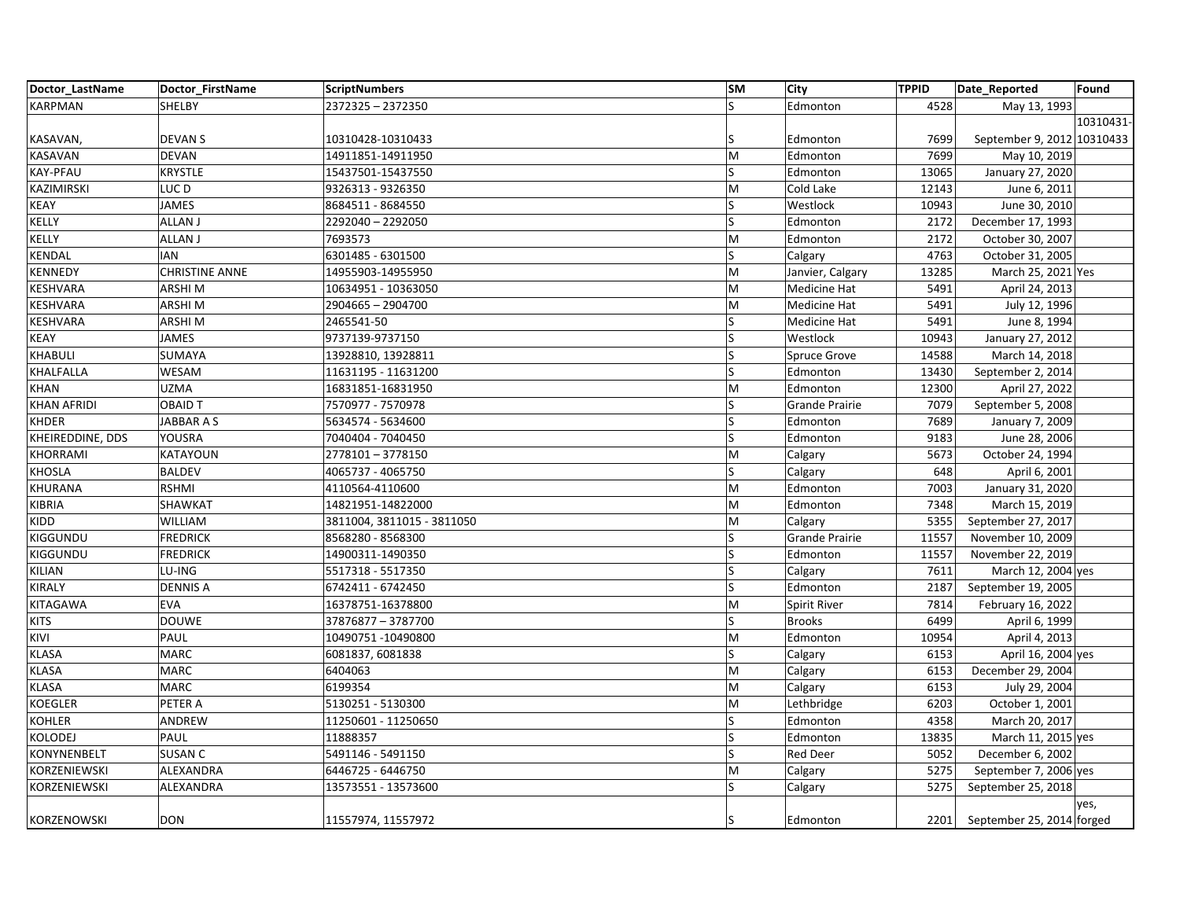| Doctor_LastName | Doctor_FirstName | ScriptNumbers | SM | City | TPPID | Date_Reported | Found |
|---|---|---|---|---|---|---|---|
| KARPMAN | SHELBY | 2372325 – 2372350 | S | Edmonton | 4528 | May 13, 1993 | |
| KASAVAN, | DEVAN S | 10310428-10310433 | S | Edmonton | 7699 | September 9, 2012 | 10310431-10310433 |
| KASAVAN | DEVAN | 14911851-14911950 | M | Edmonton | 7699 | May 10, 2019 | |
| KAY-PFAU | KRYSTLE | 15437501-15437550 | S | Edmonton | 13065 | January 27, 2020 | |
| KAZIMIRSKI | LUC D | 9326313 - 9326350 | M | Cold Lake | 12143 | June 6, 2011 | |
| KEAY | JAMES | 8684511 - 8684550 | S | Westlock | 10943 | June 30, 2010 | |
| KELLY | ALLAN J | 2292040 – 2292050 | S | Edmonton | 2172 | December 17, 1993 | |
| KELLY | ALLAN J | 7693573 | M | Edmonton | 2172 | October 30, 2007 | |
| KENDAL | IAN | 6301485 - 6301500 | S | Calgary | 4763 | October 31, 2005 | |
| KENNEDY | CHRISTINE ANNE | 14955903-14955950 | M | Janvier, Calgary | 13285 | March 25, 2021 | Yes |
| KESHVARA | ARSHI M | 10634951 - 10363050 | M | Medicine Hat | 5491 | April 24, 2013 | |
| KESHVARA | ARSHI M | 2904665 – 2904700 | M | Medicine Hat | 5491 | July 12, 1996 | |
| KESHVARA | ARSHI M | 2465541-50 | S | Medicine Hat | 5491 | June 8, 1994 | |
| KEAY | JAMES | 9737139-9737150 | S | Westlock | 10943 | January 27, 2012 | |
| KHABULI | SUMAYA | 13928810, 13928811 | S | Spruce Grove | 14588 | March 14, 2018 | |
| KHALFALLA | WESAM | 11631195 - 11631200 | S | Edmonton | 13430 | September 2, 2014 | |
| KHAN | UZMA | 16831851-16831950 | M | Edmonton | 12300 | April 27, 2022 | |
| KHAN AFRIDI | OBAID T | 7570977 - 7570978 | S | Grande Prairie | 7079 | September 5, 2008 | |
| KHDER | JABBAR A S | 5634574 - 5634600 | S | Edmonton | 7689 | January 7, 2009 | |
| KHEIREDDINE, DDS | YOUSRA | 7040404 - 7040450 | S | Edmonton | 9183 | June 28, 2006 | |
| KHORRAMI | KATAYOUN | 2778101 – 3778150 | M | Calgary | 5673 | October 24, 1994 | |
| KHOSLA | BALDEV | 4065737 - 4065750 | S | Calgary | 648 | April 6, 2001 | |
| KHURANA | RSHMI | 4110564-4110600 | M | Edmonton | 7003 | January 31, 2020 | |
| KIBRIA | SHAWKAT | 14821951-14822000 | M | Edmonton | 7348 | March 15, 2019 | |
| KIDD | WILLIAM | 3811004, 3811015 - 3811050 | M | Calgary | 5355 | September 27, 2017 | |
| KIGGUNDU | FREDRICK | 8568280 - 8568300 | S | Grande Prairie | 11557 | November 10, 2009 | |
| KIGGUNDU | FREDRICK | 14900311-1490350 | S | Edmonton | 11557 | November 22, 2019 | |
| KILIAN | LU-ING | 5517318 - 5517350 | S | Calgary | 7611 | March 12, 2004 | yes |
| KIRALY | DENNIS A | 6742411 - 6742450 | S | Edmonton | 2187 | September 19, 2005 | |
| KITAGAWA | EVA | 16378751-16378800 | M | Spirit River | 7814 | February 16, 2022 | |
| KITS | DOUWE | 37876877 – 3787700 | S | Brooks | 6499 | April 6, 1999 | |
| KIVI | PAUL | 10490751 -10490800 | M | Edmonton | 10954 | April 4, 2013 | |
| KLASA | MARC | 6081837, 6081838 | S | Calgary | 6153 | April 16, 2004 | yes |
| KLASA | MARC | 6404063 | M | Calgary | 6153 | December 29, 2004 | |
| KLASA | MARC | 6199354 | M | Calgary | 6153 | July 29, 2004 | |
| KOEGLER | PETER A | 5130251 - 5130300 | M | Lethbridge | 6203 | October 1, 2001 | |
| KOHLER | ANDREW | 11250601 - 11250650 | S | Edmonton | 4358 | March 20, 2017 | |
| KOLODEJ | PAUL | 11888357 | S | Edmonton | 13835 | March 11, 2015 | yes |
| KONYNENBELT | SUSAN C | 5491146 - 5491150 | S | Red Deer | 5052 | December 6, 2002 | |
| KORZENIEWSKI | ALEXANDRA | 6446725 - 6446750 | M | Calgary | 5275 | September 7, 2006 | yes |
| KORZENIEWSKI | ALEXANDRA | 13573551 - 13573600 | S | Calgary | 5275 | September 25, 2018 | |
| KORZENOWSKI | DON | 11557974, 11557972 | S | Edmonton | 2201 | September 25, 2014 | yes, forged |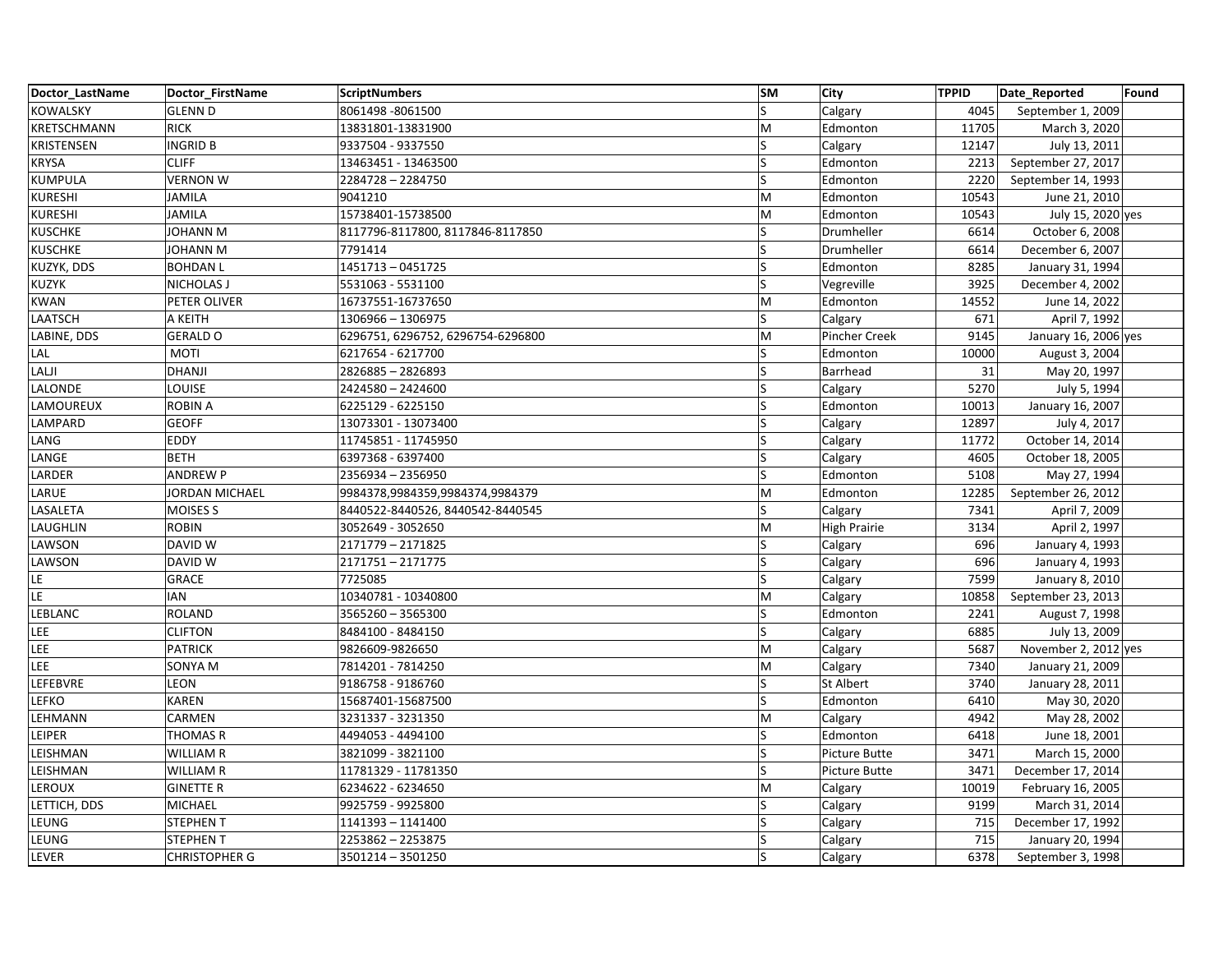| Doctor_LastName | Doctor_FirstName | ScriptNumbers | SM | City | TPPID | Date_Reported | Found |
|---|---|---|---|---|---|---|---|
| KOWALSKY | GLENN D | 8061498 -8061500 | S | Calgary | 4045 | September 1, 2009 | |
| KRETSCHMANN | RICK | 13831801-13831900 | M | Edmonton | 11705 | March 3, 2020 | |
| KRISTENSEN | INGRID B | 9337504 - 9337550 | S | Calgary | 12147 | July 13, 2011 | |
| KRYSA | CLIFF | 13463451 - 13463500 | S | Edmonton | 2213 | September 27, 2017 | |
| KUMPULA | VERNON W | 2284728 – 2284750 | S | Edmonton | 2220 | September 14, 1993 | |
| KURESHI | JAMILA | 9041210 | M | Edmonton | 10543 | June 21, 2010 | |
| KURESHI | JAMILA | 15738401-15738500 | M | Edmonton | 10543 | July 15, 2020 | yes |
| KUSCHKE | JOHANN M | 8117796-8117800, 8117846-8117850 | S | Drumheller | 6614 | October 6, 2008 | |
| KUSCHKE | JOHANN M | 7791414 | S | Drumheller | 6614 | December 6, 2007 | |
| KUZYK, DDS | BOHDAN L | 1451713 – 0451725 | S | Edmonton | 8285 | January 31, 1994 | |
| KUZYK | NICHOLAS J | 5531063 - 5531100 | S | Vegreville | 3925 | December 4, 2002 | |
| KWAN | PETER OLIVER | 16737551-16737650 | M | Edmonton | 14552 | June 14, 2022 | |
| LAATSCH | A KEITH | 1306966 – 1306975 | S | Calgary | 671 | April 7, 1992 | |
| LABINE, DDS | GERALD O | 6296751, 6296752, 6296754-6296800 | M | Pincher Creek | 9145 | January 16, 2006 | yes |
| LAL | MOTI | 6217654 - 6217700 | S | Edmonton | 10000 | August 3, 2004 | |
| LALJI | DHANJI | 2826885 – 2826893 | S | Barrhead | 31 | May 20, 1997 | |
| LALONDE | LOUISE | 2424580 – 2424600 | S | Calgary | 5270 | July 5, 1994 | |
| LAMOUREUX | ROBIN A | 6225129 - 6225150 | S | Edmonton | 10013 | January 16, 2007 | |
| LAMPARD | GEOFF | 13073301 - 13073400 | S | Calgary | 12897 | July 4, 2017 | |
| LANG | EDDY | 11745851 - 11745950 | S | Calgary | 11772 | October 14, 2014 | |
| LANGE | BETH | 6397368 - 6397400 | S | Calgary | 4605 | October 18, 2005 | |
| LARDER | ANDREW P | 2356934 – 2356950 | S | Edmonton | 5108 | May 27, 1994 | |
| LARUE | JORDAN MICHAEL | 9984378,9984359,9984374,9984379 | M | Edmonton | 12285 | September 26, 2012 | |
| LASALETA | MOISES S | 8440522-8440526, 8440542-8440545 | S | Calgary | 7341 | April 7, 2009 | |
| LAUGHLIN | ROBIN | 3052649 - 3052650 | M | High Prairie | 3134 | April 2, 1997 | |
| LAWSON | DAVID W | 2171779 – 2171825 | S | Calgary | 696 | January 4, 1993 | |
| LAWSON | DAVID W | 2171751 – 2171775 | S | Calgary | 696 | January 4, 1993 | |
| LE | GRACE | 7725085 | S | Calgary | 7599 | January 8, 2010 | |
| LE | IAN | 10340781 - 10340800 | M | Calgary | 10858 | September 23, 2013 | |
| LEBLANC | ROLAND | 3565260 – 3565300 | S | Edmonton | 2241 | August 7, 1998 | |
| LEE | CLIFTON | 8484100 - 8484150 | S | Calgary | 6885 | July 13, 2009 | |
| LEE | PATRICK | 9826609-9826650 | M | Calgary | 5687 | November 2, 2012 | yes |
| LEE | SONYA M | 7814201 - 7814250 | M | Calgary | 7340 | January 21, 2009 | |
| LEFEBVRE | LEON | 9186758 - 9186760 | S | St Albert | 3740 | January 28, 2011 | |
| LEFKO | KAREN | 15687401-15687500 | S | Edmonton | 6410 | May 30, 2020 | |
| LEHMANN | CARMEN | 3231337 - 3231350 | M | Calgary | 4942 | May 28, 2002 | |
| LEIPER | THOMAS R | 4494053 - 4494100 | S | Edmonton | 6418 | June 18, 2001 | |
| LEISHMAN | WILLIAM R | 3821099 - 3821100 | S | Picture Butte | 3471 | March 15, 2000 | |
| LEISHMAN | WILLIAM R | 11781329 - 11781350 | S | Picture Butte | 3471 | December 17, 2014 | |
| LEROUX | GINETTE R | 6234622 - 6234650 | M | Calgary | 10019 | February 16, 2005 | |
| LETTICH, DDS | MICHAEL | 9925759 - 9925800 | S | Calgary | 9199 | March 31, 2014 | |
| LEUNG | STEPHEN T | 1141393 – 1141400 | S | Calgary | 715 | December 17, 1992 | |
| LEUNG | STEPHEN T | 2253862 – 2253875 | S | Calgary | 715 | January 20, 1994 | |
| LEVER | CHRISTOPHER G | 3501214 – 3501250 | S | Calgary | 6378 | September 3, 1998 | |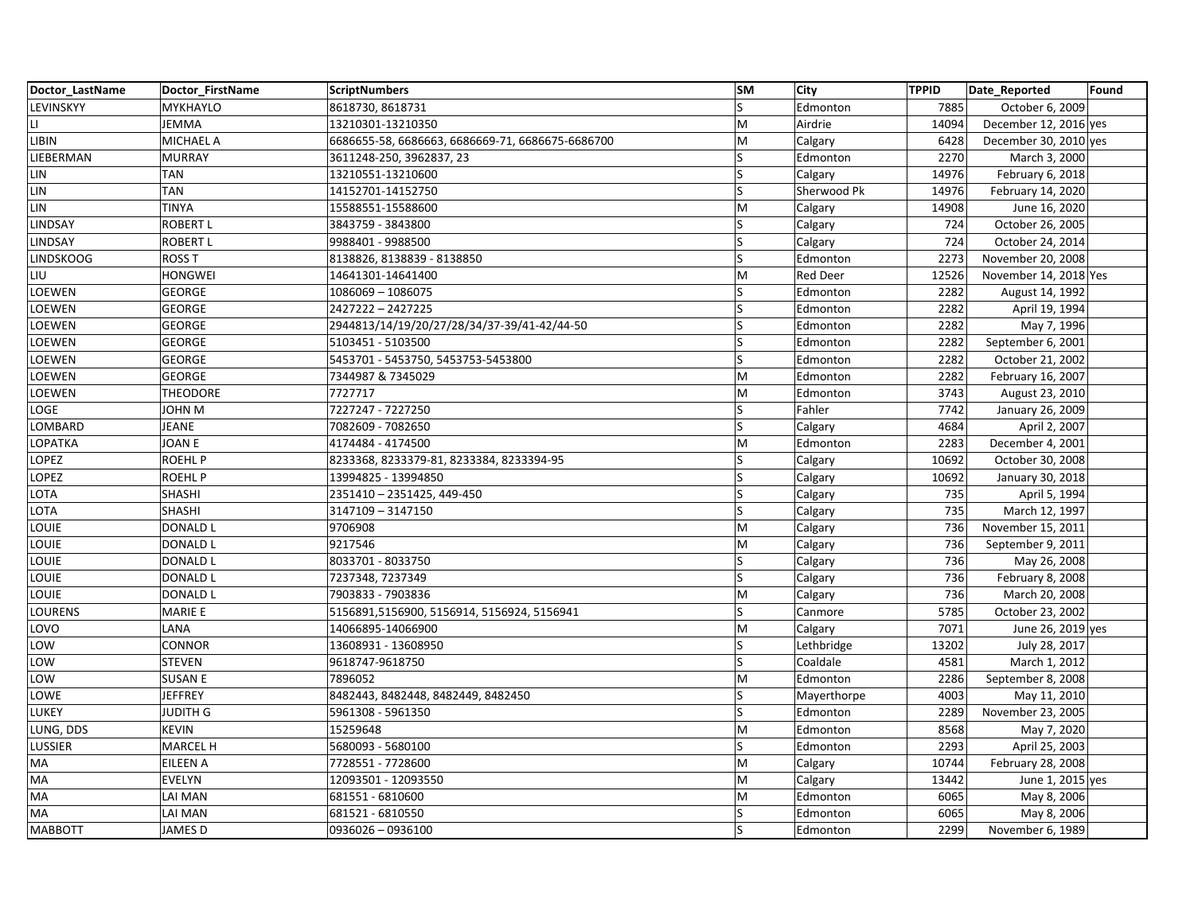| Doctor_LastName | Doctor_FirstName | ScriptNumbers | SM | City | TPPID | Date_Reported | Found |
|---|---|---|---|---|---|---|---|
| LEVINSKYY | MYKHAYLO | 8618730, 8618731 | S | Edmonton | 7885 | October 6, 2009 | |
| LI | JEMMA | 13210301-13210350 | M | Airdrie | 14094 | December 12, 2016 | yes |
| LIBIN | MICHAEL A | 6686655-58, 6686663, 6686669-71, 6686675-6686700 | M | Calgary | 6428 | December 30, 2010 | yes |
| LIEBERMAN | MURRAY | 3611248-250, 3962837, 23 | S | Edmonton | 2270 | March 3, 2000 | |
| LIN | TAN | 13210551-13210600 | S | Calgary | 14976 | February 6, 2018 | |
| LIN | TAN | 14152701-14152750 | S | Sherwood Pk | 14976 | February 14, 2020 | |
| LIN | TINYA | 15588551-15588600 | M | Calgary | 14908 | June 16, 2020 | |
| LINDSAY | ROBERT L | 3843759 - 3843800 | S | Calgary | 724 | October 26, 2005 | |
| LINDSAY | ROBERT L | 9988401 - 9988500 | S | Calgary | 724 | October 24, 2014 | |
| LINDSKOOG | ROSS T | 8138826, 8138839 - 8138850 | S | Edmonton | 2273 | November 20, 2008 | |
| LIU | HONGWEI | 14641301-14641400 | M | Red Deer | 12526 | November 14, 2018 | Yes |
| LOEWEN | GEORGE | 1086069 – 1086075 | S | Edmonton | 2282 | August 14, 1992 | |
| LOEWEN | GEORGE | 2427222 – 2427225 | S | Edmonton | 2282 | April 19, 1994 | |
| LOEWEN | GEORGE | 2944813/14/19/20/27/28/34/37-39/41-42/44-50 | S | Edmonton | 2282 | May 7, 1996 | |
| LOEWEN | GEORGE | 5103451 - 5103500 | S | Edmonton | 2282 | September 6, 2001 | |
| LOEWEN | GEORGE | 5453701 - 5453750, 5453753-5453800 | S | Edmonton | 2282 | October 21, 2002 | |
| LOEWEN | GEORGE | 7344987 & 7345029 | M | Edmonton | 2282 | February 16, 2007 | |
| LOEWEN | THEODORE | 7727717 | M | Edmonton | 3743 | August 23, 2010 | |
| LOGE | JOHN M | 7227247 - 7227250 | S | Fahler | 7742 | January 26, 2009 | |
| LOMBARD | JEANE | 7082609 - 7082650 | S | Calgary | 4684 | April 2, 2007 | |
| LOPATKA | JOAN E | 4174484 - 4174500 | M | Edmonton | 2283 | December 4, 2001 | |
| LOPEZ | ROEHL P | 8233368, 8233379-81, 8233384, 8233394-95 | S | Calgary | 10692 | October 30, 2008 | |
| LOPEZ | ROEHL P | 13994825 - 13994850 | S | Calgary | 10692 | January 30, 2018 | |
| LOTA | SHASHI | 2351410 – 2351425, 449-450 | S | Calgary | 735 | April 5, 1994 | |
| LOTA | SHASHI | 3147109 – 3147150 | S | Calgary | 735 | March 12, 1997 | |
| LOUIE | DONALD L | 9706908 | M | Calgary | 736 | November 15, 2011 | |
| LOUIE | DONALD L | 9217546 | M | Calgary | 736 | September 9, 2011 | |
| LOUIE | DONALD L | 8033701 - 8033750 | S | Calgary | 736 | May 26, 2008 | |
| LOUIE | DONALD L | 7237348, 7237349 | S | Calgary | 736 | February 8, 2008 | |
| LOUIE | DONALD L | 7903833 - 7903836 | M | Calgary | 736 | March 20, 2008 | |
| LOURENS | MARIE E | 5156891,5156900, 5156914, 5156924, 5156941 | S | Canmore | 5785 | October 23, 2002 | |
| LOVO | LANA | 14066895-14066900 | M | Calgary | 7071 | June 26, 2019 | yes |
| LOW | CONNOR | 13608931 - 13608950 | S | Lethbridge | 13202 | July 28, 2017 | |
| LOW | STEVEN | 9618747-9618750 | S | Coaldale | 4581 | March 1, 2012 | |
| LOW | SUSAN E | 7896052 | M | Edmonton | 2286 | September 8, 2008 | |
| LOWE | JEFFREY | 8482443, 8482448, 8482449, 8482450 | S | Mayerthorpe | 4003 | May 11, 2010 | |
| LUKEY | JUDITH G | 5961308 - 5961350 | S | Edmonton | 2289 | November 23, 2005 | |
| LUNG, DDS | KEVIN | 15259648 | M | Edmonton | 8568 | May 7, 2020 | |
| LUSSIER | MARCEL H | 5680093 - 5680100 | S | Edmonton | 2293 | April 25, 2003 | |
| MA | EILEEN A | 7728551 - 7728600 | M | Calgary | 10744 | February 28, 2008 | |
| MA | EVELYN | 12093501 - 12093550 | M | Calgary | 13442 | June 1, 2015 | yes |
| MA | LAI MAN | 681551 - 6810600 | M | Edmonton | 6065 | May 8, 2006 | |
| MA | LAI MAN | 681521 - 6810550 | S | Edmonton | 6065 | May 8, 2006 | |
| MABBOTT | JAMES D | 0936026 – 0936100 | S | Edmonton | 2299 | November 6, 1989 | |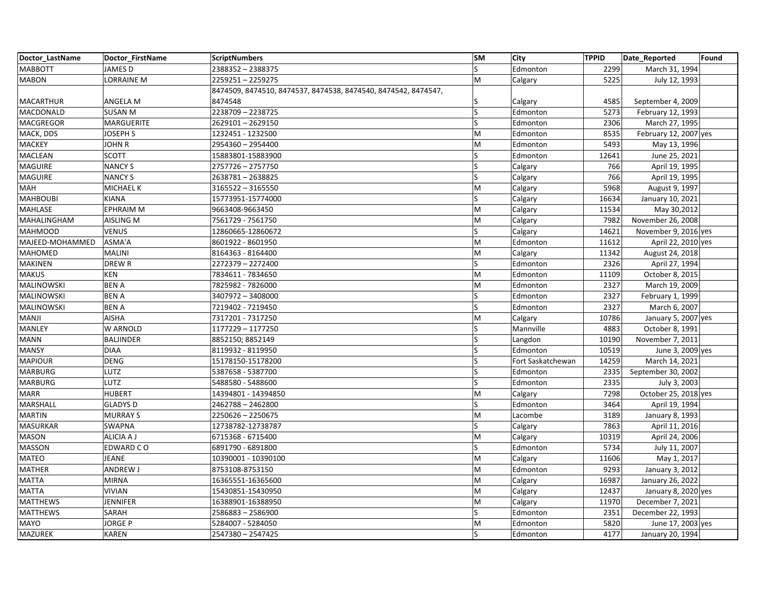| Doctor_LastName | Doctor_FirstName | ScriptNumbers | SM | City | TPPID | Date_Reported | Found |
|---|---|---|---|---|---|---|---|
| MABBOTT | JAMES D | 2388352 – 2388375 | S | Edmonton | 2299 | March 31, 1994 | |
| MABON | LORRAINE M | 2259251 – 2259275 | M | Calgary | 5225 | July 12, 1993 | |
| MACARTHUR | ANGELA M | 8474509, 8474510, 8474537, 8474538, 8474540, 8474542, 8474547, 8474548 | S | Calgary | 4585 | September 4, 2009 | |
| MACDONALD | SUSAN M | 2238709 – 2238725 | S | Edmonton | 5273 | February 12, 1993 | |
| MACGREGOR | MARGUERITE | 2629101 – 2629150 | S | Edmonton | 2306 | March 27, 1995 | |
| MACK, DDS | JOSEPH S | 1232451 - 1232500 | M | Edmonton | 8535 | February 12, 2007 | yes |
| MACKEY | JOHN R | 2954360 – 2954400 | M | Edmonton | 5493 | May 13, 1996 | |
| MACLEAN | SCOTT | 15883801-15883900 | S | Edmonton | 12641 | June 25, 2021 | |
| MAGUIRE | NANCY S | 2757726 – 2757750 | S | Calgary | 766 | April 19, 1995 | |
| MAGUIRE | NANCY S | 2638781 – 2638825 | S | Calgary | 766 | April 19, 1995 | |
| MAH | MICHAEL K | 3165522 – 3165550 | M | Calgary | 5968 | August 9, 1997 | |
| MAHBOUBI | KIANA | 15773951-15774000 | S | Calgary | 16634 | January 10, 2021 | |
| MAHLASE | EPHRAIM M | 9663408-9663450 | M | Calgary | 11534 | May 30,2012 | |
| MAHALINGHAM | AISLING M | 7561729 - 7561750 | M | Calgary | 7982 | November 26, 2008 | |
| MAHMOOD | VENUS | 12860665-12860672 | S | Calgary | 14621 | November 9, 2016 | yes |
| MAJEED-MOHAMMED | ASMA'A | 8601922 - 8601950 | M | Edmonton | 11612 | April 22, 2010 | yes |
| MAHOMED | MALINI | 8164363 - 8164400 | M | Calgary | 11342 | August 24, 2018 | |
| MAKINEN | DREW R | 2272379 – 2272400 | S | Edmonton | 2326 | April 27, 1994 | |
| MAKUS | KEN | 7834611 - 7834650 | M | Edmonton | 11109 | October 8, 2015 | |
| MALINOWSKI | BEN A | 7825982 - 7826000 | M | Edmonton | 2327 | March 19, 2009 | |
| MALINOWSKI | BEN A | 3407972 – 3408000 | S | Edmonton | 2327 | February 1, 1999 | |
| MALINOWSKI | BEN A | 7219402 - 7219450 | S | Edmonton | 2327 | March 6, 2007 | |
| MANJI | AISHA | 7317201 - 7317250 | M | Calgary | 10786 | January 5, 2007 | yes |
| MANLEY | W ARNOLD | 1177229 – 1177250 | S | Mannville | 4883 | October 8, 1991 | |
| MANN | BALJINDER | 8852150; 8852149 | S | Langdon | 10190 | November 7, 2011 | |
| MANSY | DIAA | 8119932 - 8119950 | S | Edmonton | 10519 | June 3, 2009 | yes |
| MAPIOUR | DENG | 15178150-15178200 | S | Fort Saskatchewan | 14259 | March 14, 2021 | |
| MARBURG | LUTZ | 5387658 - 5387700 | S | Edmonton | 2335 | September 30, 2002 | |
| MARBURG | LUTZ | 5488580 - 5488600 | S | Edmonton | 2335 | July 3, 2003 | |
| MARR | HUBERT | 14394801 - 14394850 | M | Calgary | 7298 | October 25, 2018 | yes |
| MARSHALL | GLADYS D | 2462788 – 2462800 | S | Edmonton | 3464 | April 19, 1994 | |
| MARTIN | MURRAY S | 2250626 – 2250675 | M | Lacombe | 3189 | January 8, 1993 | |
| MASURKAR | SWAPNA | 12738782-12738787 | S | Calgary | 7863 | April 11, 2016 | |
| MASON | ALICIA A J | 6715368 - 6715400 | M | Calgary | 10319 | April 24, 2006 | |
| MASSON | EDWARD C O | 6891790 - 6891800 | S | Edmonton | 5734 | July 11, 2007 | |
| MATEO | JEANE | 10390001 - 10390100 | M | Calgary | 11606 | May 1, 2017 | |
| MATHER | ANDREW J | 8753108-8753150 | M | Edmonton | 9293 | January 3, 2012 | |
| MATTA | MIRNA | 16365551-16365600 | M | Calgary | 16987 | January 26, 2022 | |
| MATTA | VIVIAN | 15430851-15430950 | M | Calgary | 12437 | January 8, 2020 | yes |
| MATTHEWS | JENNIFER | 16388901-16388950 | M | Calgary | 11970 | December 7, 2021 | |
| MATTHEWS | SARAH | 2586883 – 2586900 | S | Edmonton | 2351 | December 22, 1993 | |
| MAYO | JORGE P | 5284007 - 5284050 | M | Edmonton | 5820 | June 17, 2003 | yes |
| MAZUREK | KAREN | 2547380 – 2547425 | S | Edmonton | 4177 | January 20, 1994 | |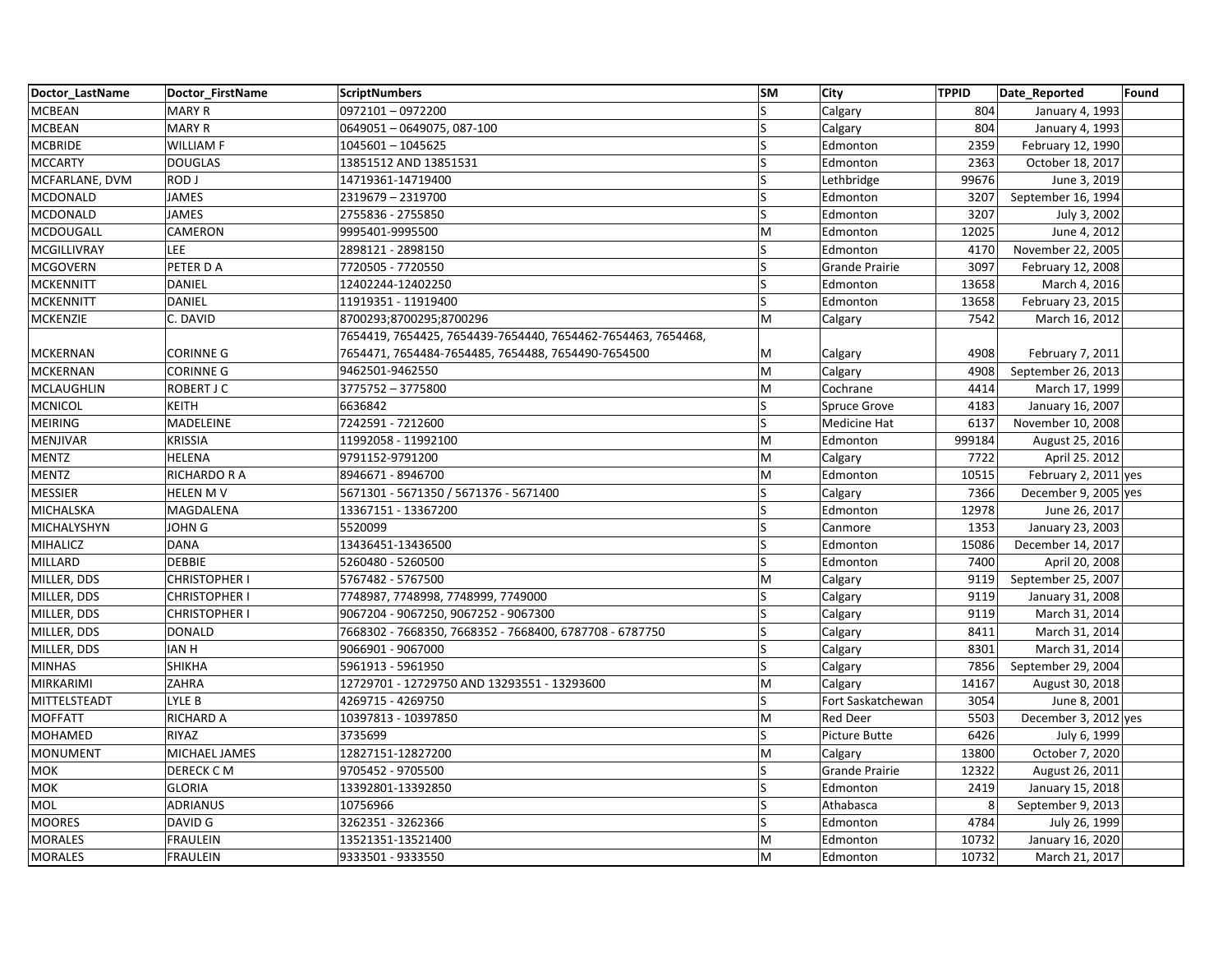| Doctor_LastName | Doctor_FirstName | ScriptNumbers | SM | City | TPPID | Date_Reported | Found |
|---|---|---|---|---|---|---|---|
| MCBEAN | MARY R | 0972101 – 0972200 | S | Calgary | 804 | January 4, 1993 | |
| MCBEAN | MARY R | 0649051 – 0649075, 087-100 | S | Calgary | 804 | January 4, 1993 | |
| MCBRIDE | WILLIAM F | 1045601 – 1045625 | S | Edmonton | 2359 | February 12, 1990 | |
| MCCARTY | DOUGLAS | 13851512 AND 13851531 | S | Edmonton | 2363 | October 18, 2017 | |
| MCFARLANE, DVM | ROD J | 14719361-14719400 | S | Lethbridge | 99676 | June 3, 2019 | |
| MCDONALD | JAMES | 2319679 – 2319700 | S | Edmonton | 3207 | September 16, 1994 | |
| MCDONALD | JAMES | 2755836 - 2755850 | S | Edmonton | 3207 | July 3, 2002 | |
| MCDOUGALL | CAMERON | 9995401-9995500 | M | Edmonton | 12025 | June 4, 2012 | |
| MCGILLIVRAY | LEE | 2898121 - 2898150 | S | Edmonton | 4170 | November 22, 2005 | |
| MCGOVERN | PETER D A | 7720505 - 7720550 | S | Grande Prairie | 3097 | February 12, 2008 | |
| MCKENNITT | DANIEL | 12402244-12402250 | S | Edmonton | 13658 | March 4, 2016 | |
| MCKENNITT | DANIEL | 11919351 - 11919400 | S | Edmonton | 13658 | February 23, 2015 | |
| MCKENZIE | C. DAVID | 8700293;8700295;8700296 | M | Calgary | 7542 | March 16, 2012 | |
| MCKERNAN | CORINNE G | 7654419, 7654425, 7654439-7654440, 7654462-7654463, 7654468, 7654471, 7654484-7654485, 7654488, 7654490-7654500 | M | Calgary | 4908 | February 7, 2011 | |
| MCKERNAN | CORINNE G | 9462501-9462550 | M | Calgary | 4908 | September 26, 2013 | |
| MCLAUGHLIN | ROBERT J C | 3775752 – 3775800 | M | Cochrane | 4414 | March 17, 1999 | |
| MCNICOL | KEITH | 6636842 | S | Spruce Grove | 4183 | January 16, 2007 | |
| MEIRING | MADELEINE | 7242591 - 7212600 | S | Medicine Hat | 6137 | November 10, 2008 | |
| MENJIVAR | KRISSIA | 11992058 - 11992100 | M | Edmonton | 999184 | August 25, 2016 | |
| MENTZ | HELENA | 9791152-9791200 | M | Calgary | 7722 | April 25. 2012 | |
| MENTZ | RICHARDO R A | 8946671 - 8946700 | M | Edmonton | 10515 | February 2, 2011 | yes |
| MESSIER | HELEN M V | 5671301 - 5671350 / 5671376 - 5671400 | S | Calgary | 7366 | December 9, 2005 | yes |
| MICHALSKA | MAGDALENA | 13367151 - 13367200 | S | Edmonton | 12978 | June 26, 2017 | |
| MICHALYSHYN | JOHN G | 5520099 | S | Canmore | 1353 | January 23, 2003 | |
| MIHALICZ | DANA | 13436451-13436500 | S | Edmonton | 15086 | December 14, 2017 | |
| MILLARD | DEBBIE | 5260480 - 5260500 | S | Edmonton | 7400 | April 20, 2008 | |
| MILLER, DDS | CHRISTOPHER I | 5767482 - 5767500 | M | Calgary | 9119 | September 25, 2007 | |
| MILLER, DDS | CHRISTOPHER I | 7748987, 7748998, 7748999, 7749000 | S | Calgary | 9119 | January 31, 2008 | |
| MILLER, DDS | CHRISTOPHER I | 9067204 - 9067250, 9067252 - 9067300 | S | Calgary | 9119 | March 31, 2014 | |
| MILLER, DDS | DONALD | 7668302 - 7668350, 7668352 - 7668400, 6787708 - 6787750 | S | Calgary | 8411 | March 31, 2014 | |
| MILLER, DDS | IAN H | 9066901 - 9067000 | S | Calgary | 8301 | March 31, 2014 | |
| MINHAS | SHIKHA | 5961913 - 5961950 | S | Calgary | 7856 | September 29, 2004 | |
| MIRKARIMI | ZAHRA | 12729701 - 12729750 AND 13293551 - 13293600 | M | Calgary | 14167 | August 30, 2018 | |
| MITTELSTEADT | LYLE B | 4269715 - 4269750 | S | Fort Saskatchewan | 3054 | June 8, 2001 | |
| MOFFATT | RICHARD A | 10397813 - 10397850 | M | Red Deer | 5503 | December 3, 2012 | yes |
| MOHAMED | RIYAZ | 3735699 | S | Picture Butte | 6426 | July 6, 1999 | |
| MONUMENT | MICHAEL JAMES | 12827151-12827200 | M | Calgary | 13800 | October 7, 2020 | |
| MOK | DERECK C M | 9705452 - 9705500 | S | Grande Prairie | 12322 | August 26, 2011 | |
| MOK | GLORIA | 13392801-13392850 | S | Edmonton | 2419 | January 15, 2018 | |
| MOL | ADRIANUS | 10756966 | S | Athabasca | 8 | September 9, 2013 | |
| MOORES | DAVID G | 3262351 - 3262366 | S | Edmonton | 4784 | July 26, 1999 | |
| MORALES | FRAULEIN | 13521351-13521400 | M | Edmonton | 10732 | January 16, 2020 | |
| MORALES | FRAULEIN | 9333501 - 9333550 | M | Edmonton | 10732 | March 21, 2017 | |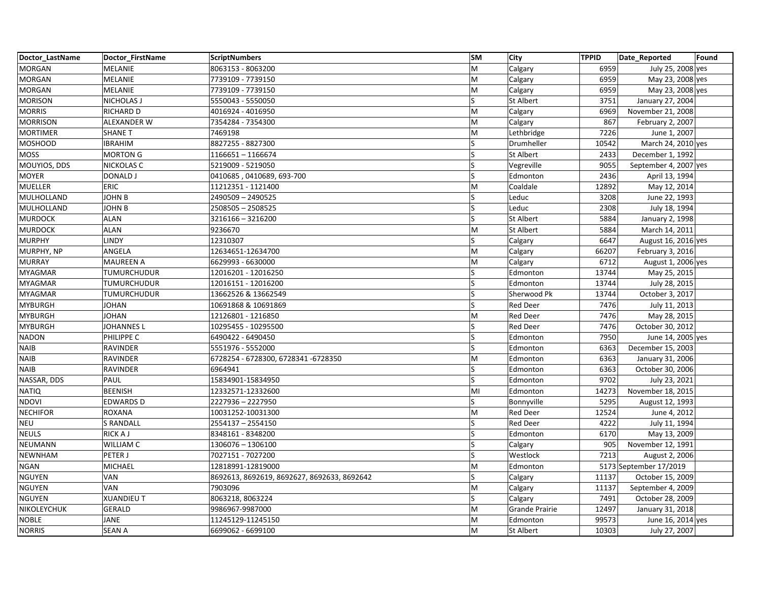| Doctor_LastName | Doctor_FirstName | ScriptNumbers | SM | City | TPPID | Date_Reported | Found |
|---|---|---|---|---|---|---|---|
| MORGAN | MELANIE | 8063153 - 8063200 | M | Calgary | 6959 | July 25, 2008 | yes |
| MORGAN | MELANIE | 7739109 - 7739150 | M | Calgary | 6959 | May 23, 2008 | yes |
| MORGAN | MELANIE | 7739109 - 7739150 | M | Calgary | 6959 | May 23, 2008 | yes |
| MORISON | NICHOLAS J | 5550043 - 5550050 | S | St Albert | 3751 | January 27, 2004 | |
| MORRIS | RICHARD D | 4016924 - 4016950 | M | Calgary | 6969 | November 21, 2008 | |
| MORRISON | ALEXANDER W | 7354284 - 7354300 | M | Calgary | 867 | February 2, 2007 | |
| MORTIMER | SHANE T | 7469198 | M | Lethbridge | 7226 | June 1, 2007 | |
| MOSHOOD | IBRAHIM | 8827255 - 8827300 | S | Drumheller | 10542 | March 24, 2010 | yes |
| MOSS | MORTON G | 1166651 – 1166674 | S | St Albert | 2433 | December 1, 1992 | |
| MOUYIOS, DDS | NICKOLAS C | 5219009 - 5219050 | S | Vegreville | 9055 | September 4, 2007 | yes |
| MOYER | DONALD J | 0410685 , 0410689, 693-700 | S | Edmonton | 2436 | April 13, 1994 | |
| MUELLER | ERIC | 11212351 - 1121400 | M | Coaldale | 12892 | May 12, 2014 | |
| MULHOLLAND | JOHN B | 2490509 – 2490525 | S | Leduc | 3208 | June 22, 1993 | |
| MULHOLLAND | JOHN B | 2508505 – 2508525 | S | Leduc | 2308 | July 18, 1994 | |
| MURDOCK | ALAN | 3216166 – 3216200 | S | St Albert | 5884 | January 2, 1998 | |
| MURDOCK | ALAN | 9236670 | M | St Albert | 5884 | March 14, 2011 | |
| MURPHY | LINDY | 12310307 | S | Calgary | 6647 | August 16, 2016 | yes |
| MURPHY, NP | ANGELA | 12634651-12634700 | M | Calgary | 66207 | February 3, 2016 | |
| MURRAY | MAUREEN A | 6629993 - 6630000 | M | Calgary | 6712 | August 1, 2006 | yes |
| MYAGMAR | TUMURCHUDUR | 12016201 - 12016250 | S | Edmonton | 13744 | May 25, 2015 | |
| MYAGMAR | TUMURCHUDUR | 12016151 - 12016200 | S | Edmonton | 13744 | July 28, 2015 | |
| MYAGMAR | TUMURCHUDUR | 13662526 & 13662549 | S | Sherwood Pk | 13744 | October 3, 2017 | |
| MYBURGH | JOHAN | 10691868 & 10691869 | S | Red Deer | 7476 | July 11, 2013 | |
| MYBURGH | JOHAN | 12126801 - 1216850 | M | Red Deer | 7476 | May 28, 2015 | |
| MYBURGH | JOHANNES L | 10295455 - 10295500 | S | Red Deer | 7476 | October 30, 2012 | |
| NADON | PHILIPPE C | 6490422 - 6490450 | S | Edmonton | 7950 | June 14, 2005 | yes |
| NAIB | RAVINDER | 5551976 - 5552000 | S | Edmonton | 6363 | December 15, 2003 | |
| NAIB | RAVINDER | 6728254 - 6728300, 6728341 -6728350 | M | Edmonton | 6363 | January 31, 2006 | |
| NAIB | RAVINDER | 6964941 | S | Edmonton | 6363 | October 30, 2006 | |
| NASSAR, DDS | PAUL | 15834901-15834950 | S | Edmonton | 9702 | July 23, 2021 | |
| NATIQ | BEENISH | 12332571-12332600 | MI | Edmonton | 14273 | November 18, 2015 | |
| NDOVI | EDWARDS D | 2227936 – 2227950 | S | Bonnyville | 5295 | August 12, 1993 | |
| NECHIFOR | ROXANA | 10031252-10031300 | M | Red Deer | 12524 | June 4, 2012 | |
| NEU | S RANDALL | 2554137 – 2554150 | S | Red Deer | 4222 | July 11, 1994 | |
| NEULS | RICK A J | 8348161 - 8348200 | S | Edmonton | 6170 | May 13, 2009 | |
| NEUMANN | WILLIAM C | 1306076 – 1306100 | S | Calgary | 905 | November 12, 1991 | |
| NEWNHAM | PETER J | 7027151 - 7027200 | S | Westlock | 7213 | August 2, 2006 | |
| NGAN | MICHAEL | 12818991-12819000 | M | Edmonton | 5173 | September 17/2019 | |
| NGUYEN | VAN | 8692613, 8692619, 8692627, 8692633, 8692642 | S | Calgary | 11137 | October 15, 2009 | |
| NGUYEN | VAN | 7903096 | M | Calgary | 11137 | September 4, 2009 | |
| NGUYEN | XUANDIEU T | 8063218, 8063224 | S | Calgary | 7491 | October 28, 2009 | |
| NIKOLEYCHUK | GERALD | 9986967-9987000 | M | Grande Prairie | 12497 | January 31, 2018 | |
| NOBLE | JANE | 11245129-11245150 | M | Edmonton | 99573 | June 16, 2014 | yes |
| NORRIS | SEAN A | 6699062 - 6699100 | M | St Albert | 10303 | July 27, 2007 | |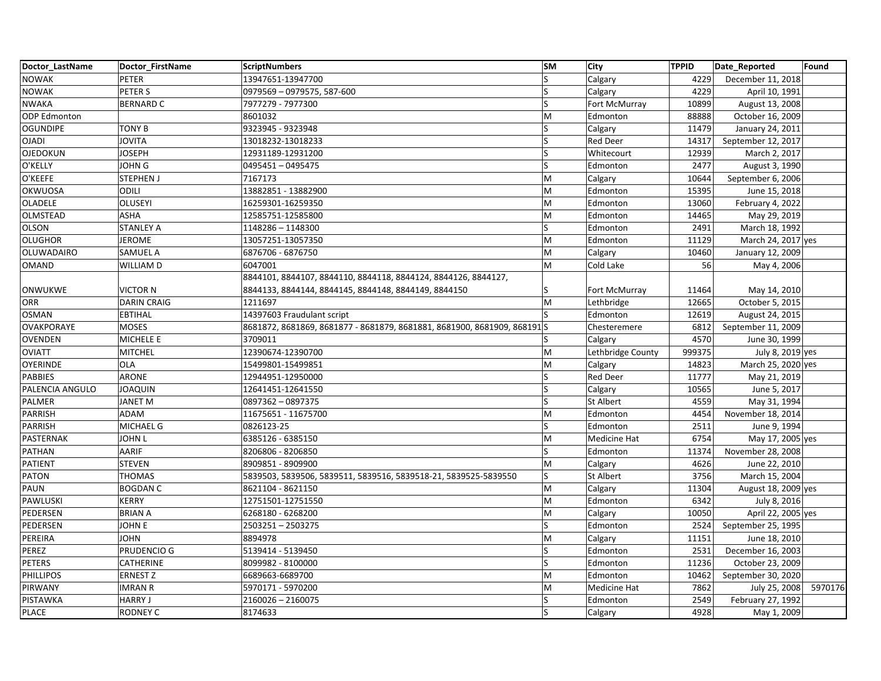| Doctor_LastName | Doctor_FirstName | ScriptNumbers | SM | City | TPPID | Date_Reported | Found |
|---|---|---|---|---|---|---|---|
| NOWAK | PETER | 13947651-13947700 | S | Calgary | 4229 | December 11, 2018 | |
| NOWAK | PETER S | 0979569 – 0979575, 587-600 | S | Calgary | 4229 | April 10, 1991 | |
| NWAKA | BERNARD C | 7977279 - 7977300 | S | Fort McMurray | 10899 | August 13, 2008 | |
| ODP Edmonton | | 8601032 | M | Edmonton | 88888 | October 16, 2009 | |
| OGUNDIPE | TONY B | 9323945 - 9323948 | S | Calgary | 11479 | January 24, 2011 | |
| OJADI | JOVITA | 13018232-13018233 | S | Red Deer | 14317 | September 12, 2017 | |
| OJEDOKUN | JOSEPH | 12931189-12931200 | S | Whitecourt | 12939 | March 2, 2017 | |
| O'KELLY | JOHN G | 0495451 – 0495475 | S | Edmonton | 2477 | August 3, 1990 | |
| O'KEEFE | STEPHEN J | 7167173 | M | Calgary | 10644 | September 6, 2006 | |
| OKWUOSA | ODILI | 13882851 - 13882900 | M | Edmonton | 15395 | June 15, 2018 | |
| OLADELE | OLUSEYI | 16259301-16259350 | M | Edmonton | 13060 | February 4, 2022 | |
| OLMSTEAD | ASHA | 12585751-12585800 | M | Edmonton | 14465 | May 29, 2019 | |
| OLSON | STANLEY A | 1148286 – 1148300 | S | Edmonton | 2491 | March 18, 1992 | |
| OLUGHOR | JEROME | 13057251-13057350 | M | Edmonton | 11129 | March 24, 2017 | yes |
| OLUWADAIRO | SAMUEL A | 6876706 - 6876750 | M | Calgary | 10460 | January 12, 2009 | |
| OMAND | WILLIAM D | 6047001 | M | Cold Lake | 56 | May 4, 2006 | |
| ONWUKWE | VICTOR N | 8844101, 8844107, 8844110, 8844118, 8844124, 8844126, 8844127, 8844133, 8844144, 8844145, 8844148, 8844149, 8844150 | S | Fort McMurray | 11464 | May 14, 2010 | |
| ORR | DARIN CRAIG | 1211697 | M | Lethbridge | 12665 | October 5, 2015 | |
| OSMAN | EBTIHAL | 14397603 Fraudulant script | S | Edmonton | 12619 | August 24, 2015 | |
| OVAKPORAYE | MOSES | 8681872, 8681869, 8681877 - 8681879, 8681881, 8681900, 8681909, 868191 | S | Chesteremere | 6812 | September 11, 2009 | |
| OVENDEN | MICHELE E | 3709011 | S | Calgary | 4570 | June 30, 1999 | |
| OVIATT | MITCHEL | 12390674-12390700 | M | Lethbridge County | 999375 | July 8, 2019 | yes |
| OYERINDE | OLA | 15499801-15499851 | M | Calgary | 14823 | March 25, 2020 | yes |
| PABBIES | ARONE | 12944951-12950000 | S | Red Deer | 11777 | May 21, 2019 | |
| PALENCIA ANGULO | JOAQUIN | 12641451-12641550 | S | Calgary | 10565 | June 5, 2017 | |
| PALMER | JANET M | 0897362 – 0897375 | S | St Albert | 4559 | May 31, 1994 | |
| PARRISH | ADAM | 11675651 - 11675700 | M | Edmonton | 4454 | November 18, 2014 | |
| PARRISH | MICHAEL G | 0826123-25 | S | Edmonton | 2511 | June 9, 1994 | |
| PASTERNAK | JOHN L | 6385126 - 6385150 | M | Medicine Hat | 6754 | May 17, 2005 | yes |
| PATHAN | AARIF | 8206806 - 8206850 | S | Edmonton | 11374 | November 28, 2008 | |
| PATIENT | STEVEN | 8909851 - 8909900 | M | Calgary | 4626 | June 22, 2010 | |
| PATON | THOMAS | 5839503, 5839506, 5839511, 5839516, 5839518-21, 5839525-5839550 | S | St Albert | 3756 | March 15, 2004 | |
| PAUN | BOGDAN C | 8621104 - 8621150 | M | Calgary | 11304 | August 18, 2009 | yes |
| PAWLUSKI | KERRY | 12751501-12751550 | M | Edmonton | 6342 | July 8, 2016 | |
| PEDERSEN | BRIAN A | 6268180 - 6268200 | M | Calgary | 10050 | April 22, 2005 | yes |
| PEDERSEN | JOHN E | 2503251 – 2503275 | S | Edmonton | 2524 | September 25, 1995 | |
| PEREIRA | JOHN | 8894978 | M | Calgary | 11151 | June 18, 2010 | |
| PEREZ | PRUDENCIO G | 5139414 - 5139450 | S | Edmonton | 2531 | December 16, 2003 | |
| PETERS | CATHERINE | 8099982 - 8100000 | S | Edmonton | 11236 | October 23, 2009 | |
| PHILLIPOS | ERNEST Z | 6689663-6689700 | M | Edmonton | 10462 | September 30, 2020 | |
| PIRWANY | IMRAN R | 5970171 - 5970200 | M | Medicine Hat | 7862 | July 25, 2008 | 5970176 |
| PISTAWKA | HARRY J | 2160026 – 2160075 | S | Edmonton | 2549 | February 27, 1992 | |
| PLACE | RODNEY C | 8174633 | S | Calgary | 4928 | May 1, 2009 | |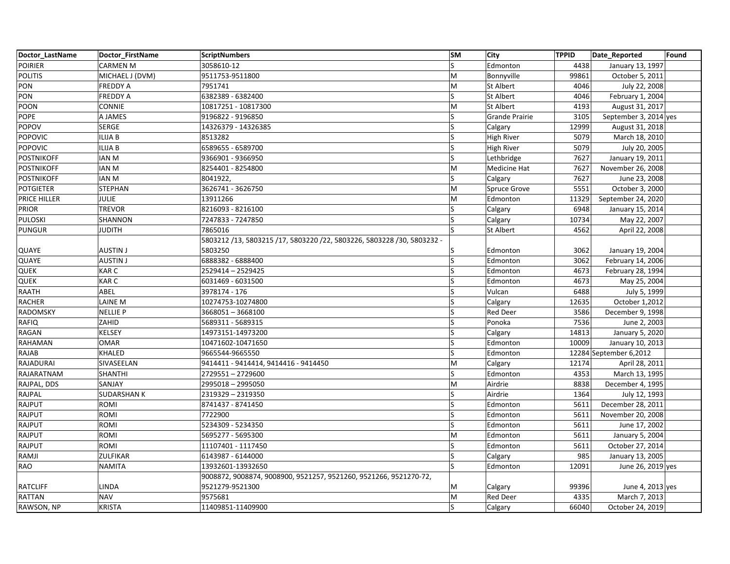| Doctor_LastName | Doctor_FirstName | ScriptNumbers | SM | City | TPPID | Date_Reported | Found |
|---|---|---|---|---|---|---|---|
| POIRIER | CARMEN M | 3058610-12 | S | Edmonton | 4438 | January 13, 1997 | |
| POLITIS | MICHAEL J (DVM) | 9511753-9511800 | M | Bonnyville | 99861 | October 5, 2011 | |
| PON | FREDDY A | 7951741 | M | St Albert | 4046 | July 22, 2008 | |
| PON | FREDDY A | 6382389 - 6382400 | S | St Albert | 4046 | February 1, 2004 | |
| POON | CONNIE | 10817251 - 10817300 | M | St Albert | 4193 | August 31, 2017 | |
| POPE | A JAMES | 9196822 - 9196850 | S | Grande Prairie | 3105 | September 3, 2014 | yes |
| POPOV | SERGE | 14326379 - 14326385 | S | Calgary | 12999 | August 31, 2018 | |
| POPOVIC | ILIJA B | 8513282 | S | High River | 5079 | March 18, 2010 | |
| POPOVIC | ILIJA B | 6589655 - 6589700 | S | High River | 5079 | July 20, 2005 | |
| POSTNIKOFF | IAN M | 9366901 - 9366950 | S | Lethbridge | 7627 | January 19, 2011 | |
| POSTNIKOFF | IAN M | 8254401 - 8254800 | M | Medicine Hat | 7627 | November 26, 2008 | |
| POSTNIKOFF | IAN M | 8041922, | S | Calgary | 7627 | June 23, 2008 | |
| POTGIETER | STEPHAN | 3626741 - 3626750 | M | Spruce Grove | 5551 | October 3, 2000 | |
| PRICE HILLER | JULIE | 13911266 | M | Edmonton | 11329 | September 24, 2020 | |
| PRIOR | TREVOR | 8216093 - 8216100 | S | Calgary | 6948 | January 15, 2014 | |
| PULOSKI | SHANNON | 7247833 - 7247850 | S | Calgary | 10734 | May 22, 2007 | |
| PUNGUR | JUDITH | 7865016 | S | St Albert | 4562 | April 22, 2008 | |
| QUAYE | AUSTIN J | 5803212 /13, 5803215 /17, 5803220 /22, 5803226, 5803228 /30, 5803232 - 5803250 | S | Edmonton | 3062 | January 19, 2004 | |
| QUAYE | AUSTIN J | 6888382 - 6888400 | S | Edmonton | 3062 | February 14, 2006 | |
| QUEK | KAR C | 2529414 – 2529425 | S | Edmonton | 4673 | February 28, 1994 | |
| QUEK | KAR C | 6031469 - 6031500 | S | Edmonton | 4673 | May 25, 2004 | |
| RAATH | ABEL | 3978174 - 176 | S | Vulcan | 6488 | July 5, 1999 | |
| RACHER | LAINE M | 10274753-10274800 | S | Calgary | 12635 | October 1,2012 | |
| RADOMSKY | NELLIE P | 3668051 – 3668100 | S | Red Deer | 3586 | December 9, 1998 | |
| RAFIQ | ZAHID | 5689311 - 5689315 | S | Ponoka | 7536 | June 2, 2003 | |
| RAGAN | KELSEY | 14973151-14973200 | S | Calgary | 14813 | January 5, 2020 | |
| RAHAMAN | OMAR | 10471602-10471650 | S | Edmonton | 10009 | January 10, 2013 | |
| RAJAB | KHALED | 9665544-9665550 | S | Edmonton | 12284 | September 6,2012 | |
| RAJADURAI | SIVASEELAN | 9414411 - 9414414, 9414416 - 9414450 | M | Calgary | 12174 | April 28, 2011 | |
| RAJARATNAM | SHANTHI | 2729551 – 2729600 | S | Edmonton | 4353 | March 13, 1995 | |
| RAJPAL, DDS | SANJAY | 2995018 – 2995050 | M | Airdrie | 8838 | December 4, 1995 | |
| RAJPAL | SUDARSHAN K | 2319329 – 2319350 | S | Airdrie | 1364 | July 12, 1993 | |
| RAJPUT | ROMI | 8741437 - 8741450 | S | Edmonton | 5611 | December 28, 2011 | |
| RAJPUT | ROMI | 7722900 | S | Edmonton | 5611 | November 20, 2008 | |
| RAJPUT | ROMI | 5234309 - 5234350 | S | Edmonton | 5611 | June 17, 2002 | |
| RAJPUT | ROMI | 5695277 - 5695300 | M | Edmonton | 5611 | January 5, 2004 | |
| RAJPUT | ROMI | 11107401 - 1117450 | S | Edmonton | 5611 | October 27, 2014 | |
| RAMJI | ZULFIKAR | 6143987 - 6144000 | S | Calgary | 985 | January 13, 2005 | |
| RAO | NAMITA | 13932601-13932650 | S | Edmonton | 12091 | June 26, 2019 | yes |
| RATCLIFF | LINDA | 9008872, 9008874, 9008900, 9521257, 9521260, 9521266, 9521270-72, 9521279-9521300 | M | Calgary | 99396 | June 4, 2013 | yes |
| RATTAN | NAV | 9575681 | M | Red Deer | 4335 | March 7, 2013 | |
| RAWSON, NP | KRISTA | 11409851-11409900 | S | Calgary | 66040 | October 24, 2019 | |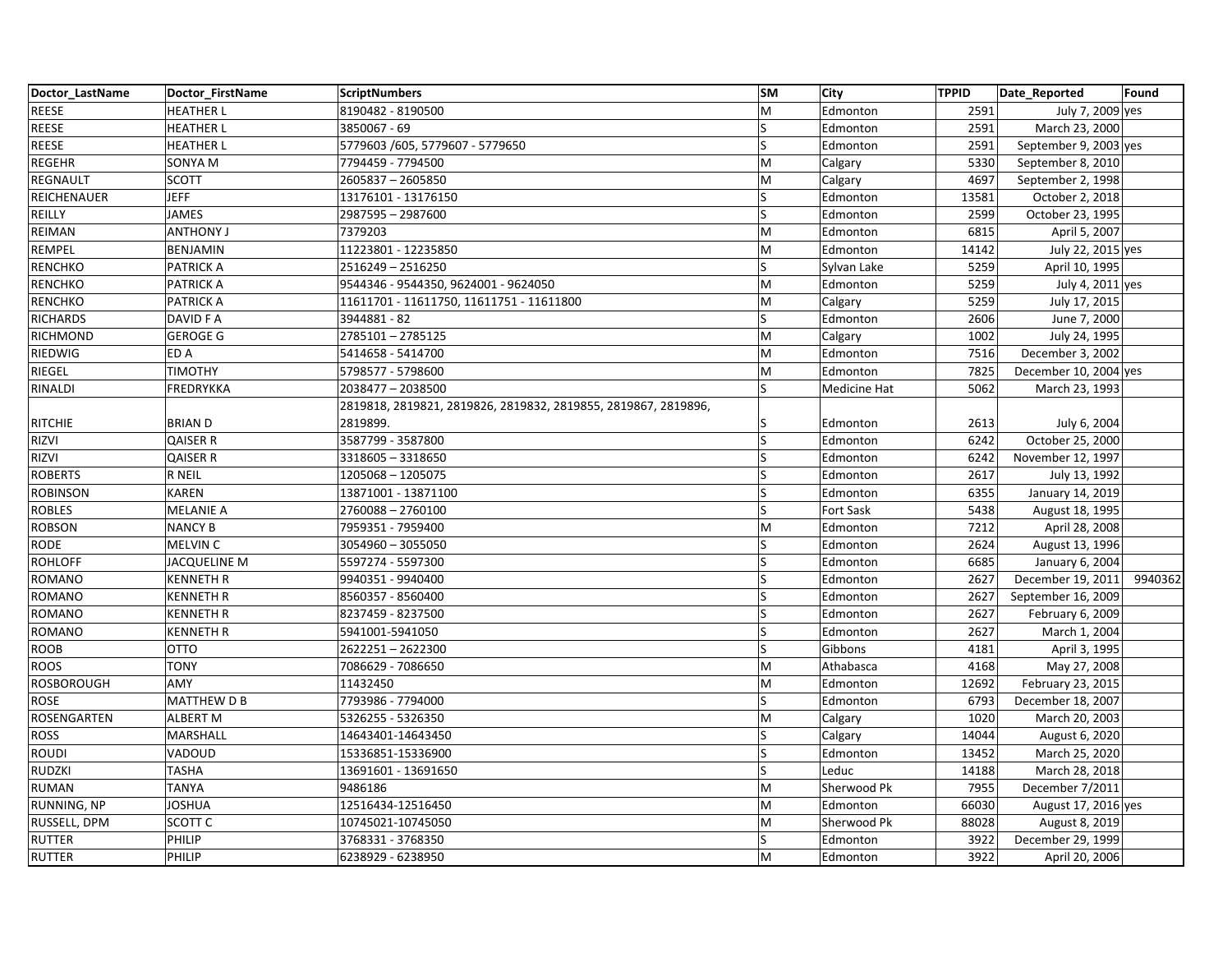| Doctor_LastName | Doctor_FirstName | ScriptNumbers | SM | City | TPPID | Date_Reported | Found |
|---|---|---|---|---|---|---|---|
| REESE | HEATHER L | 8190482 - 8190500 | M | Edmonton | 2591 | July 7, 2009 | yes |
| REESE | HEATHER L | 3850067 - 69 | S | Edmonton | 2591 | March 23, 2000 | |
| REESE | HEATHER L | 5779603 /605, 5779607 - 5779650 | S | Edmonton | 2591 | September 9, 2003 | yes |
| REGEHR | SONYA M | 7794459 - 7794500 | M | Calgary | 5330 | September 8, 2010 | |
| REGNAULT | SCOTT | 2605837 – 2605850 | M | Calgary | 4697 | September 2, 1998 | |
| REICHENAUER | JEFF | 13176101 - 13176150 | S | Edmonton | 13581 | October 2, 2018 | |
| REILLY | JAMES | 2987595 – 2987600 | S | Edmonton | 2599 | October 23, 1995 | |
| REIMAN | ANTHONY J | 7379203 | M | Edmonton | 6815 | April 5, 2007 | |
| REMPEL | BENJAMIN | 11223801 - 12235850 | M | Edmonton | 14142 | July 22, 2015 | yes |
| RENCHKO | PATRICK A | 2516249 – 2516250 | S | Sylvan Lake | 5259 | April 10, 1995 | |
| RENCHKO | PATRICK A | 9544346 - 9544350, 9624001 - 9624050 | M | Edmonton | 5259 | July 4, 2011 | yes |
| RENCHKO | PATRICK A | 11611701 - 11611750, 11611751 - 11611800 | M | Calgary | 5259 | July 17, 2015 | |
| RICHARDS | DAVID F A | 3944881 - 82 | S | Edmonton | 2606 | June 7, 2000 | |
| RICHMOND | GEROGE G | 2785101 – 2785125 | M | Calgary | 1002 | July 24, 1995 | |
| RIEDWIG | ED A | 5414658 - 5414700 | M | Edmonton | 7516 | December 3, 2002 | |
| RIEGEL | TIMOTHY | 5798577 - 5798600 | M | Edmonton | 7825 | December 10, 2004 | yes |
| RINALDI | FREDRYKKA | 2038477 – 2038500 | S | Medicine Hat | 5062 | March 23, 1993 | |
| RITCHIE | BRIAN D | 2819818, 2819821, 2819826, 2819832, 2819855, 2819867, 2819896, 2819899. | S | Edmonton | 2613 | July 6, 2004 | |
| RIZVI | QAISER R | 3587799 - 3587800 | S | Edmonton | 6242 | October 25, 2000 | |
| RIZVI | QAISER R | 3318605 – 3318650 | S | Edmonton | 6242 | November 12, 1997 | |
| ROBERTS | R NEIL | 1205068 – 1205075 | S | Edmonton | 2617 | July 13, 1992 | |
| ROBINSON | KAREN | 13871001 - 13871100 | S | Edmonton | 6355 | January 14, 2019 | |
| ROBLES | MELANIE A | 2760088 – 2760100 | S | Fort Sask | 5438 | August 18, 1995 | |
| ROBSON | NANCY B | 7959351 - 7959400 | M | Edmonton | 7212 | April 28, 2008 | |
| RODE | MELVIN C | 3054960 – 3055050 | S | Edmonton | 2624 | August 13, 1996 | |
| ROHLOFF | JACQUELINE M | 5597274 - 5597300 | S | Edmonton | 6685 | January 6, 2004 | |
| ROMANO | KENNETH R | 9940351 - 9940400 | S | Edmonton | 2627 | December 19, 2011 | 9940362 |
| ROMANO | KENNETH R | 8560357 - 8560400 | S | Edmonton | 2627 | September 16, 2009 | |
| ROMANO | KENNETH R | 8237459 - 8237500 | S | Edmonton | 2627 | February 6, 2009 | |
| ROMANO | KENNETH R | 5941001-5941050 | S | Edmonton | 2627 | March 1, 2004 | |
| ROOB | OTTO | 2622251 – 2622300 | S | Gibbons | 4181 | April 3, 1995 | |
| ROOS | TONY | 7086629 - 7086650 | M | Athabasca | 4168 | May 27, 2008 | |
| ROSBOROUGH | AMY | 11432450 | M | Edmonton | 12692 | February 23, 2015 | |
| ROSE | MATTHEW D B | 7793986 - 7794000 | S | Edmonton | 6793 | December 18, 2007 | |
| ROSENGARTEN | ALBERT M | 5326255 - 5326350 | M | Calgary | 1020 | March 20, 2003 | |
| ROSS | MARSHALL | 14643401-14643450 | S | Calgary | 14044 | August 6, 2020 | |
| ROUDI | VADOUD | 15336851-15336900 | S | Edmonton | 13452 | March 25, 2020 | |
| RUDZKI | TASHA | 13691601 - 13691650 | S | Leduc | 14188 | March 28, 2018 | |
| RUMAN | TANYA | 9486186 | M | Sherwood Pk | 7955 | December 7/2011 | |
| RUNNING, NP | JOSHUA | 12516434-12516450 | M | Edmonton | 66030 | August 17, 2016 | yes |
| RUSSELL, DPM | SCOTT C | 10745021-10745050 | M | Sherwood Pk | 88028 | August 8, 2019 | |
| RUTTER | PHILIP | 3768331 - 3768350 | S | Edmonton | 3922 | December 29, 1999 | |
| RUTTER | PHILIP | 6238929 - 6238950 | M | Edmonton | 3922 | April 20, 2006 | |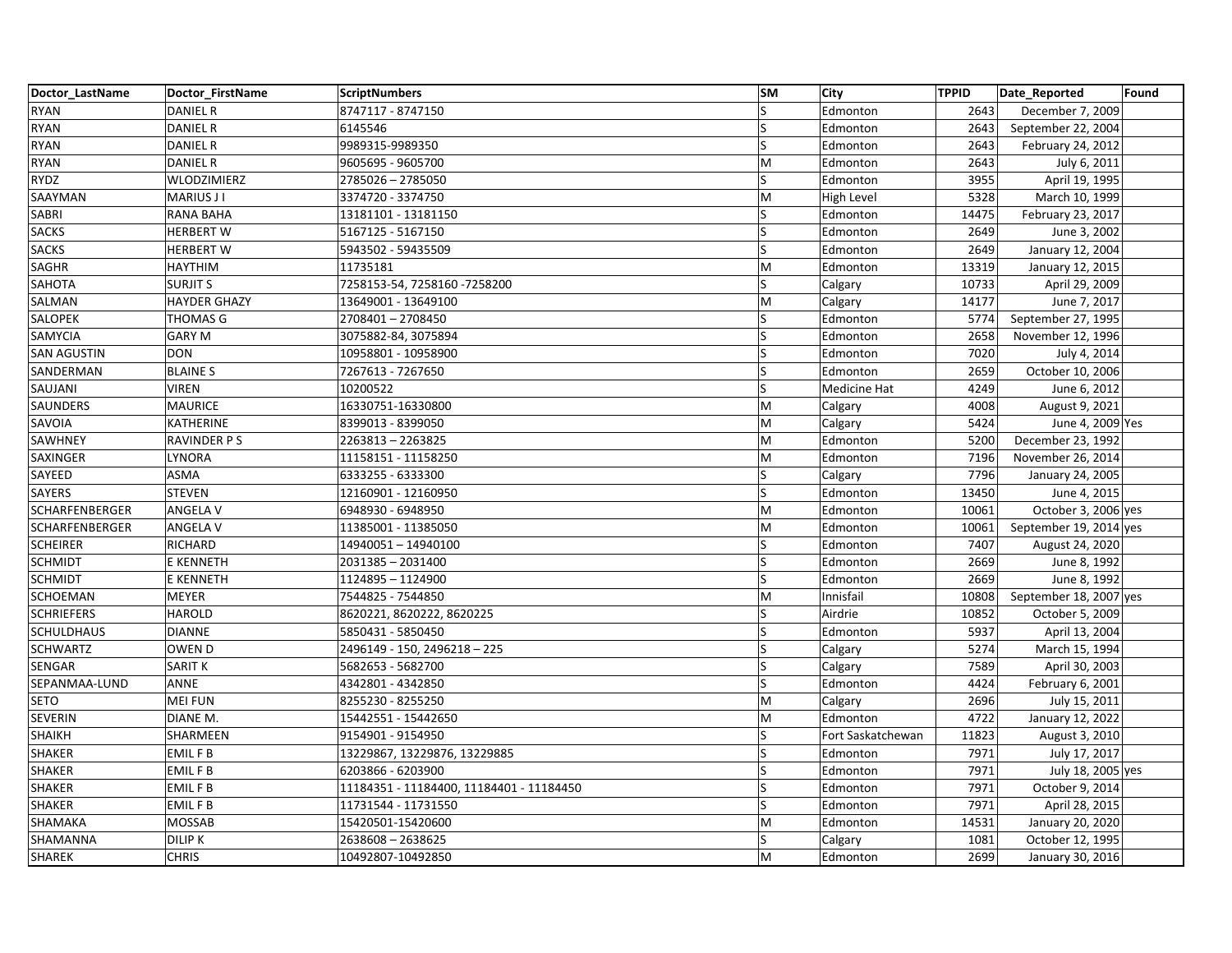| Doctor_LastName | Doctor_FirstName | ScriptNumbers | SM | City | TPPID | Date_Reported | Found |
|---|---|---|---|---|---|---|---|
| RYAN | DANIEL R | 8747117 - 8747150 | S | Edmonton | 2643 | December 7, 2009 | |
| RYAN | DANIEL R | 6145546 | S | Edmonton | 2643 | September 22, 2004 | |
| RYAN | DANIEL R | 9989315-9989350 | S | Edmonton | 2643 | February 24, 2012 | |
| RYAN | DANIEL R | 9605695 - 9605700 | M | Edmonton | 2643 | July 6, 2011 | |
| RYDZ | WLODZIMIERZ | 2785026 – 2785050 | S | Edmonton | 3955 | April 19, 1995 | |
| SAAYMAN | MARIUS J I | 3374720 - 3374750 | M | High Level | 5328 | March 10, 1999 | |
| SABRI | RANA BAHA | 13181101 - 13181150 | S | Edmonton | 14475 | February 23, 2017 | |
| SACKS | HERBERT W | 5167125 - 5167150 | S | Edmonton | 2649 | June 3, 2002 | |
| SACKS | HERBERT W | 5943502 - 59435509 | S | Edmonton | 2649 | January 12, 2004 | |
| SAGHR | HAYTHIM | 11735181 | M | Edmonton | 13319 | January 12, 2015 | |
| SAHOTA | SURJIT S | 7258153-54, 7258160 -7258200 | S | Calgary | 10733 | April 29, 2009 | |
| SALMAN | HAYDER GHAZY | 13649001 - 13649100 | M | Calgary | 14177 | June 7, 2017 | |
| SALOPEK | THOMAS G | 2708401 – 2708450 | S | Edmonton | 5774 | September 27, 1995 | |
| SAMYCIA | GARY M | 3075882-84, 3075894 | S | Edmonton | 2658 | November 12, 1996 | |
| SAN AGUSTIN | DON | 10958801 - 10958900 | S | Edmonton | 7020 | July 4, 2014 | |
| SANDERMAN | BLAINE S | 7267613 - 7267650 | S | Edmonton | 2659 | October 10, 2006 | |
| SAUJANI | VIREN | 10200522 | S | Medicine Hat | 4249 | June 6, 2012 | |
| SAUNDERS | MAURICE | 16330751-16330800 | M | Calgary | 4008 | August 9, 2021 | |
| SAVOIA | KATHERINE | 8399013 - 8399050 | M | Calgary | 5424 | June 4, 2009 | Yes |
| SAWHNEY | RAVINDER P S | 2263813 – 2263825 | M | Edmonton | 5200 | December 23, 1992 | |
| SAXINGER | LYNORA | 11158151 - 11158250 | M | Edmonton | 7196 | November 26, 2014 | |
| SAYEED | ASMA | 6333255 - 6333300 | S | Calgary | 7796 | January 24, 2005 | |
| SAYERS | STEVEN | 12160901 - 12160950 | S | Edmonton | 13450 | June 4, 2015 | |
| SCHARFENBERGER | ANGELA V | 6948930 - 6948950 | M | Edmonton | 10061 | October 3, 2006 | yes |
| SCHARFENBERGER | ANGELA V | 11385001 - 11385050 | M | Edmonton | 10061 | September 19, 2014 | yes |
| SCHEIRER | RICHARD | 14940051 – 14940100 | S | Edmonton | 7407 | August 24, 2020 | |
| SCHMIDT | E KENNETH | 2031385 – 2031400 | S | Edmonton | 2669 | June 8, 1992 | |
| SCHMIDT | E KENNETH | 1124895 – 1124900 | S | Edmonton | 2669 | June 8, 1992 | |
| SCHOEMAN | MEYER | 7544825 - 7544850 | M | Innisfail | 10808 | September 18, 2007 | yes |
| SCHRIEFERS | HAROLD | 8620221, 8620222, 8620225 | S | Airdrie | 10852 | October 5, 2009 | |
| SCHULDHAUS | DIANNE | 5850431 - 5850450 | S | Edmonton | 5937 | April 13, 2004 | |
| SCHWARTZ | OWEN D | 2496149 - 150, 2496218 – 225 | S | Calgary | 5274 | March 15, 1994 | |
| SENGAR | SARIT K | 5682653 - 5682700 | S | Calgary | 7589 | April 30, 2003 | |
| SEPANMAA-LUND | ANNE | 4342801 - 4342850 | S | Edmonton | 4424 | February 6, 2001 | |
| SETO | MEI FUN | 8255230 - 8255250 | M | Calgary | 2696 | July 15, 2011 | |
| SEVERIN | DIANE M. | 15442551 - 15442650 | M | Edmonton | 4722 | January 12, 2022 | |
| SHAIKH | SHARMEEN | 9154901 - 9154950 | S | Fort Saskatchewan | 11823 | August 3, 2010 | |
| SHAKER | EMIL F B | 13229867, 13229876, 13229885 | S | Edmonton | 7971 | July 17, 2017 | |
| SHAKER | EMIL F B | 6203866 - 6203900 | S | Edmonton | 7971 | July 18, 2005 | yes |
| SHAKER | EMIL F B | 11184351 - 11184400, 11184401 - 11184450 | S | Edmonton | 7971 | October 9, 2014 | |
| SHAKER | EMIL F B | 11731544 - 11731550 | S | Edmonton | 7971 | April 28, 2015 | |
| SHAMAKA | MOSSAB | 15420501-15420600 | M | Edmonton | 14531 | January 20, 2020 | |
| SHAMANNA | DILIP K | 2638608 – 2638625 | S | Calgary | 1081 | October 12, 1995 | |
| SHAREK | CHRIS | 10492807-10492850 | M | Edmonton | 2699 | January 30, 2016 | |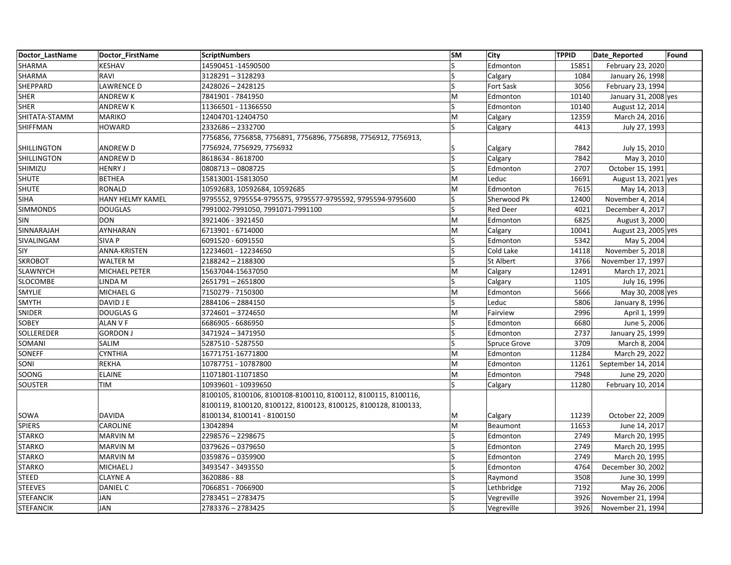| Doctor_LastName | Doctor_FirstName | ScriptNumbers | SM | City | TPPID | Date_Reported | Found |
|---|---|---|---|---|---|---|---|
| SHARMA | KESHAV | 14590451 -14590500 | S | Edmonton | 15851 | February 23, 2020 | |
| SHARMA | RAVI | 3128291 – 3128293 | S | Calgary | 1084 | January 26, 1998 | |
| SHEPPARD | LAWRENCE D | 2428026 – 2428125 | S | Fort Sask | 3056 | February 23, 1994 | |
| SHER | ANDREW K | 7841901 - 7841950 | M | Edmonton | 10140 | January 31, 2008 | yes |
| SHER | ANDREW K | 11366501 - 11366550 | S | Edmonton | 10140 | August 12, 2014 | |
| SHITATA-STAMM | MARIKO | 12404701-12404750 | M | Calgary | 12359 | March 24, 2016 | |
| SHIFFMAN | HOWARD | 2332686 – 2332700 | S | Calgary | 4413 | July 27, 1993 | |
| SHILLINGTON | ANDREW D | 7756856, 7756858, 7756891, 7756896, 7756898, 7756912, 7756913, 7756924, 7756929, 7756932 | S | Calgary | 7842 | July 15, 2010 | |
| SHILLINGTON | ANDREW D | 8618634 - 8618700 | S | Calgary | 7842 | May 3, 2010 | |
| SHIMIZU | HENRY J | 0808713 – 0808725 | S | Edmonton | 2707 | October 15, 1991 | |
| SHUTE | BETHEA | 15813001-15813050 | M | Leduc | 16691 | August 13, 2021 | yes |
| SHUTE | RONALD | 10592683, 10592684, 10592685 | M | Edmonton | 7615 | May 14, 2013 | |
| SIHA | HANY HELMY KAMEL | 9795552, 9795554-9795575, 9795577-9795592, 9795594-9795600 | S | Sherwood Pk | 12400 | November 4, 2014 | |
| SIMMONDS | DOUGLAS | 7991002-7991050, 7991071-7991100 | S | Red Deer | 4021 | December 4, 2017 | |
| SIN | DON | 3921406 - 3921450 | M | Edmonton | 6825 | August 3, 2000 | |
| SINNARAJAH | AYNHARAN | 6713901 - 6714000 | M | Calgary | 10041 | August 23, 2005 | yes |
| SIVALINGAM | SIVA P | 6091520 - 6091550 | S | Edmonton | 5342 | May 5, 2004 | |
| SIY | ANNA-KRISTEN | 12234601 - 12234650 | S | Cold Lake | 14118 | November 5, 2018 | |
| SKROBOT | WALTER M | 2188242 – 2188300 | S | St Albert | 3766 | November 17, 1997 | |
| SLAWNYCH | MICHAEL PETER | 15637044-15637050 | M | Calgary | 12491 | March 17, 2021 | |
| SLOCOMBE | LINDA M | 2651791 – 2651800 | S | Calgary | 1105 | July 16, 1996 | |
| SMYLIE | MICHAEL G | 7150279 - 7150300 | M | Edmonton | 5666 | May 30, 2008 | yes |
| SMYTH | DAVID J E | 2884106 – 2884150 | S | Leduc | 5806 | January 8, 1996 | |
| SNIDER | DOUGLAS G | 3724601 – 3724650 | M | Fairview | 2996 | April 1, 1999 | |
| SOBEY | ALAN V F | 6686905 - 6686950 | S | Edmonton | 6680 | June 5, 2006 | |
| SOLLEREDER | GORDON J | 3471924 – 3471950 | S | Edmonton | 2737 | January 25, 1999 | |
| SOMANI | SALIM | 5287510 - 5287550 | S | Spruce Grove | 3709 | March 8, 2004 | |
| SONEFF | CYNTHIA | 16771751-16771800 | M | Edmonton | 11284 | March 29, 2022 | |
| SONI | REKHA | 10787751 - 10787800 | M | Edmonton | 11261 | September 14, 2014 | |
| SOONG | ELAINE | 11071801-11071850 | M | Edmonton | 7948 | June 29, 2020 | |
| SOUSTER | TIM | 10939601 - 10939650 | S | Calgary | 11280 | February 10, 2014 | |
| SOWA | DAVIDA | 8100105, 8100106, 8100108-8100110, 8100112, 8100115, 8100116, 8100119, 8100120, 8100122, 8100123, 8100125, 8100128, 8100133, 8100134, 8100141 - 8100150 | M | Calgary | 11239 | October 22, 2009 | |
| SPIERS | CAROLINE | 13042894 | M | Beaumont | 11653 | June 14, 2017 | |
| STARKO | MARVIN M | 2298576 – 2298675 | S | Edmonton | 2749 | March 20, 1995 | |
| STARKO | MARVIN M | 0379626 – 0379650 | S | Edmonton | 2749 | March 20, 1995 | |
| STARKO | MARVIN M | 0359876 – 0359900 | S | Edmonton | 2749 | March 20, 1995 | |
| STARKO | MICHAEL J | 3493547 - 3493550 | S | Edmonton | 4764 | December 30, 2002 | |
| STEED | CLAYNE A | 3620886 - 88 | S | Raymond | 3508 | June 30, 1999 | |
| STEEVES | DANIEL C | 7066851 - 7066900 | S | Lethbridge | 7192 | May 26, 2006 | |
| STEFANCIK | JAN | 2783451 – 2783475 | S | Vegreville | 3926 | November 21, 1994 | |
| STEFANCIK | JAN | 2783376 – 2783425 | S | Vegreville | 3926 | November 21, 1994 | |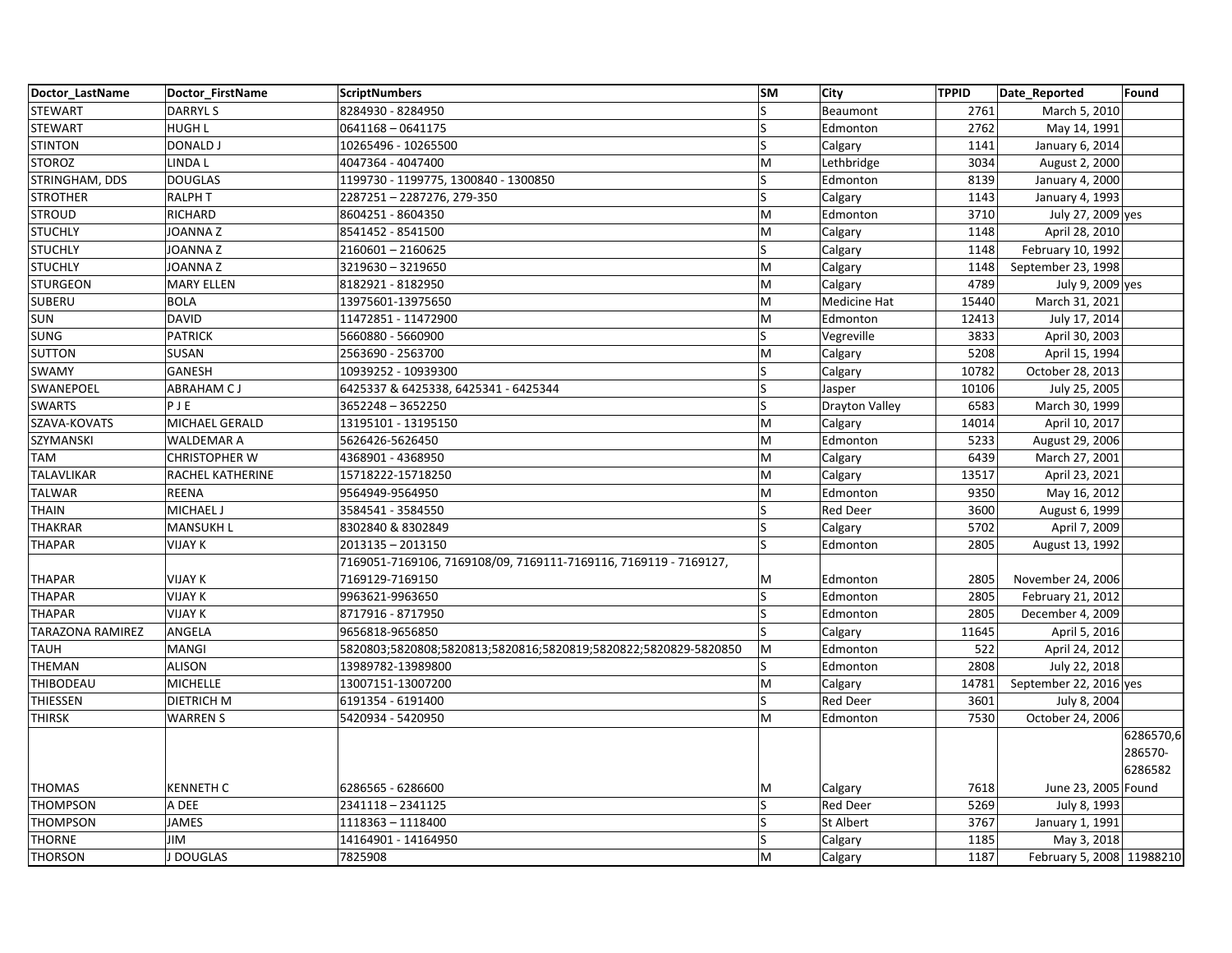| Doctor_LastName | Doctor_FirstName | ScriptNumbers | SM | City | TPPID | Date_Reported | Found |
|---|---|---|---|---|---|---|---|
| STEWART | DARRYL S | 8284930 - 8284950 | S | Beaumont | 2761 | March 5, 2010 | |
| STEWART | HUGH L | 0641168 – 0641175 | S | Edmonton | 2762 | May 14, 1991 | |
| STINTON | DONALD J | 10265496 - 10265500 | S | Calgary | 1141 | January 6, 2014 | |
| STOROZ | LINDA L | 4047364 - 4047400 | M | Lethbridge | 3034 | August 2, 2000 | |
| STRINGHAM, DDS | DOUGLAS | 1199730 - 1199775, 1300840 - 1300850 | S | Edmonton | 8139 | January 4, 2000 | |
| STROTHER | RALPH T | 2287251 – 2287276, 279-350 | S | Calgary | 1143 | January 4, 1993 | |
| STROUD | RICHARD | 8604251 - 8604350 | M | Edmonton | 3710 | July 27, 2009 | yes |
| STUCHLY | JOANNA Z | 8541452 - 8541500 | M | Calgary | 1148 | April 28, 2010 | |
| STUCHLY | JOANNA Z | 2160601 – 2160625 | S | Calgary | 1148 | February 10, 1992 | |
| STUCHLY | JOANNA Z | 3219630 – 3219650 | M | Calgary | 1148 | September 23, 1998 | |
| STURGEON | MARY ELLEN | 8182921 - 8182950 | M | Calgary | 4789 | July 9, 2009 | yes |
| SUBERU | BOLA | 13975601-13975650 | M | Medicine Hat | 15440 | March 31, 2021 | |
| SUN | DAVID | 11472851 - 11472900 | M | Edmonton | 12413 | July 17, 2014 | |
| SUNG | PATRICK | 5660880 - 5660900 | S | Vegreville | 3833 | April 30, 2003 | |
| SUTTON | SUSAN | 2563690 - 2563700 | M | Calgary | 5208 | April 15, 1994 | |
| SWAMY | GANESH | 10939252 - 10939300 | S | Calgary | 10782 | October 28, 2013 | |
| SWANEPOEL | ABRAHAM C J | 6425337 & 6425338, 6425341 - 6425344 | S | Jasper | 10106 | July 25, 2005 | |
| SWARTS | P J E | 3652248 – 3652250 | S | Drayton Valley | 6583 | March 30, 1999 | |
| SZAVA-KOVATS | MICHAEL GERALD | 13195101 - 13195150 | M | Calgary | 14014 | April 10, 2017 | |
| SZYMANSKI | WALDEMAR A | 5626426-5626450 | M | Edmonton | 5233 | August 29, 2006 | |
| TAM | CHRISTOPHER W | 4368901 - 4368950 | M | Calgary | 6439 | March 27, 2001 | |
| TALAVLIKAR | RACHEL KATHERINE | 15718222-15718250 | M | Calgary | 13517 | April 23, 2021 | |
| TALWAR | REENA | 9564949-9564950 | M | Edmonton | 9350 | May 16, 2012 | |
| THAIN | MICHAEL J | 3584541 - 3584550 | S | Red Deer | 3600 | August 6, 1999 | |
| THAKRAR | MANSUKH L | 8302840 & 8302849 | S | Calgary | 5702 | April 7, 2009 | |
| THAPAR | VIJAY K | 2013135 – 2013150 | S | Edmonton | 2805 | August 13, 1992 | |
| THAPAR | VIJAY K | 7169051-7169106, 7169108/09, 7169111-7169116, 7169119 - 7169127, 7169129-7169150 | M | Edmonton | 2805 | November 24, 2006 | |
| THAPAR | VIJAY K | 9963621-9963650 | S | Edmonton | 2805 | February 21, 2012 | |
| THAPAR | VIJAY K | 8717916 - 8717950 | S | Edmonton | 2805 | December 4, 2009 | |
| TARAZONA RAMIREZ | ANGELA | 9656818-9656850 | S | Calgary | 11645 | April 5, 2016 | |
| TAUH | MANGI | 5820803;5820808;5820813;5820816;5820819;5820822;5820829-5820850 | M | Edmonton | 522 | April 24, 2012 | |
| THEMAN | ALISON | 13989782-13989800 | S | Edmonton | 2808 | July 22, 2018 | |
| THIBODEAU | MICHELLE | 13007151-13007200 | M | Calgary | 14781 | September 22, 2016 | yes |
| THIESSEN | DIETRICH M | 6191354 - 6191400 | S | Red Deer | 3601 | July 8, 2004 | |
| THIRSK | WARREN S | 5420934 - 5420950 | M | Edmonton | 7530 | October 24, 2006 | |
| THOMAS | KENNETH C | 6286565 - 6286600 | M | Calgary | 7618 | June 23, 2005 | 6286570,6286570-6286582 Found |
| THOMPSON | A DEE | 2341118 – 2341125 | S | Red Deer | 5269 | July 8, 1993 | |
| THOMPSON | JAMES | 1118363 – 1118400 | S | St Albert | 3767 | January 1, 1991 | |
| THORNE | JIM | 14164901 - 14164950 | S | Calgary | 1185 | May 3, 2018 | |
| THORSON | J DOUGLAS | 7825908 | M | Calgary | 1187 | February 5, 2008 | 11988210 |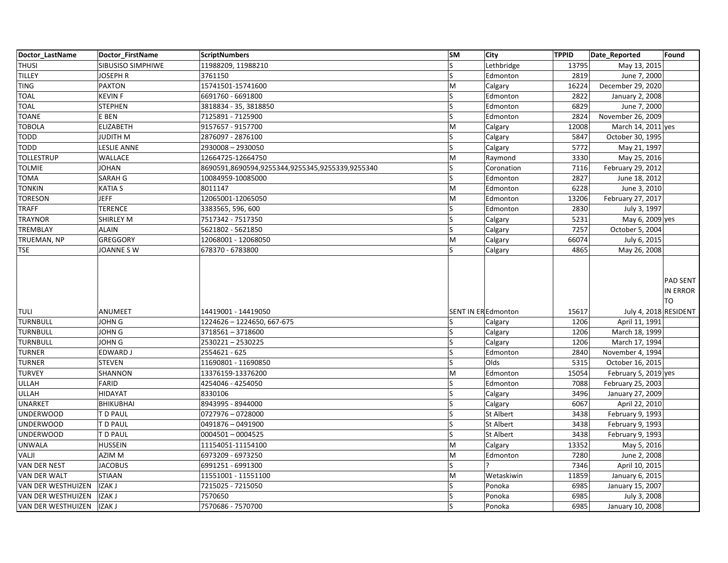| Doctor_LastName | Doctor_FirstName | ScriptNumbers | SM | City | TPPID | Date_Reported | Found |
|---|---|---|---|---|---|---|---|
| THUSI | SIBUSISO SIMPHIWE | 11988209, 11988210 | S | Lethbridge | 13795 | May 13, 2015 | |
| TILLEY | JOSEPH R | 3761150 | S | Edmonton | 2819 | June 7, 2000 | |
| TING | PAXTON | 15741501-15741600 | M | Calgary | 16224 | December 29, 2020 | |
| TOAL | KEVIN F | 6691760 - 6691800 | S | Edmonton | 2822 | January 2, 2008 | |
| TOAL | STEPHEN | 3818834 - 35, 3818850 | S | Edmonton | 6829 | June 7, 2000 | |
| TOANE | E BEN | 7125891 - 7125900 | S | Edmonton | 2824 | November 26, 2009 | |
| TOBOLA | ELIZABETH | 9157657 - 9157700 | M | Calgary | 12008 | March 14, 2011 | yes |
| TODD | JUDITH M | 2876097 - 2876100 | S | Calgary | 5847 | October 30, 1995 | |
| TODD | LESLIE ANNE | 2930008 – 2930050 | S | Calgary | 5772 | May 21, 1997 | |
| TOLLESTRUP | WALLACE | 12664725-12664750 | M | Raymond | 3330 | May 25, 2016 | |
| TOLMIE | JOHAN | 8690591,8690594,9255344,9255345,9255339,9255340 | S | Coronation | 7116 | February 29, 2012 | |
| TOMA | SARAH G | 10084959-10085000 | S | Edmonton | 2827 | June 18, 2012 | |
| TONKIN | KATIA S | 8011147 | M | Edmonton | 6228 | June 3, 2010 | |
| TORESON | JEFF | 12065001-12065050 | M | Edmonton | 13206 | February 27, 2017 | |
| TRAFF | TERENCE | 3383565, 596, 600 | S | Edmonton | 2830 | July 3, 1997 | |
| TRAYNOR | SHIRLEY M | 7517342 - 7517350 | S | Calgary | 5231 | May 6, 2009 | yes |
| TREMBLAY | ALAIN | 5621802 - 5621850 | S | Calgary | 7257 | October 5, 2004 | |
| TRUEMAN, NP | GREGGORY | 12068001 - 12068050 | M | Calgary | 66074 | July 6, 2015 | |
| TSE | JOANNE S W | 678370 - 6783800 | S | Calgary | 4865 | May 26, 2008 | |
| TULI | ANUMEET | 14419001 - 14419050 | SENT IN ER | Edmonton | 15617 | July 4, 2018 | PAD SENT IN ERROR TO RESIDENT |
| TURNBULL | JOHN G | 1224626 – 1224650, 667-675 | S | Calgary | 1206 | April 11, 1991 | |
| TURNBULL | JOHN G | 3718561 – 3718600 | S | Calgary | 1206 | March 18, 1999 | |
| TURNBULL | JOHN G | 2530221 – 2530225 | S | Calgary | 1206 | March 17, 1994 | |
| TURNER | EDWARD J | 2554621 - 625 | S | Edmonton | 2840 | November 4, 1994 | |
| TURNER | STEVEN | 11690801 - 11690850 | S | Olds | 5315 | October 16, 2015 | |
| TURVEY | SHANNON | 13376159-13376200 | M | Edmonton | 15054 | February 5, 2019 | yes |
| ULLAH | FARID | 4254046 - 4254050 | S | Edmonton | 7088 | February 25, 2003 | |
| ULLAH | HIDAYAT | 8330106 | S | Calgary | 3496 | January 27, 2009 | |
| UNARKET | BHIKUBHAI | 8943995 - 8944000 | S | Calgary | 6067 | April 22, 2010 | |
| UNDERWOOD | T D PAUL | 0727976 – 0728000 | S | St Albert | 3438 | February 9, 1993 | |
| UNDERWOOD | T D PAUL | 0491876 – 0491900 | S | St Albert | 3438 | February 9, 1993 | |
| UNDERWOOD | T D PAUL | 0004501 – 0004525 | S | St Albert | 3438 | February 9, 1993 | |
| UNWALA | HUSSEIN | 11154051-11154100 | M | Calgary | 13352 | May 5, 2016 | |
| VALJI | AZIM M | 6973209 - 6973250 | M | Edmonton | 7280 | June 2, 2008 | |
| VAN DER NEST | JACOBUS | 6991251 - 6991300 | S | ? | 7346 | April 10, 2015 | |
| VAN DER WALT | STIAAN | 11551001 - 11551100 | M | Wetaskiwin | 11859 | January 6, 2015 | |
| VAN DER WESTHUIZEN | IZAK J | 7215025 - 7215050 | S | Ponoka | 6985 | January 15, 2007 | |
| VAN DER WESTHUIZEN | IZAK J | 7570650 | S | Ponoka | 6985 | July 3, 2008 | |
| VAN DER WESTHUIZEN | IZAK J | 7570686 - 7570700 | S | Ponoka | 6985 | January 10, 2008 | |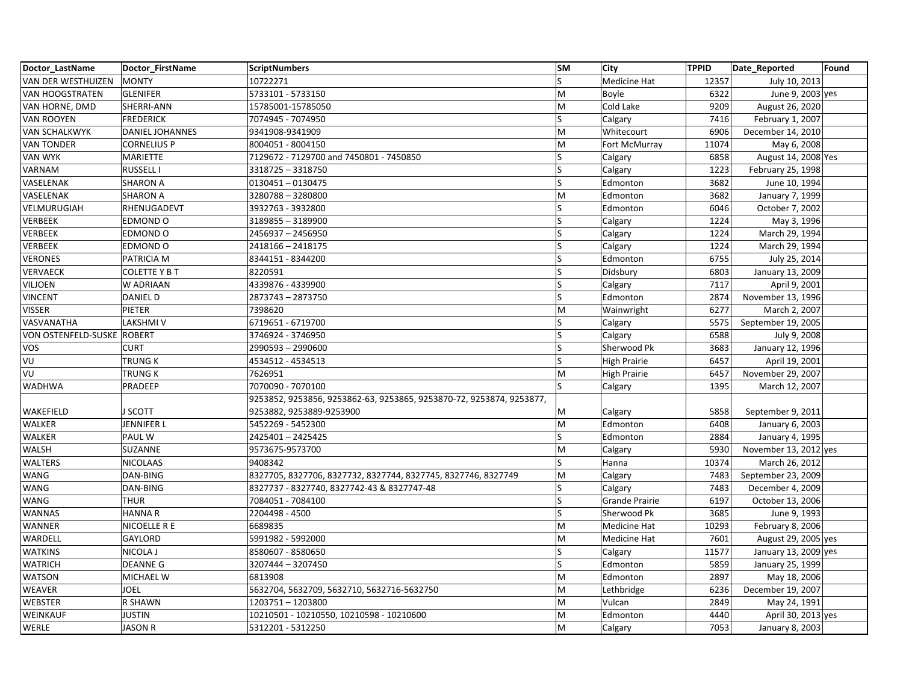| Doctor_LastName | Doctor_FirstName | ScriptNumbers | SM | City | TPPID | Date_Reported | Found |
|---|---|---|---|---|---|---|---|
| VAN DER WESTHUIZEN | MONTY | 10722271 | S | Medicine Hat | 12357 | July 10, 2013 | |
| VAN HOOGSTRATEN | GLENIFER | 5733101 - 5733150 | M | Boyle | 6322 | June 9, 2003 | yes |
| VAN HORNE, DMD | SHERRI-ANN | 15785001-15785050 | M | Cold Lake | 9209 | August 26, 2020 | |
| VAN ROOYEN | FREDERICK | 7074945 - 7074950 | S | Calgary | 7416 | February 1, 2007 | |
| VAN SCHALKWYK | DANIEL JOHANNES | 9341908-9341909 | M | Whitecourt | 6906 | December 14, 2010 | |
| VAN TONDER | CORNELIUS P | 8004051 - 8004150 | M | Fort McMurray | 11074 | May 6, 2008 | |
| VAN WYK | MARIETTE | 7129672 - 7129700 and 7450801 - 7450850 | S | Calgary | 6858 | August 14, 2008 | Yes |
| VARNAM | RUSSELL I | 3318725 – 3318750 | S | Calgary | 1223 | February 25, 1998 | |
| VASELENAK | SHARON A | 0130451 – 0130475 | S | Edmonton | 3682 | June 10, 1994 | |
| VASELENAK | SHARON A | 3280788 – 3280800 | M | Edmonton | 3682 | January 7, 1999 | |
| VELMURUGIAH | RHENUGADEVT | 3932763 - 3932800 | S | Edmonton | 6046 | October 7, 2002 | |
| VERBEEK | EDMOND O | 3189855 – 3189900 | S | Calgary | 1224 | May 3, 1996 | |
| VERBEEK | EDMOND O | 2456937 – 2456950 | S | Calgary | 1224 | March 29, 1994 | |
| VERBEEK | EDMOND O | 2418166 – 2418175 | S | Calgary | 1224 | March 29, 1994 | |
| VERONES | PATRICIA M | 8344151 - 8344200 | S | Edmonton | 6755 | July 25, 2014 | |
| VERVAECK | COLETTE Y B T | 8220591 | S | Didsbury | 6803 | January 13, 2009 | |
| VILJOEN | W ADRIAAN | 4339876 - 4339900 | S | Calgary | 7117 | April 9, 2001 | |
| VINCENT | DANIEL D | 2873743 – 2873750 | S | Edmonton | 2874 | November 13, 1996 | |
| VISSER | PIETER | 7398620 | M | Wainwright | 6277 | March 2, 2007 | |
| VASVANATHA | LAKSHMI V | 6719651 - 6719700 | S | Calgary | 5575 | September 19, 2005 | |
| VON OSTENFELD-SUSKE | ROBERT | 3746924 - 3746950 | S | Calgary | 6588 | July 9, 2008 | |
| VOS | CURT | 2990593 – 2990600 | S | Sherwood Pk | 3683 | January 12, 1996 | |
| VU | TRUNG K | 4534512 - 4534513 | S | High Prairie | 6457 | April 19, 2001 | |
| VU | TRUNG K | 7626951 | M | High Prairie | 6457 | November 29, 2007 | |
| WADHWA | PRADEEP | 7070090 - 7070100 | S | Calgary | 1395 | March 12, 2007 | |
| WAKEFIELD | J SCOTT | 9253852, 9253856, 9253862-63, 9253865, 9253870-72, 9253874, 9253877, 9253882, 9253889-9253900 | M | Calgary | 5858 | September 9, 2011 | |
| WALKER | JENNIFER L | 5452269 - 5452300 | M | Edmonton | 6408 | January 6, 2003 | |
| WALKER | PAUL W | 2425401 – 2425425 | S | Edmonton | 2884 | January 4, 1995 | |
| WALSH | SUZANNE | 9573675-9573700 | M | Calgary | 5930 | November 13, 2012 | yes |
| WALTERS | NICOLAAS | 9408342 | S | Hanna | 10374 | March 26, 2012 | |
| WANG | DAN-BING | 8327705, 8327706, 8327732, 8327744, 8327745, 8327746, 8327749 | M | Calgary | 7483 | September 23, 2009 | |
| WANG | DAN-BING | 8327737 - 8327740, 8327742-43 & 8327747-48 | S | Calgary | 7483 | December 4, 2009 | |
| WANG | THUR | 7084051 - 7084100 | S | Grande Prairie | 6197 | October 13, 2006 | |
| WANNAS | HANNA R | 2204498 - 4500 | S | Sherwood Pk | 3685 | June 9, 1993 | |
| WANNER | NICOELLE R E | 6689835 | M | Medicine Hat | 10293 | February 8, 2006 | |
| WARDELL | GAYLORD | 5991982 - 5992000 | M | Medicine Hat | 7601 | August 29, 2005 | yes |
| WATKINS | NICOLA J | 8580607 - 8580650 | S | Calgary | 11577 | January 13, 2009 | yes |
| WATRICH | DEANNE G | 3207444 – 3207450 | S | Edmonton | 5859 | January 25, 1999 | |
| WATSON | MICHAEL W | 6813908 | M | Edmonton | 2897 | May 18, 2006 | |
| WEAVER | JOEL | 5632704, 5632709, 5632710, 5632716-5632750 | M | Lethbridge | 6236 | December 19, 2007 | |
| WEBSTER | R SHAWN | 1203751 – 1203800 | M | Vulcan | 2849 | May 24, 1991 | |
| WEINKAUF | JUSTIN | 10210501 - 10210550, 10210598 - 10210600 | M | Edmonton | 4440 | April 30, 2013 | yes |
| WERLE | JASON R | 5312201 - 5312250 | M | Calgary | 7053 | January 8, 2003 | |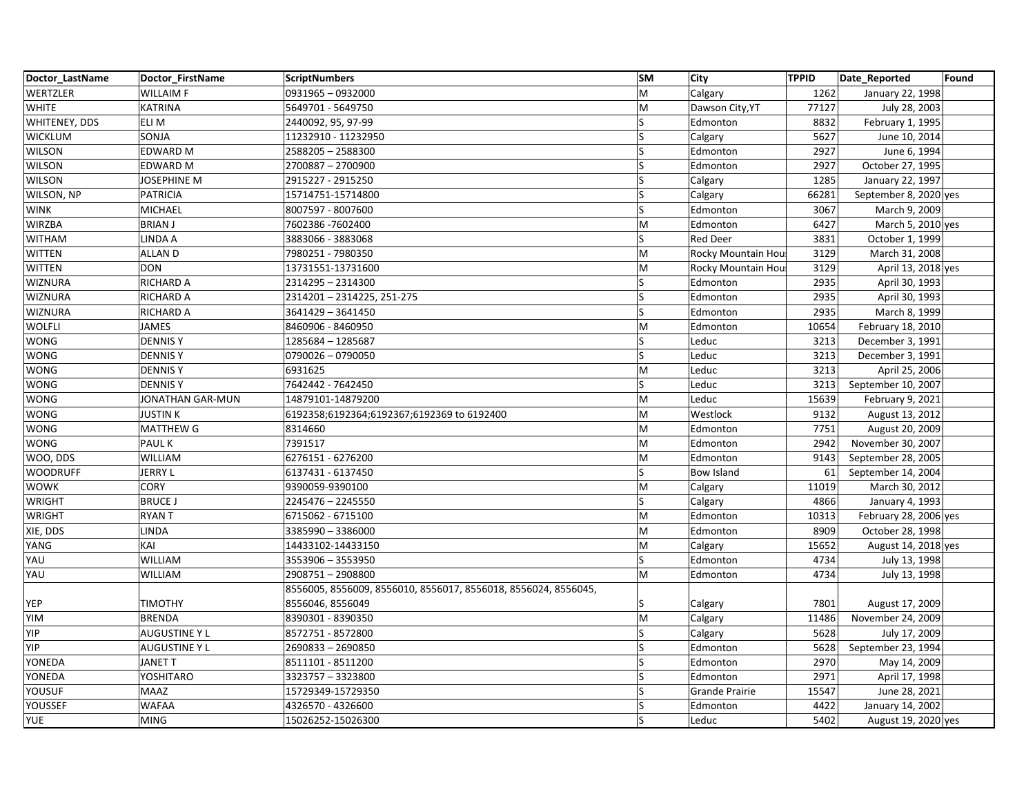| Doctor_LastName | Doctor_FirstName | ScriptNumbers | SM | City | TPPID | Date_Reported | Found |
|---|---|---|---|---|---|---|---|
| WERTZLER | WILLAIM F | 0931965 – 0932000 | M | Calgary | 1262 | January 22, 1998 | |
| WHITE | KATRINA | 5649701 - 5649750 | M | Dawson City,YT | 77127 | July 28, 2003 | |
| WHITENEY, DDS | ELI M | 2440092, 95, 97-99 | S | Edmonton | 8832 | February 1, 1995 | |
| WICKLUM | SONJA | 11232910 - 11232950 | S | Calgary | 5627 | June 10, 2014 | |
| WILSON | EDWARD M | 2588205 – 2588300 | S | Edmonton | 2927 | June 6, 1994 | |
| WILSON | EDWARD M | 2700887 – 2700900 | S | Edmonton | 2927 | October 27, 1995 | |
| WILSON | JOSEPHINE M | 2915227 - 2915250 | S | Calgary | 1285 | January 22, 1997 | |
| WILSON, NP | PATRICIA | 15714751-15714800 | S | Calgary | 66281 | September 8, 2020 | yes |
| WINK | MICHAEL | 8007597 - 8007600 | S | Edmonton | 3067 | March 9, 2009 | |
| WIRZBA | BRIAN J | 7602386 -7602400 | M | Edmonton | 6427 | March 5, 2010 | yes |
| WITHAM | LINDA A | 3883066 - 3883068 | S | Red Deer | 3831 | October 1, 1999 | |
| WITTEN | ALLAN D | 7980251 - 7980350 | M | Rocky Mountain Hou | 3129 | March 31, 2008 | |
| WITTEN | DON | 13731551-13731600 | M | Rocky Mountain Hou | 3129 | April 13, 2018 | yes |
| WIZNURA | RICHARD A | 2314295 – 2314300 | S | Edmonton | 2935 | April 30, 1993 | |
| WIZNURA | RICHARD A | 2314201 – 2314225, 251-275 | S | Edmonton | 2935 | April 30, 1993 | |
| WIZNURA | RICHARD A | 3641429 – 3641450 | S | Edmonton | 2935 | March 8, 1999 | |
| WOLFLI | JAMES | 8460906 - 8460950 | M | Edmonton | 10654 | February 18, 2010 | |
| WONG | DENNIS Y | 1285684 – 1285687 | S | Leduc | 3213 | December 3, 1991 | |
| WONG | DENNIS Y | 0790026 – 0790050 | S | Leduc | 3213 | December 3, 1991 | |
| WONG | DENNIS Y | 6931625 | M | Leduc | 3213 | April 25, 2006 | |
| WONG | DENNIS Y | 7642442 - 7642450 | S | Leduc | 3213 | September 10, 2007 | |
| WONG | JONATHAN GAR-MUN | 14879101-14879200 | M | Leduc | 15639 | February 9, 2021 | |
| WONG | JUSTIN K | 6192358;6192364;6192367;6192369 to 6192400 | M | Westlock | 9132 | August 13, 2012 | |
| WONG | MATTHEW G | 8314660 | M | Edmonton | 7751 | August 20, 2009 | |
| WONG | PAUL K | 7391517 | M | Edmonton | 2942 | November 30, 2007 | |
| WOO, DDS | WILLIAM | 6276151 - 6276200 | M | Edmonton | 9143 | September 28, 2005 | |
| WOODRUFF | JERRY L | 6137431 - 6137450 | S | Bow Island | 61 | September 14, 2004 | |
| WOWK | CORY | 9390059-9390100 | M | Calgary | 11019 | March 30, 2012 | |
| WRIGHT | BRUCE J | 2245476 – 2245550 | S | Calgary | 4866 | January 4, 1993 | |
| WRIGHT | RYAN T | 6715062 - 6715100 | M | Edmonton | 10313 | February 28, 2006 | yes |
| XIE, DDS | LINDA | 3385990 – 3386000 | M | Edmonton | 8909 | October 28, 1998 | |
| YANG | KAI | 14433102-14433150 | M | Calgary | 15652 | August 14, 2018 | yes |
| YAU | WILLIAM | 3553906 – 3553950 | S | Edmonton | 4734 | July 13, 1998 | |
| YAU | WILLIAM | 2908751 – 2908800 | M | Edmonton | 4734 | July 13, 1998 | |
| YEP | TIMOTHY | 8556005, 8556009, 8556010, 8556017, 8556018, 8556024, 8556045, 8556046, 8556049 | S | Calgary | 7801 | August 17, 2009 | |
| YIM | BRENDA | 8390301 - 8390350 | M | Calgary | 11486 | November 24, 2009 | |
| YIP | AUGUSTINE Y L | 8572751 - 8572800 | S | Calgary | 5628 | July 17, 2009 | |
| YIP | AUGUSTINE Y L | 2690833 – 2690850 | S | Edmonton | 5628 | September 23, 1994 | |
| YONEDA | JANET T | 8511101 - 8511200 | S | Edmonton | 2970 | May 14, 2009 | |
| YONEDA | YOSHITARO | 3323757 – 3323800 | S | Edmonton | 2971 | April 17, 1998 | |
| YOUSUF | MAAZ | 15729349-15729350 | S | Grande Prairie | 15547 | June 28, 2021 | |
| YOUSSEF | WAFAA | 4326570 - 4326600 | S | Edmonton | 4422 | January 14, 2002 | |
| YUE | MING | 15026252-15026300 | S | Leduc | 5402 | August 19, 2020 | yes |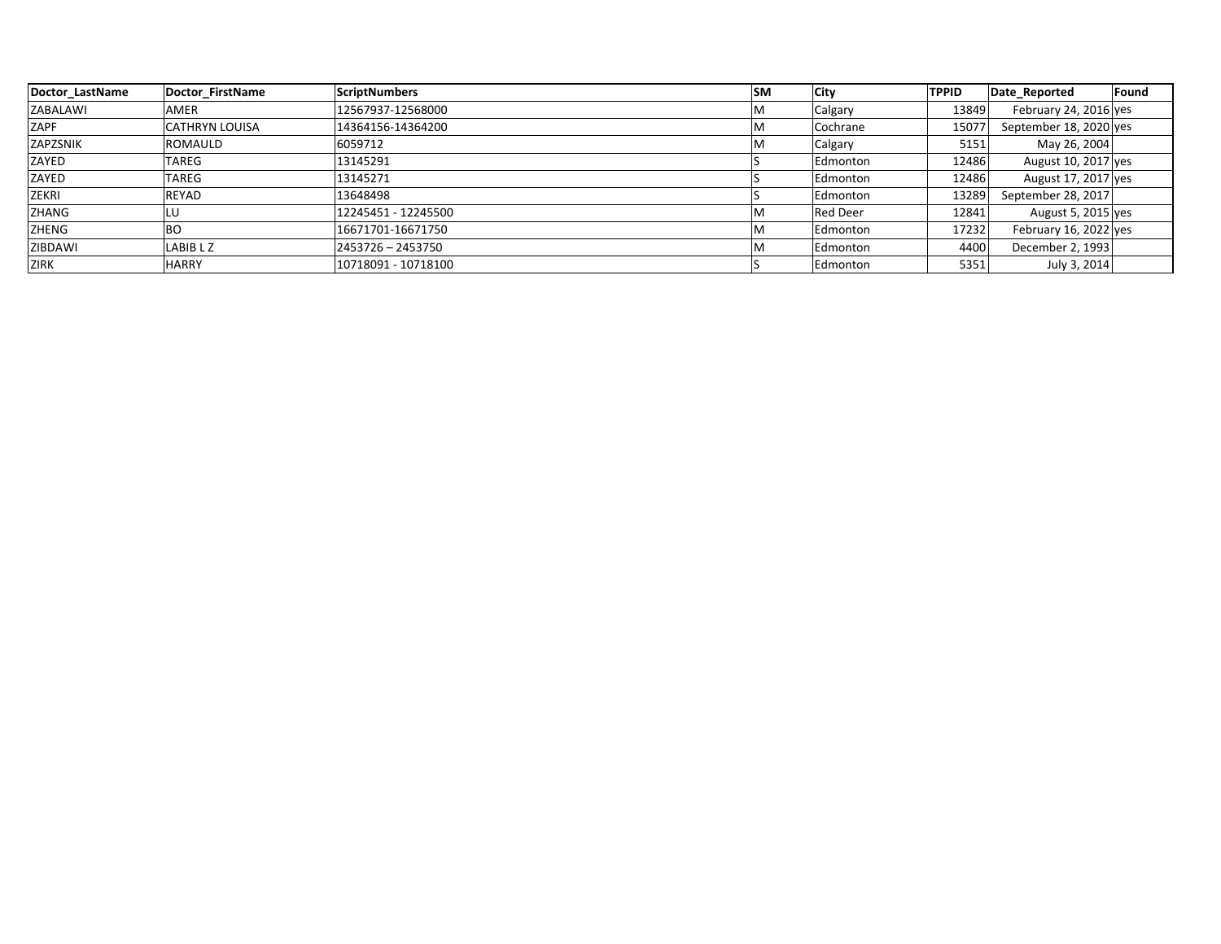| Doctor_LastName | Doctor_FirstName | ScriptNumbers | SM | City | TPPID | Date_Reported | Found |
|---|---|---|---|---|---|---|---|
| ZABALAWI | AMER | 12567937-12568000 | M | Calgary | 13849 | February 24, 2016 | yes |
| ZAPF | CATHRYN LOUISA | 14364156-14364200 | M | Cochrane | 15077 | September 18, 2020 | yes |
| ZAPZSNIK | ROMAULD | 6059712 | M | Calgary | 5151 | May 26, 2004 | |
| ZAYED | TAREG | 13145291 | S | Edmonton | 12486 | August 10, 2017 | yes |
| ZAYED | TAREG | 13145271 | S | Edmonton | 12486 | August 17, 2017 | yes |
| ZEKRI | REYAD | 13648498 | S | Edmonton | 13289 | September 28, 2017 | |
| ZHANG | LU | 12245451 - 12245500 | M | Red Deer | 12841 | August 5, 2015 | yes |
| ZHENG | BO | 16671701-16671750 | M | Edmonton | 17232 | February 16, 2022 | yes |
| ZIBDAWI | LABIB L Z | 2453726 – 2453750 | M | Edmonton | 4400 | December 2, 1993 | |
| ZIRK | HARRY | 10718091 - 10718100 | S | Edmonton | 5351 | July 3, 2014 | |